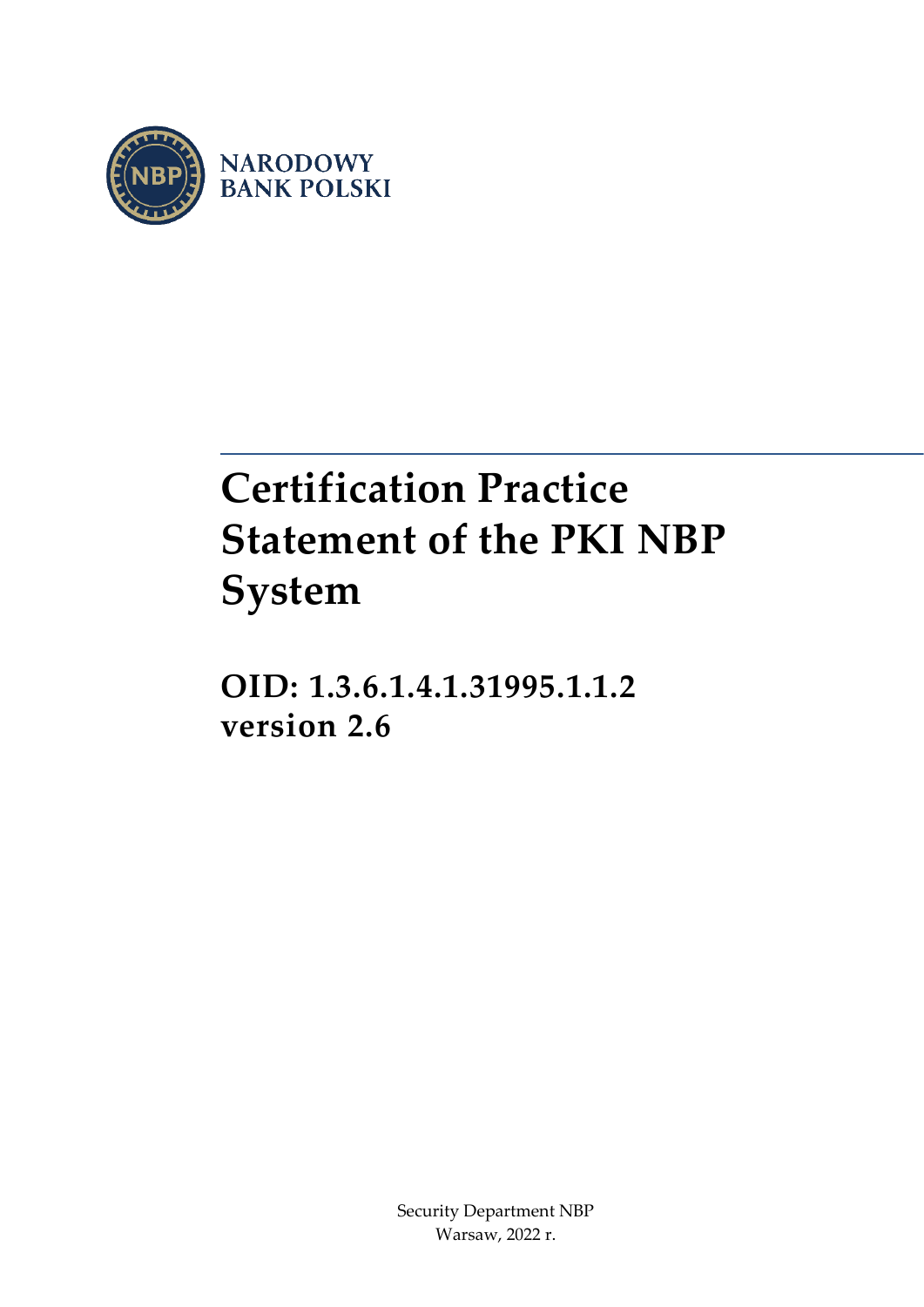NARODOWY
BANK POLSKI

# Certification Practice Statement of the PKI NBP System

## OID: 1.3.6.1.4.1.31995.1.1.2
## version 2.6

Security Department NBP
Warsaw, 2022 r.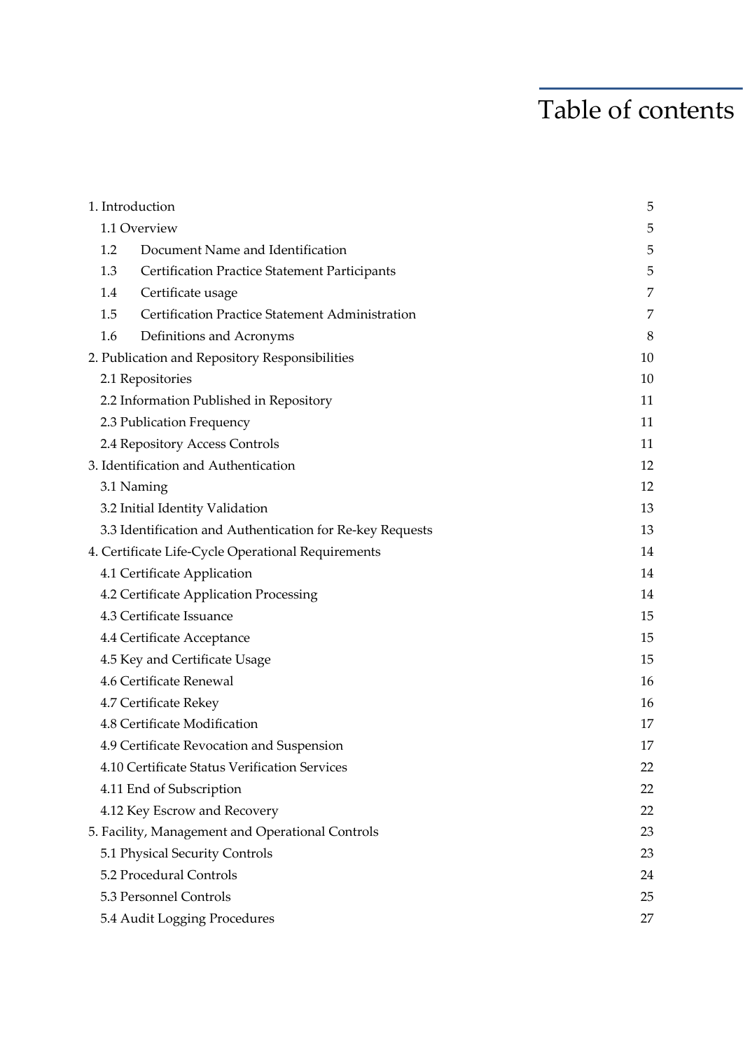# Table of contents

| | |
|---|---|
| 1. Introduction | 5 |
| 1.1 Overview | 5 |
| 1.2 Document Name and Identification | 5 |
| 1.3 Certification Practice Statement Participants | 5 |
| 1.4 Certificate usage | 7 |
| 1.5 Certification Practice Statement Administration | 7 |
| 1.6 Definitions and Acronyms | 8 |
| 2. Publication and Repository Responsibilities | 10 |
| 2.1 Repositories | 10 |
| 2.2 Information Published in Repository | 11 |
| 2.3 Publication Frequency | 11 |
| 2.4 Repository Access Controls | 11 |
| 3. Identification and Authentication | 12 |
| 3.1 Naming | 12 |
| 3.2 Initial Identity Validation | 13 |
| 3.3 Identification and Authentication for Re-key Requests | 13 |
| 4. Certificate Life-Cycle Operational Requirements | 14 |
| 4.1 Certificate Application | 14 |
| 4.2 Certificate Application Processing | 14 |
| 4.3 Certificate Issuance | 15 |
| 4.4 Certificate Acceptance | 15 |
| 4.5 Key and Certificate Usage | 15 |
| 4.6 Certificate Renewal | 16 |
| 4.7 Certificate Rekey | 16 |
| 4.8 Certificate Modification | 17 |
| 4.9 Certificate Revocation and Suspension | 17 |
| 4.10 Certificate Status Verification Services | 22 |
| 4.11 End of Subscription | 22 |
| 4.12 Key Escrow and Recovery | 22 |
| 5. Facility, Management and Operational Controls | 23 |
| 5.1 Physical Security Controls | 23 |
| 5.2 Procedural Controls | 24 |
| 5.3 Personnel Controls | 25 |
| 5.4 Audit Logging Procedures | 27 |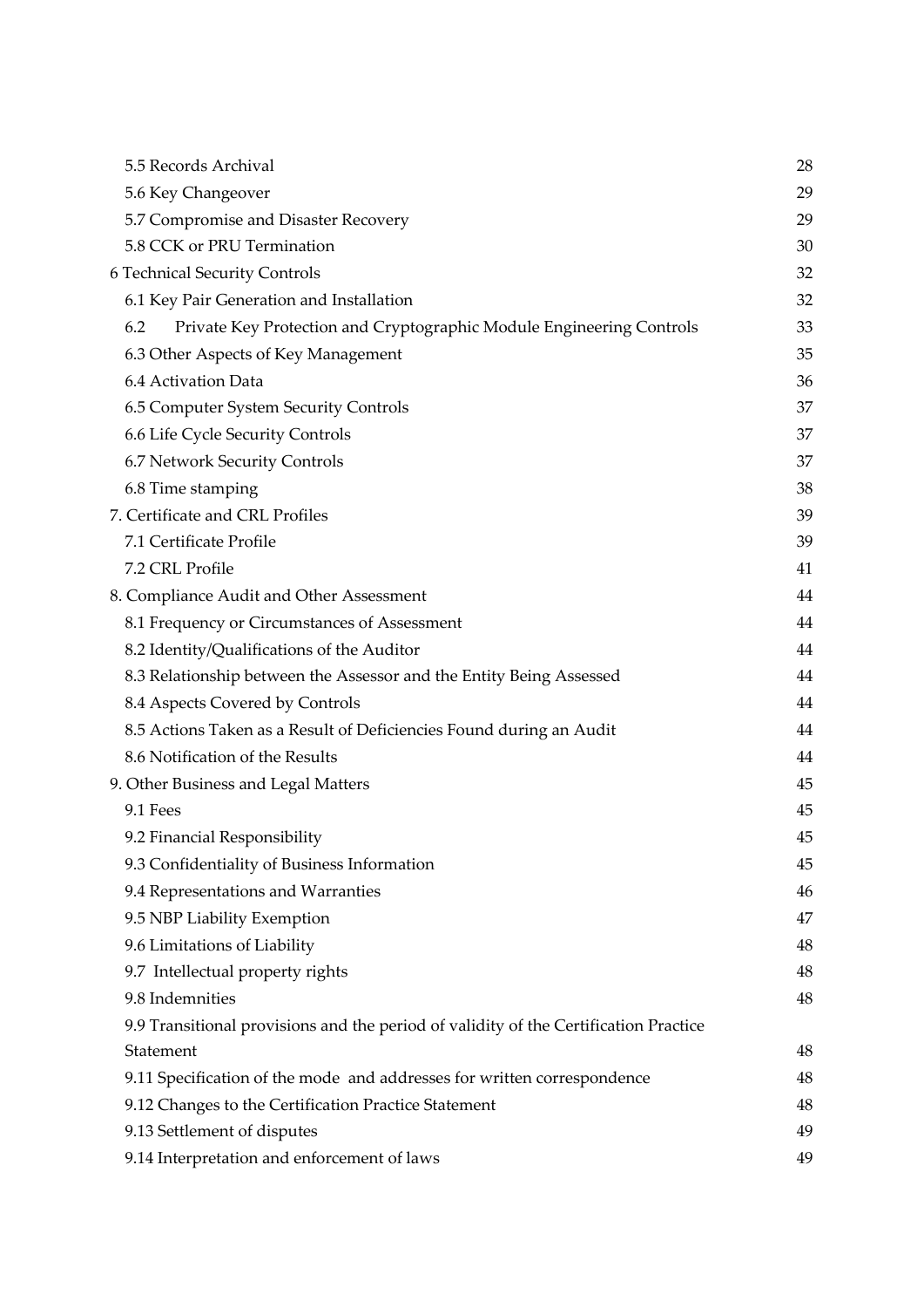| | |
|---|---|
| 5.5 Records Archival | 28 |
| 5.6 Key Changeover | 29 |
| 5.7 Compromise and Disaster Recovery | 29 |
| 5.8 CCK or PRU Termination | 30 |
| 6 Technical Security Controls | 32 |
| 6.1 Key Pair Generation and Installation | 32 |
| 6.2 Private Key Protection and Cryptographic Module Engineering Controls | 33 |
| 6.3 Other Aspects of Key Management | 35 |
| 6.4 Activation Data | 36 |
| 6.5 Computer System Security Controls | 37 |
| 6.6 Life Cycle Security Controls | 37 |
| 6.7 Network Security Controls | 37 |
| 6.8 Time stamping | 38 |
| 7. Certificate and CRL Profiles | 39 |
| 7.1 Certificate Profile | 39 |
| 7.2 CRL Profile | 41 |
| 8. Compliance Audit and Other Assessment | 44 |
| 8.1 Frequency or Circumstances of Assessment | 44 |
| 8.2 Identity/Qualifications of the Auditor | 44 |
| 8.3 Relationship between the Assessor and the Entity Being Assessed | 44 |
| 8.4 Aspects Covered by Controls | 44 |
| 8.5 Actions Taken as a Result of Deficiencies Found during an Audit | 44 |
| 8.6 Notification of the Results | 44 |
| 9. Other Business and Legal Matters | 45 |
| 9.1 Fees | 45 |
| 9.2 Financial Responsibility | 45 |
| 9.3 Confidentiality of Business Information | 45 |
| 9.4 Representations and Warranties | 46 |
| 9.5 NBP Liability Exemption | 47 |
| 9.6 Limitations of Liability | 48 |
| 9.7 Intellectual property rights | 48 |
| 9.8 Indemnities | 48 |
| 9.9 Transitional provisions and the period of validity of the Certification Practice Statement | 48 |
| 9.11 Specification of the mode and addresses for written correspondence | 48 |
| 9.12 Changes to the Certification Practice Statement | 48 |
| 9.13 Settlement of disputes | 49 |
| 9.14 Interpretation and enforcement of laws | 49 |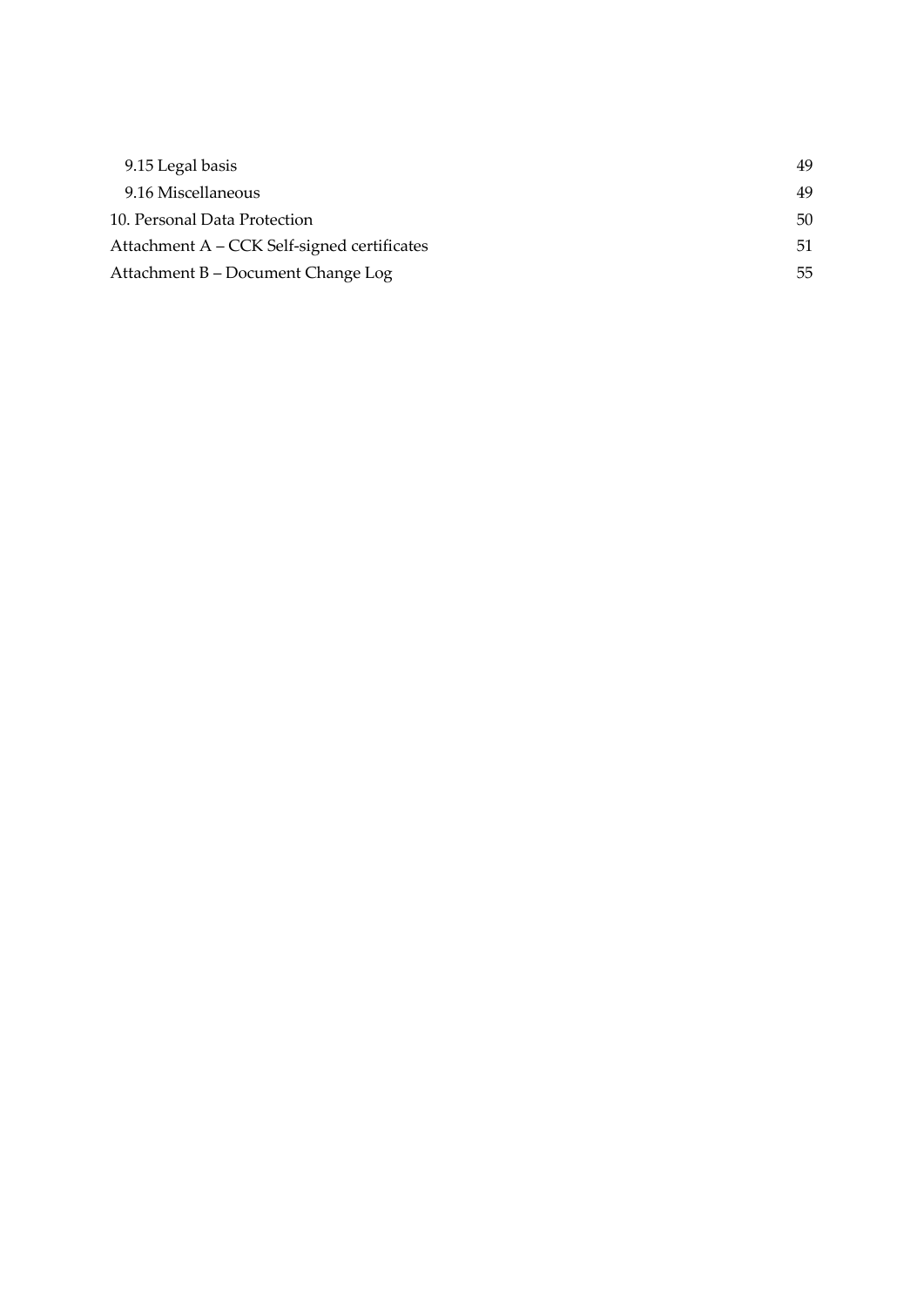- 9.15 Legal basis 49
- 9.16 Miscellaneous 49

10. Personal Data Protection 50

Attachment A – CCK Self-signed certificates 51

Attachment B – Document Change Log 55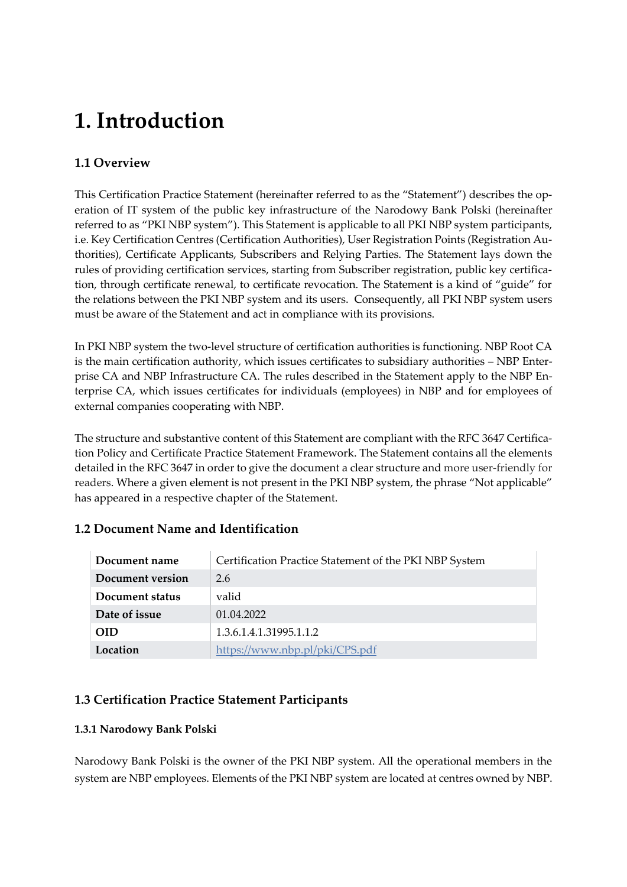# 1. Introduction

## 1.1 Overview

This Certification Practice Statement (hereinafter referred to as the "Statement") describes the operation of IT system of the public key infrastructure of the Narodowy Bank Polski (hereinafter referred to as "PKI NBP system"). This Statement is applicable to all PKI NBP system participants, i.e. Key Certification Centres (Certification Authorities), User Registration Points (Registration Authorities), Certificate Applicants, Subscribers and Relying Parties. The Statement lays down the rules of providing certification services, starting from Subscriber registration, public key certification, through certificate renewal, to certificate revocation. The Statement is a kind of "guide" for the relations between the PKI NBP system and its users. Consequently, all PKI NBP system users must be aware of the Statement and act in compliance with its provisions.

In PKI NBP system the two-level structure of certification authorities is functioning. NBP Root CA is the main certification authority, which issues certificates to subsidiary authorities – NBP Enterprise CA and NBP Infrastructure CA. The rules described in the Statement apply to the NBP Enterprise CA, which issues certificates for individuals (employees) in NBP and for employees of external companies cooperating with NBP.

The structure and substantive content of this Statement are compliant with the RFC 3647 Certification Policy and Certificate Practice Statement Framework. The Statement contains all the elements detailed in the RFC 3647 in order to give the document a clear structure and more user-friendly for readers. Where a given element is not present in the PKI NBP system, the phrase "Not applicable" has appeared in a respective chapter of the Statement.

## 1.2 Document Name and Identification

| | |
|---|---|
| **Document name** | Certification Practice Statement of the PKI NBP System |
| **Document version** | 2.6 |
| **Document status** | valid |
| **Date of issue** | 01.04.2022 |
| **OID** | 1.3.6.1.4.1.31995.1.1.2 |
| **Location** | https://www.nbp.pl/pki/CPS.pdf |

## 1.3 Certification Practice Statement Participants

### 1.3.1 Narodowy Bank Polski

Narodowy Bank Polski is the owner of the PKI NBP system. All the operational members in the system are NBP employees. Elements of the PKI NBP system are located at centres owned by NBP.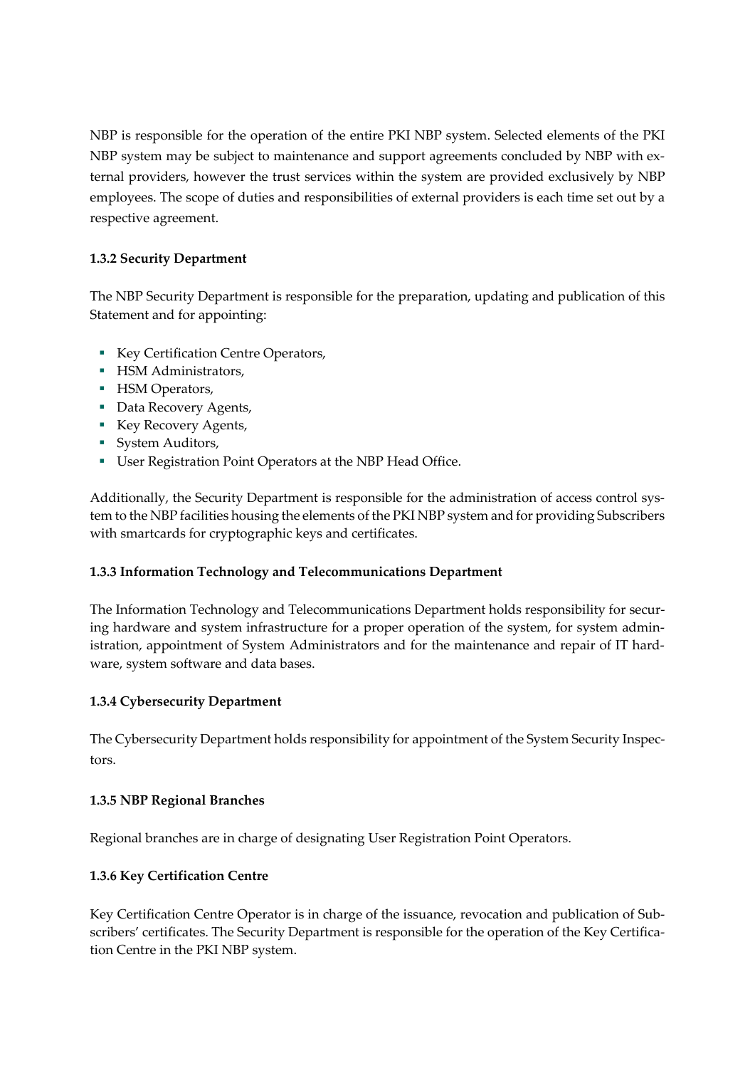NBP is responsible for the operation of the entire PKI NBP system. Selected elements of the PKI NBP system may be subject to maintenance and support agreements concluded by NBP with external providers, however the trust services within the system are provided exclusively by NBP employees. The scope of duties and responsibilities of external providers is each time set out by a respective agreement.

### 1.3.2 Security Department

The NBP Security Department is responsible for the preparation, updating and publication of this Statement and for appointing:

- Key Certification Centre Operators,
- HSM Administrators,
- HSM Operators,
- Data Recovery Agents,
- Key Recovery Agents,
- System Auditors,
- User Registration Point Operators at the NBP Head Office.

Additionally, the Security Department is responsible for the administration of access control system to the NBP facilities housing the elements of the PKI NBP system and for providing Subscribers with smartcards for cryptographic keys and certificates.

### 1.3.3 Information Technology and Telecommunications Department

The Information Technology and Telecommunications Department holds responsibility for securing hardware and system infrastructure for a proper operation of the system, for system administration, appointment of System Administrators and for the maintenance and repair of IT hardware, system software and data bases.

### 1.3.4 Cybersecurity Department

The Cybersecurity Department holds responsibility for appointment of the System Security Inspectors.

### 1.3.5 NBP Regional Branches

Regional branches are in charge of designating User Registration Point Operators.

### 1.3.6 Key Certification Centre

Key Certification Centre Operator is in charge of the issuance, revocation and publication of Subscribers' certificates. The Security Department is responsible for the operation of the Key Certification Centre in the PKI NBP system.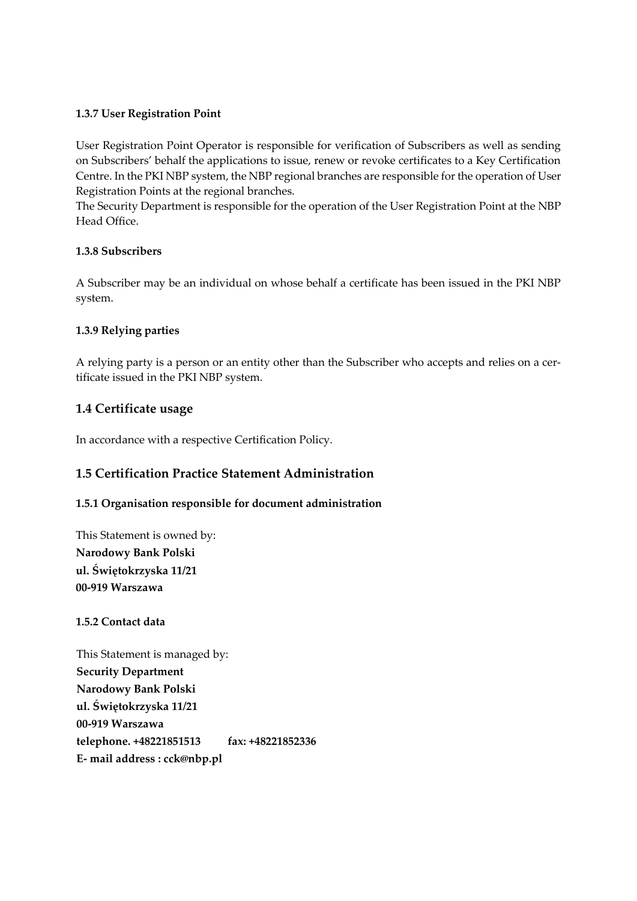#### 1.3.7 User Registration Point

User Registration Point Operator is responsible for verification of Subscribers as well as sending on Subscribers' behalf the applications to issue, renew or revoke certificates to a Key Certification Centre. In the PKI NBP system, the NBP regional branches are responsible for the operation of User Registration Points at the regional branches.
The Security Department is responsible for the operation of the User Registration Point at the NBP Head Office.

#### 1.3.8 Subscribers

A Subscriber may be an individual on whose behalf a certificate has been issued in the PKI NBP system.

#### 1.3.9 Relying parties

A relying party is a person or an entity other than the Subscriber who accepts and relies on a certificate issued in the PKI NBP system.

## 1.4 Certificate usage

In accordance with a respective Certification Policy.

## 1.5 Certification Practice Statement Administration

### 1.5.1 Organisation responsible for document administration

This Statement is owned by:
**Narodowy Bank Polski**
**ul. Świętokrzyska 11/21**
**00-919 Warszawa**

#### 1.5.2 Contact data

This Statement is managed by:
**Security Department**
**Narodowy Bank Polski**
**ul. Świętokrzyska 11/21**
**00-919 Warszawa**
**telephone. +48221851513 fax: +48221852336**
**E- mail address : cck@nbp.pl**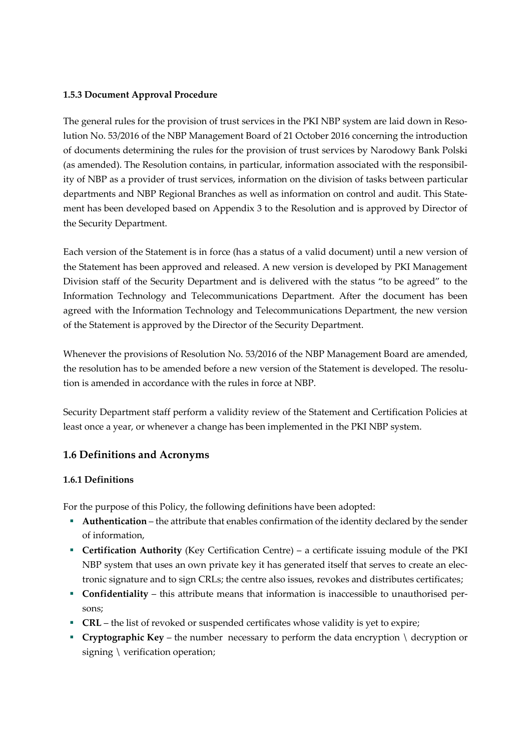#### 1.5.3 Document Approval Procedure

The general rules for the provision of trust services in the PKI NBP system are laid down in Resolution No. 53/2016 of the NBP Management Board of 21 October 2016 concerning the introduction of documents determining the rules for the provision of trust services by Narodowy Bank Polski (as amended). The Resolution contains, in particular, information associated with the responsibility of NBP as a provider of trust services, information on the division of tasks between particular departments and NBP Regional Branches as well as information on control and audit. This Statement has been developed based on Appendix 3 to the Resolution and is approved by Director of the Security Department.

Each version of the Statement is in force (has a status of a valid document) until a new version of the Statement has been approved and released. A new version is developed by PKI Management Division staff of the Security Department and is delivered with the status "to be agreed" to the Information Technology and Telecommunications Department. After the document has been agreed with the Information Technology and Telecommunications Department, the new version of the Statement is approved by the Director of the Security Department.

Whenever the provisions of Resolution No. 53/2016 of the NBP Management Board are amended, the resolution has to be amended before a new version of the Statement is developed. The resolution is amended in accordance with the rules in force at NBP.

Security Department staff perform a validity review of the Statement and Certification Policies at least once a year, or whenever a change has been implemented in the PKI NBP system.

### 1.6 Definitions and Acronyms

#### 1.6.1 Definitions

For the purpose of this Policy, the following definitions have been adopted:

- **Authentication** – the attribute that enables confirmation of the identity declared by the sender of information,
- **Certification Authority** (Key Certification Centre) – a certificate issuing module of the PKI NBP system that uses an own private key it has generated itself that serves to create an electronic signature and to sign CRLs; the centre also issues, revokes and distributes certificates;
- **Confidentiality** – this attribute means that information is inaccessible to unauthorised persons;
- **CRL** – the list of revoked or suspended certificates whose validity is yet to expire;
- **Cryptographic Key** – the number necessary to perform the data encryption \ decryption or signing \ verification operation;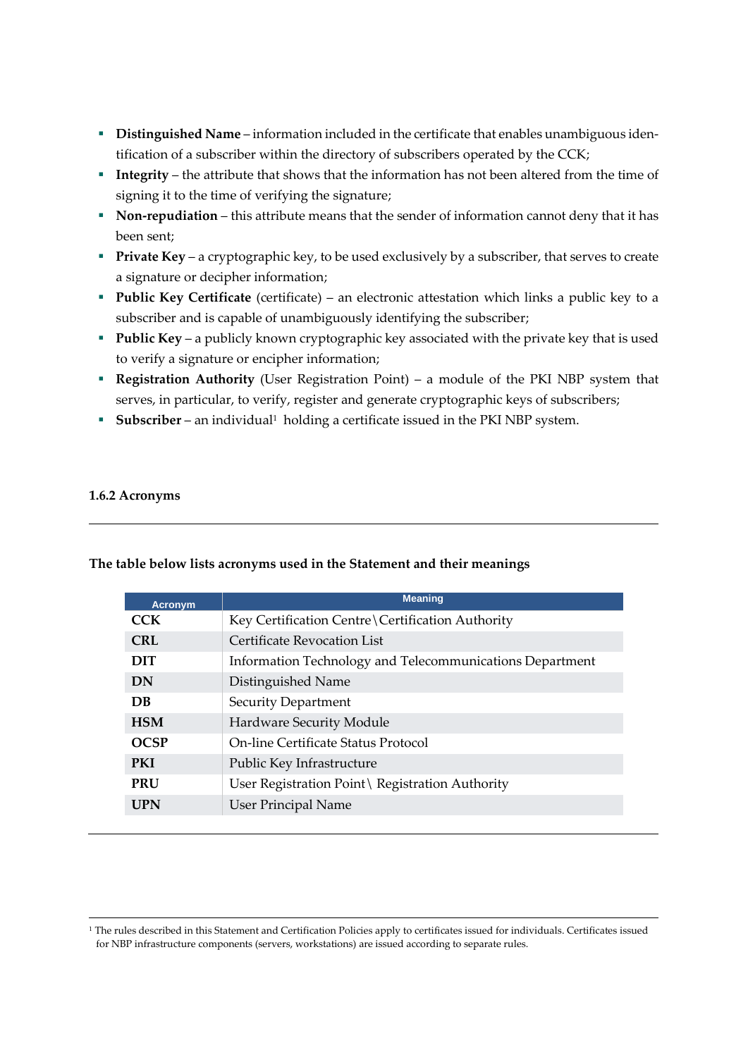- **Distinguished Name** – information included in the certificate that enables unambiguous identification of a subscriber within the directory of subscribers operated by the CCK;
- **Integrity** – the attribute that shows that the information has not been altered from the time of signing it to the time of verifying the signature;
- **Non-repudiation** – this attribute means that the sender of information cannot deny that it has been sent;
- **Private Key** – a cryptographic key, to be used exclusively by a subscriber, that serves to create a signature or decipher information;
- **Public Key Certificate** (certificate) – an electronic attestation which links a public key to a subscriber and is capable of unambiguously identifying the subscriber;
- **Public Key** – a publicly known cryptographic key associated with the private key that is used to verify a signature or encipher information;
- **Registration Authority** (User Registration Point) – a module of the PKI NBP system that serves, in particular, to verify, register and generate cryptographic keys of subscribers;
- **Subscriber** – an individual[1] holding a certificate issued in the PKI NBP system.

#### 1.6.2 Acronyms

**The table below lists acronyms used in the Statement and their meanings**

| Acronym | Meaning |
|---|---|
| **CCK** | Key Certification Centre\Certification Authority |
| **CRL** | Certificate Revocation List |
| **DIT** | Information Technology and Telecommunications Department |
| **DN** | Distinguished Name |
| **DB** | Security Department |
| **HSM** | Hardware Security Module |
| **OCSP** | On-line Certificate Status Protocol |
| **PKI** | Public Key Infrastructure |
| **PRU** | User Registration Point\ Registration Authority |
| **UPN** | User Principal Name |

[1] The rules described in this Statement and Certification Policies apply to certificates issued for individuals. Certificates issued for NBP infrastructure components (servers, workstations) are issued according to separate rules.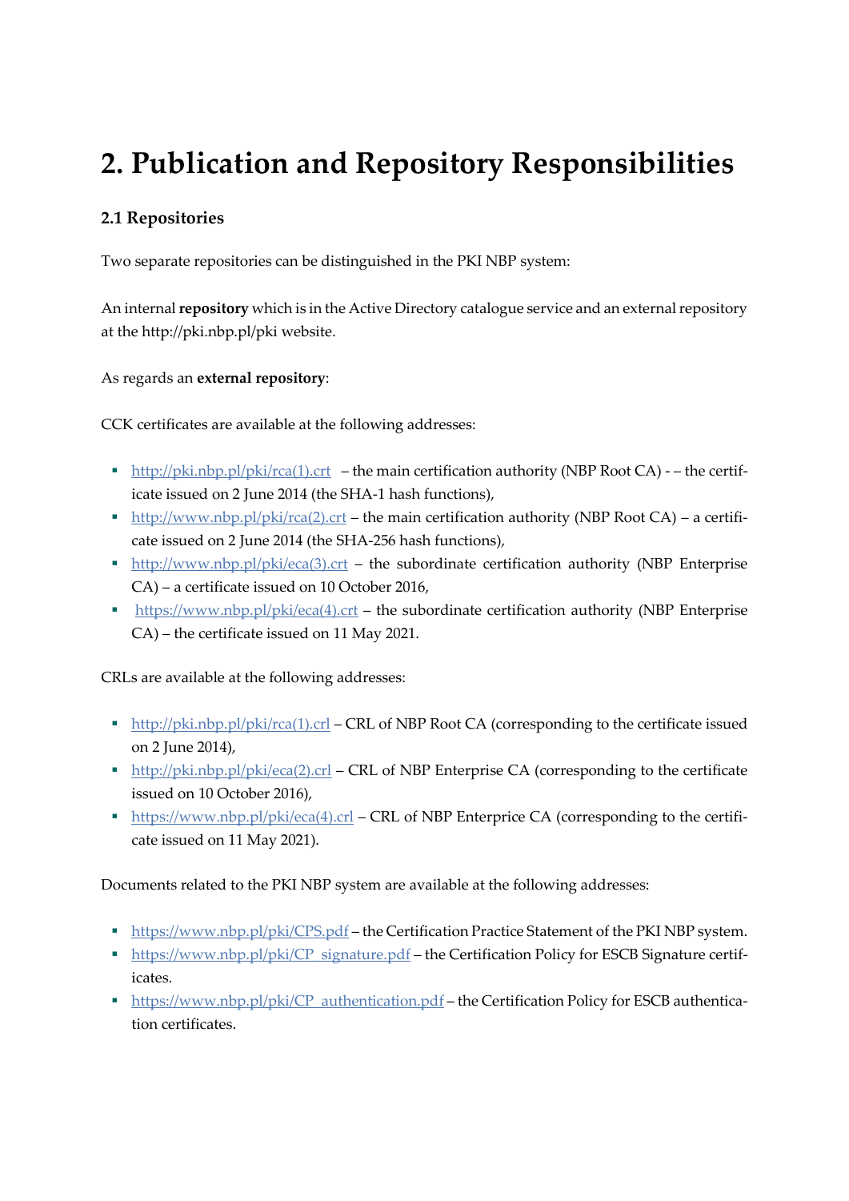# 2. Publication and Repository Responsibilities

## 2.1 Repositories

Two separate repositories can be distinguished in the PKI NBP system:

An internal **repository** which is in the Active Directory catalogue service and an external repository at the http://pki.nbp.pl/pki website.

As regards an **external repository**:

CCK certificates are available at the following addresses:

- http://pki.nbp.pl/pki/rca(1).crt – the main certification authority (NBP Root CA) - – the certificate issued on 2 June 2014 (the SHA-1 hash functions),
- http://www.nbp.pl/pki/rca(2).crt – the main certification authority (NBP Root CA) – a certificate issued on 2 June 2014 (the SHA-256 hash functions),
- http://www.nbp.pl/pki/eca(3).crt – the subordinate certification authority (NBP Enterprise CA) – a certificate issued on 10 October 2016,
- https://www.nbp.pl/pki/eca(4).crt – the subordinate certification authority (NBP Enterprise CA) – the certificate issued on 11 May 2021.

CRLs are available at the following addresses:

- http://pki.nbp.pl/pki/rca(1).crl – CRL of NBP Root CA (corresponding to the certificate issued on 2 June 2014),
- http://pki.nbp.pl/pki/eca(2).crl – CRL of NBP Enterprise CA (corresponding to the certificate issued on 10 October 2016),
- https://www.nbp.pl/pki/eca(4).crl – CRL of NBP Enterprice CA (corresponding to the certificate issued on 11 May 2021).

Documents related to the PKI NBP system are available at the following addresses:

- https://www.nbp.pl/pki/CPS.pdf – the Certification Practice Statement of the PKI NBP system.
- https://www.nbp.pl/pki/CP_signature.pdf – the Certification Policy for ESCB Signature certificates.
- https://www.nbp.pl/pki/CP_authentication.pdf – the Certification Policy for ESCB authentication certificates.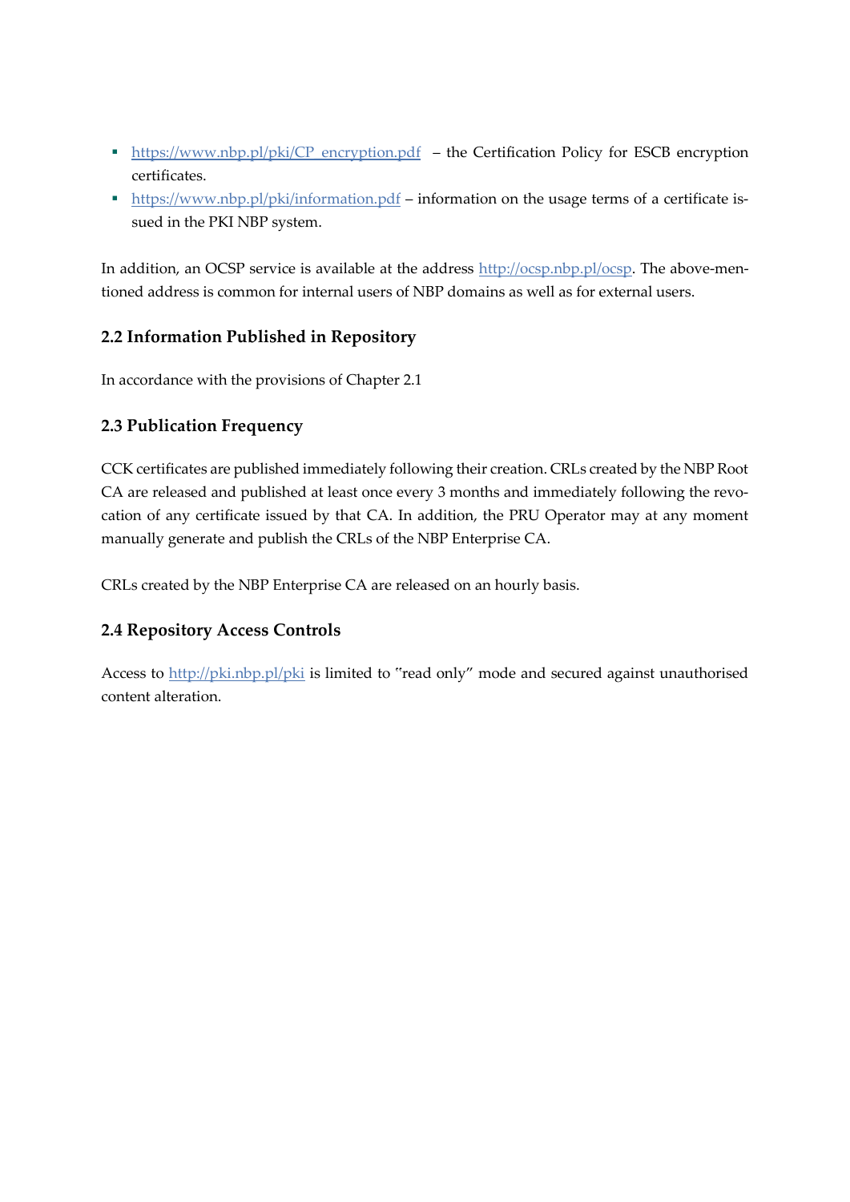- https://www.nbp.pl/pki/CP_encryption.pdf – the Certification Policy for ESCB encryption certificates.
- https://www.nbp.pl/pki/information.pdf – information on the usage terms of a certificate issued in the PKI NBP system.

In addition, an OCSP service is available at the address http://ocsp.nbp.pl/ocsp. The above-mentioned address is common for internal users of NBP domains as well as for external users.

## 2.2 Information Published in Repository

In accordance with the provisions of Chapter 2.1

## 2.3 Publication Frequency

CCK certificates are published immediately following their creation. CRLs created by the NBP Root CA are released and published at least once every 3 months and immediately following the revocation of any certificate issued by that CA. In addition, the PRU Operator may at any moment manually generate and publish the CRLs of the NBP Enterprise CA.

CRLs created by the NBP Enterprise CA are released on an hourly basis.

## 2.4 Repository Access Controls

Access to http://pki.nbp.pl/pki is limited to "read only" mode and secured against unauthorised content alteration.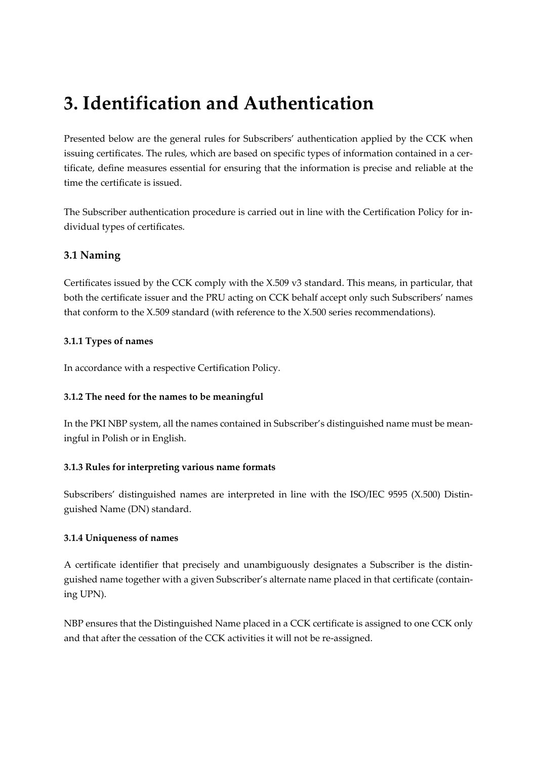# 3. Identification and Authentication

Presented below are the general rules for Subscribers' authentication applied by the CCK when issuing certificates. The rules, which are based on specific types of information contained in a certificate, define measures essential for ensuring that the information is precise and reliable at the time the certificate is issued.

The Subscriber authentication procedure is carried out in line with the Certification Policy for individual types of certificates.

## 3.1 Naming

Certificates issued by the CCK comply with the X.509 v3 standard. This means, in particular, that both the certificate issuer and the PRU acting on CCK behalf accept only such Subscribers' names that conform to the X.509 standard (with reference to the X.500 series recommendations).

### 3.1.1 Types of names

In accordance with a respective Certification Policy.

### 3.1.2 The need for the names to be meaningful

In the PKI NBP system, all the names contained in Subscriber's distinguished name must be meaningful in Polish or in English.

### 3.1.3 Rules for interpreting various name formats

Subscribers' distinguished names are interpreted in line with the ISO/IEC 9595 (X.500) Distinguished Name (DN) standard.

### 3.1.4 Uniqueness of names

A certificate identifier that precisely and unambiguously designates a Subscriber is the distinguished name together with a given Subscriber's alternate name placed in that certificate (containing UPN).

NBP ensures that the Distinguished Name placed in a CCK certificate is assigned to one CCK only and that after the cessation of the CCK activities it will not be re-assigned.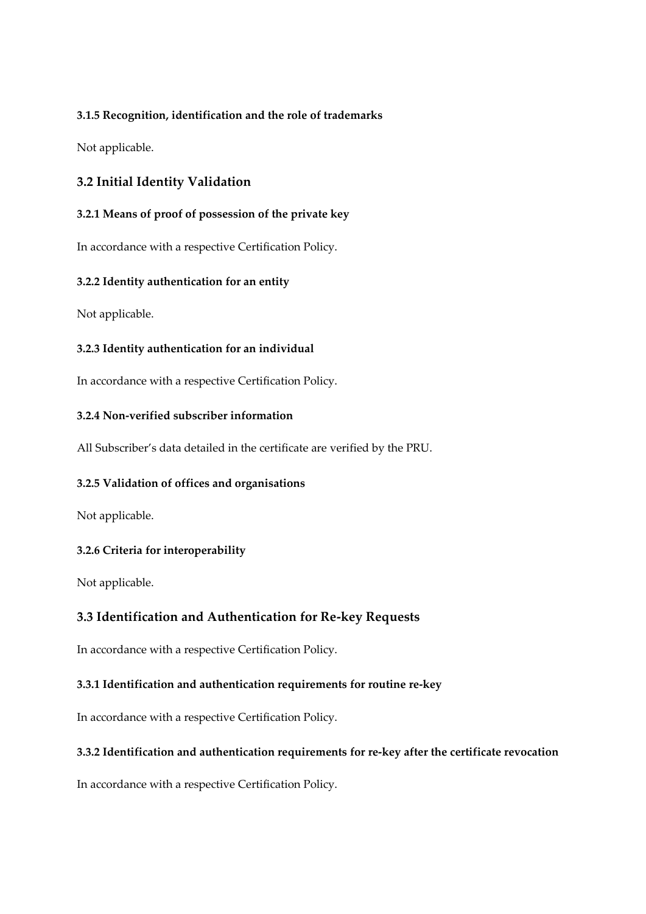#### 3.1.5 Recognition, identification and the role of trademarks

Not applicable.

### 3.2 Initial Identity Validation

#### 3.2.1 Means of proof of possession of the private key

In accordance with a respective Certification Policy.

#### 3.2.2 Identity authentication for an entity

Not applicable.

#### 3.2.3 Identity authentication for an individual

In accordance with a respective Certification Policy.

#### 3.2.4 Non-verified subscriber information

All Subscriber's data detailed in the certificate are verified by the PRU.

#### 3.2.5 Validation of offices and organisations

Not applicable.

#### 3.2.6 Criteria for interoperability

Not applicable.

### 3.3 Identification and Authentication for Re-key Requests

In accordance with a respective Certification Policy.

#### 3.3.1 Identification and authentication requirements for routine re-key

In accordance with a respective Certification Policy.

#### 3.3.2 Identification and authentication requirements for re-key after the certificate revocation

In accordance with a respective Certification Policy.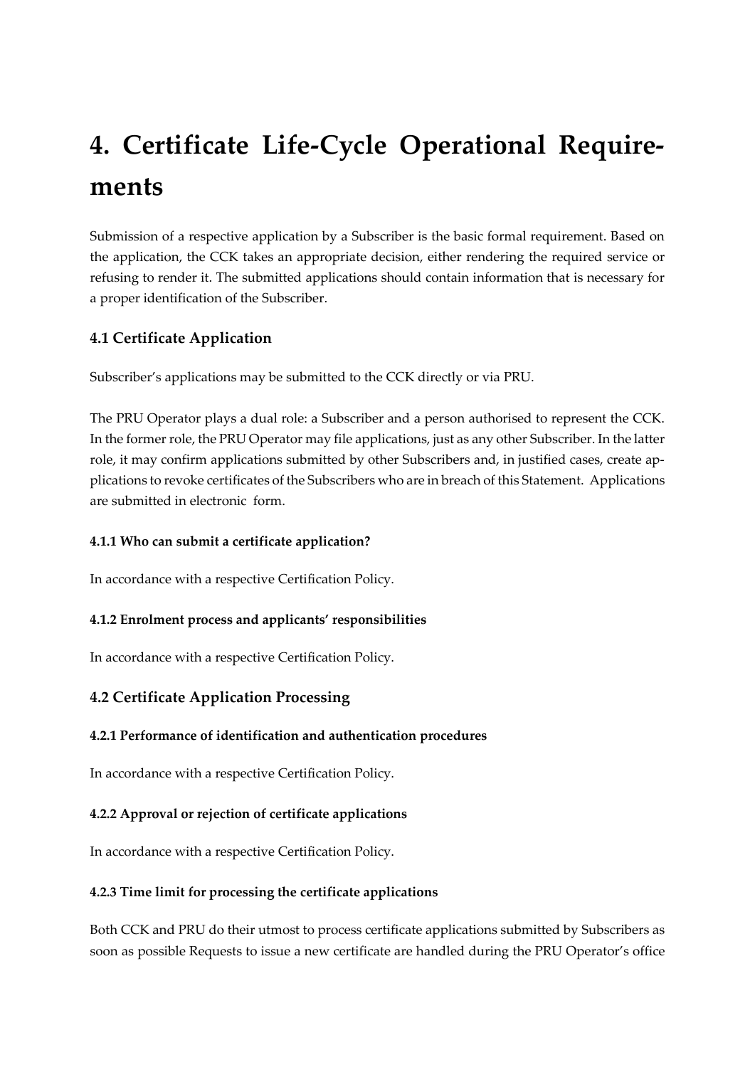# 4. Certificate Life-Cycle Operational Requirements

Submission of a respective application by a Subscriber is the basic formal requirement. Based on the application, the CCK takes an appropriate decision, either rendering the required service or refusing to render it. The submitted applications should contain information that is necessary for a proper identification of the Subscriber.

## 4.1 Certificate Application

Subscriber's applications may be submitted to the CCK directly or via PRU.

The PRU Operator plays a dual role: a Subscriber and a person authorised to represent the CCK. In the former role, the PRU Operator may file applications, just as any other Subscriber. In the latter role, it may confirm applications submitted by other Subscribers and, in justified cases, create applications to revoke certificates of the Subscribers who are in breach of this Statement. Applications are submitted in electronic form.

### 4.1.1 Who can submit a certificate application?

In accordance with a respective Certification Policy.

### 4.1.2 Enrolment process and applicants' responsibilities

In accordance with a respective Certification Policy.

## 4.2 Certificate Application Processing

### 4.2.1 Performance of identification and authentication procedures

In accordance with a respective Certification Policy.

### 4.2.2 Approval or rejection of certificate applications

In accordance with a respective Certification Policy.

### 4.2.3 Time limit for processing the certificate applications

Both CCK and PRU do their utmost to process certificate applications submitted by Subscribers as soon as possible Requests to issue a new certificate are handled during the PRU Operator's office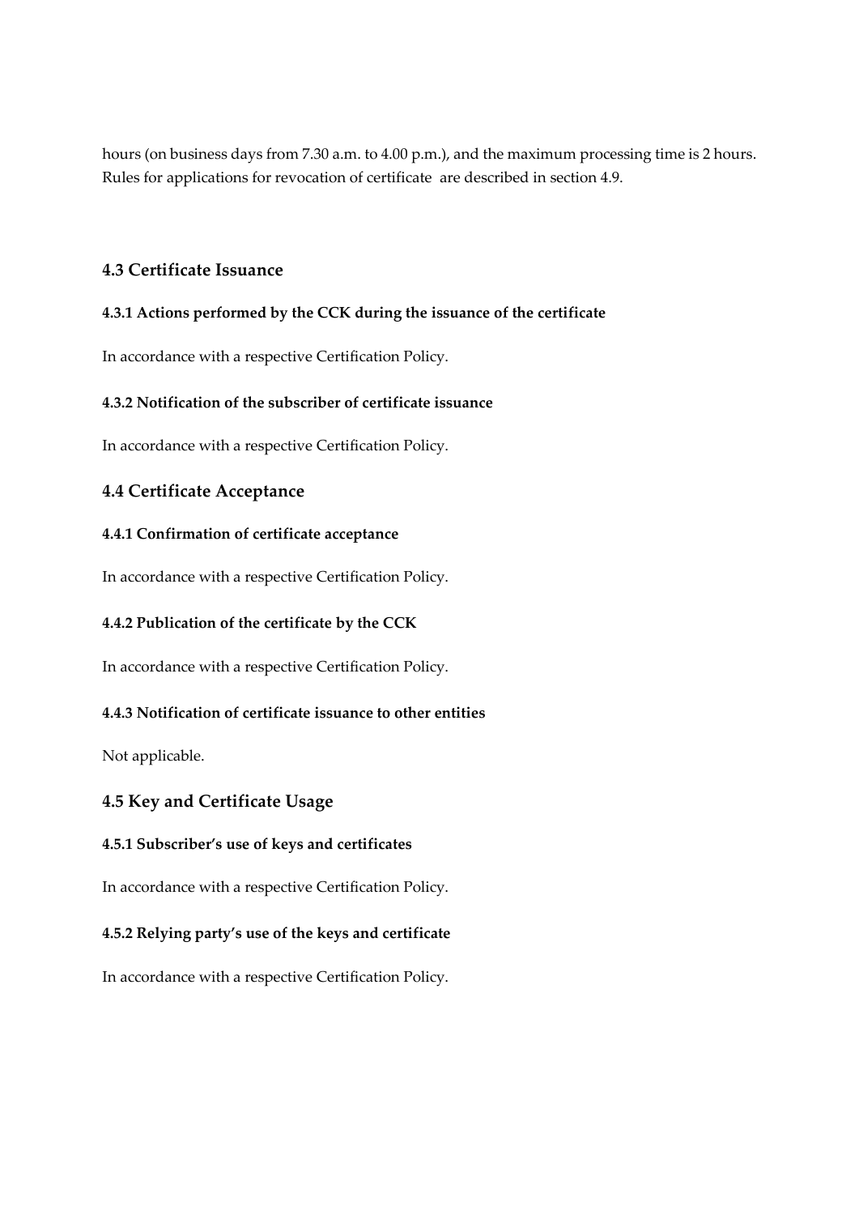hours (on business days from 7.30 a.m. to 4.00 p.m.), and the maximum processing time is 2 hours. Rules for applications for revocation of certificate are described in section 4.9.

## 4.3 Certificate Issuance

### 4.3.1 Actions performed by the CCK during the issuance of the certificate

In accordance with a respective Certification Policy.

### 4.3.2 Notification of the subscriber of certificate issuance

In accordance with a respective Certification Policy.

## 4.4 Certificate Acceptance

### 4.4.1 Confirmation of certificate acceptance

In accordance with a respective Certification Policy.

### 4.4.2 Publication of the certificate by the CCK

In accordance with a respective Certification Policy.

### 4.4.3 Notification of certificate issuance to other entities

Not applicable.

## 4.5 Key and Certificate Usage

### 4.5.1 Subscriber's use of keys and certificates

In accordance with a respective Certification Policy.

### 4.5.2 Relying party's use of the keys and certificate

In accordance with a respective Certification Policy.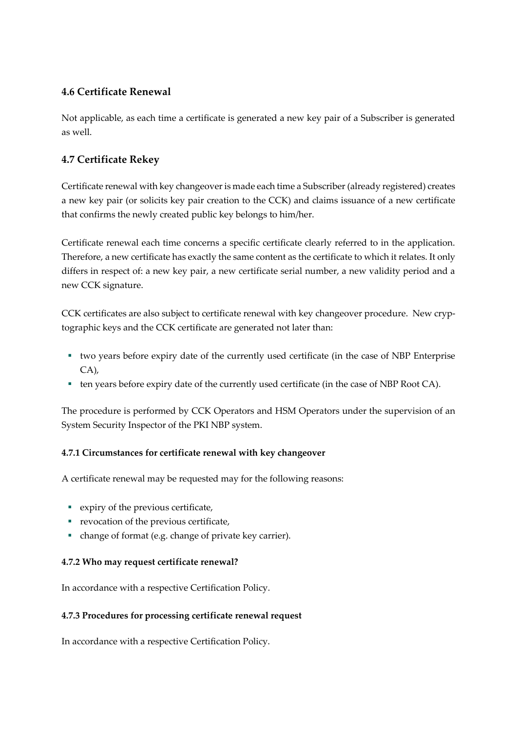## 4.6 Certificate Renewal

Not applicable, as each time a certificate is generated a new key pair of a Subscriber is generated as well.

## 4.7 Certificate Rekey

Certificate renewal with key changeover is made each time a Subscriber (already registered) creates a new key pair (or solicits key pair creation to the CCK) and claims issuance of a new certificate that confirms the newly created public key belongs to him/her.

Certificate renewal each time concerns a specific certificate clearly referred to in the application. Therefore, a new certificate has exactly the same content as the certificate to which it relates. It only differs in respect of: a new key pair, a new certificate serial number, a new validity period and a new CCK signature.

CCK certificates are also subject to certificate renewal with key changeover procedure. New cryptographic keys and the CCK certificate are generated not later than:

- two years before expiry date of the currently used certificate (in the case of NBP Enterprise CA),
- ten years before expiry date of the currently used certificate (in the case of NBP Root CA).

The procedure is performed by CCK Operators and HSM Operators under the supervision of an System Security Inspector of the PKI NBP system.

#### 4.7.1 Circumstances for certificate renewal with key changeover

A certificate renewal may be requested may for the following reasons:

- expiry of the previous certificate,
- revocation of the previous certificate,
- change of format (e.g. change of private key carrier).

#### 4.7.2 Who may request certificate renewal?

In accordance with a respective Certification Policy.

#### 4.7.3 Procedures for processing certificate renewal request

In accordance with a respective Certification Policy.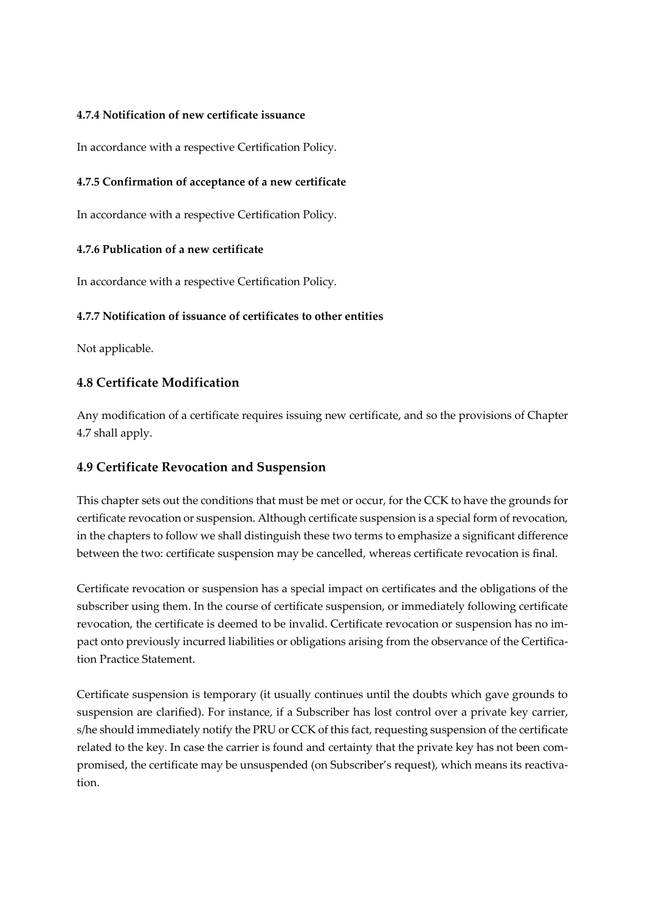#### 4.7.4 Notification of new certificate issuance

In accordance with a respective Certification Policy.

#### 4.7.5 Confirmation of acceptance of a new certificate

In accordance with a respective Certification Policy.

#### 4.7.6 Publication of a new certificate

In accordance with a respective Certification Policy.

#### 4.7.7 Notification of issuance of certificates to other entities

Not applicable.

### 4.8 Certificate Modification

Any modification of a certificate requires issuing new certificate, and so the provisions of Chapter 4.7 shall apply.

### 4.9 Certificate Revocation and Suspension

This chapter sets out the conditions that must be met or occur, for the CCK to have the grounds for certificate revocation or suspension. Although certificate suspension is a special form of revocation, in the chapters to follow we shall distinguish these two terms to emphasize a significant difference between the two: certificate suspension may be cancelled, whereas certificate revocation is final.

Certificate revocation or suspension has a special impact on certificates and the obligations of the subscriber using them. In the course of certificate suspension, or immediately following certificate revocation, the certificate is deemed to be invalid. Certificate revocation or suspension has no impact onto previously incurred liabilities or obligations arising from the observance of the Certification Practice Statement.

Certificate suspension is temporary (it usually continues until the doubts which gave grounds to suspension are clarified). For instance, if a Subscriber has lost control over a private key carrier, s/he should immediately notify the PRU or CCK of this fact, requesting suspension of the certificate related to the key. In case the carrier is found and certainty that the private key has not been compromised, the certificate may be unsuspended (on Subscriber's request), which means its reactivation.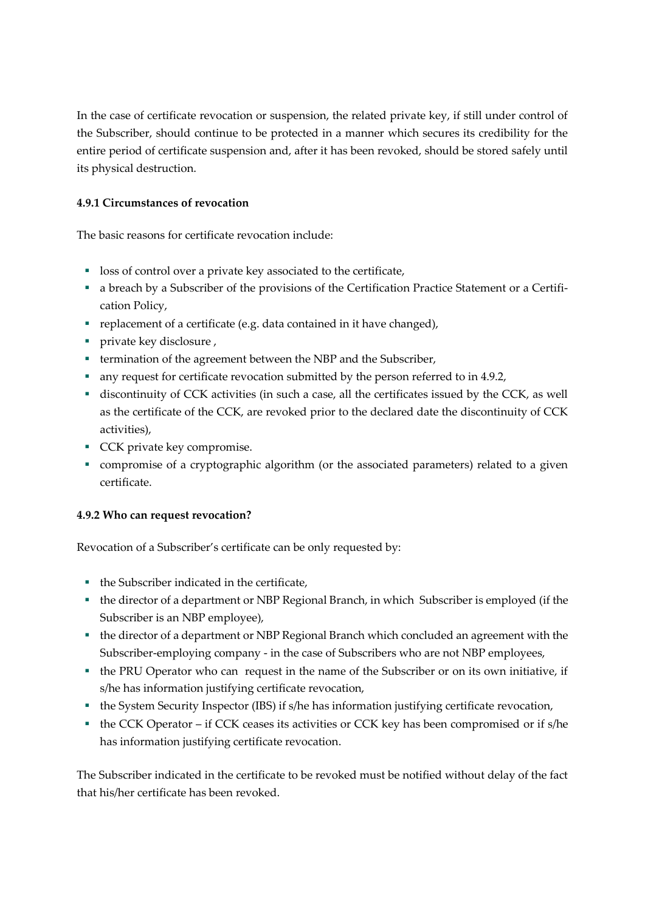In the case of certificate revocation or suspension, the related private key, if still under control of the Subscriber, should continue to be protected in a manner which secures its credibility for the entire period of certificate suspension and, after it has been revoked, should be stored safely until its physical destruction.

#### 4.9.1 Circumstances of revocation

The basic reasons for certificate revocation include:

- loss of control over a private key associated to the certificate,
- a breach by a Subscriber of the provisions of the Certification Practice Statement or a Certification Policy,
- replacement of a certificate (e.g. data contained in it have changed),
- private key disclosure ,
- termination of the agreement between the NBP and the Subscriber,
- any request for certificate revocation submitted by the person referred to in 4.9.2,
- discontinuity of CCK activities (in such a case, all the certificates issued by the CCK, as well as the certificate of the CCK, are revoked prior to the declared date the discontinuity of CCK activities),
- CCK private key compromise.
- compromise of a cryptographic algorithm (or the associated parameters) related to a given certificate.

#### 4.9.2 Who can request revocation?

Revocation of a Subscriber's certificate can be only requested by:

- the Subscriber indicated in the certificate,
- the director of a department or NBP Regional Branch, in which Subscriber is employed (if the Subscriber is an NBP employee),
- the director of a department or NBP Regional Branch which concluded an agreement with the Subscriber-employing company - in the case of Subscribers who are not NBP employees,
- the PRU Operator who can request in the name of the Subscriber or on its own initiative, if s/he has information justifying certificate revocation,
- the System Security Inspector (IBS) if s/he has information justifying certificate revocation,
- the CCK Operator – if CCK ceases its activities or CCK key has been compromised or if s/he has information justifying certificate revocation.

The Subscriber indicated in the certificate to be revoked must be notified without delay of the fact that his/her certificate has been revoked.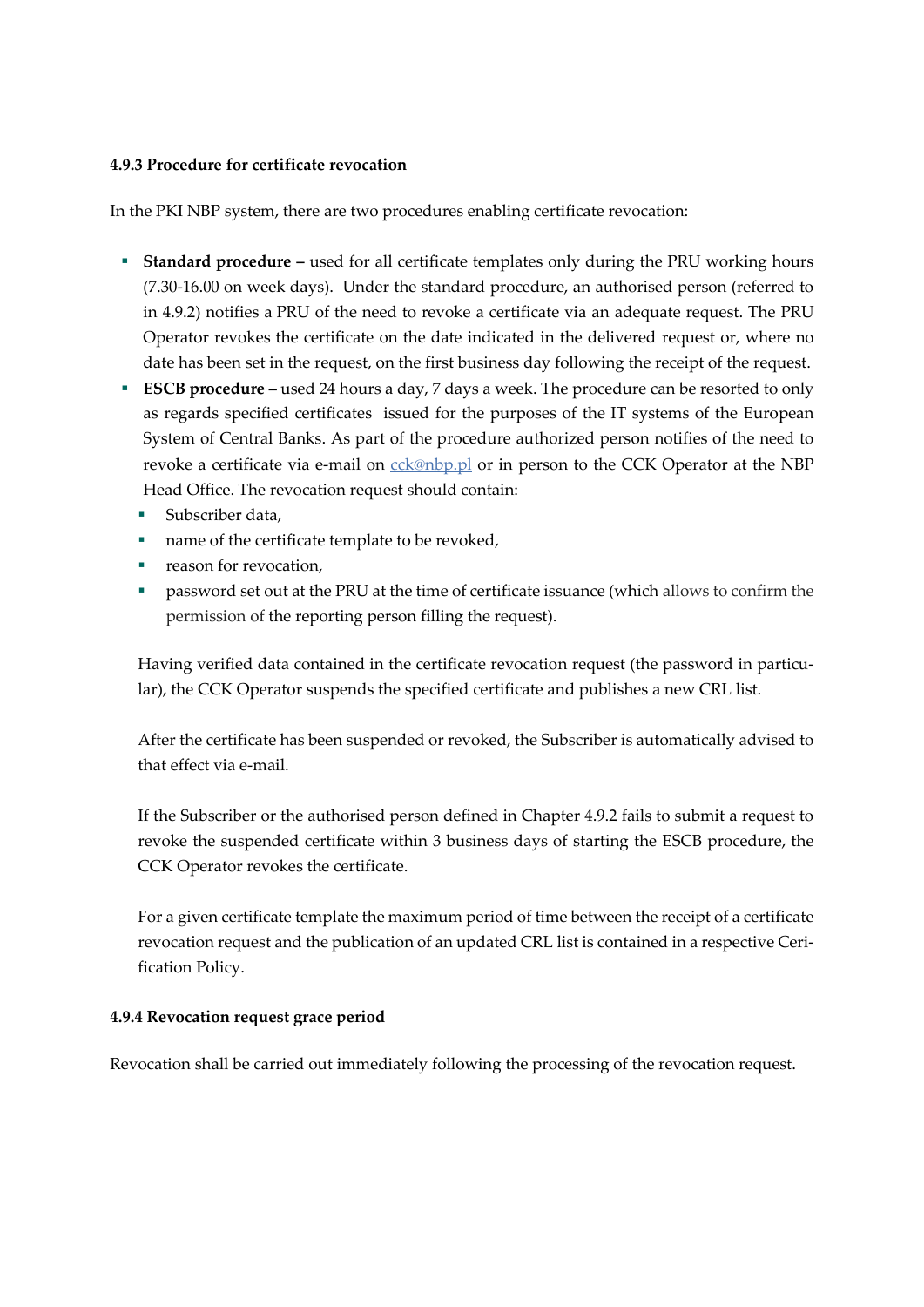#### 4.9.3 Procedure for certificate revocation

In the PKI NBP system, there are two procedures enabling certificate revocation:

- **Standard procedure –** used for all certificate templates only during the PRU working hours (7.30-16.00 on week days). Under the standard procedure, an authorised person (referred to in 4.9.2) notifies a PRU of the need to revoke a certificate via an adequate request. The PRU Operator revokes the certificate on the date indicated in the delivered request or, where no date has been set in the request, on the first business day following the receipt of the request.
- **ESCB procedure –** used 24 hours a day, 7 days a week. The procedure can be resorted to only as regards specified certificates issued for the purposes of the IT systems of the European System of Central Banks. As part of the procedure authorized person notifies of the need to revoke a certificate via e-mail on cck@nbp.pl or in person to the CCK Operator at the NBP Head Office. The revocation request should contain:
  - Subscriber data,
  - name of the certificate template to be revoked,
  - reason for revocation,
  - password set out at the PRU at the time of certificate issuance (which allows to confirm the permission of the reporting person filling the request).

  Having verified data contained in the certificate revocation request (the password in particular), the CCK Operator suspends the specified certificate and publishes a new CRL list.

  After the certificate has been suspended or revoked, the Subscriber is automatically advised to that effect via e-mail.

  If the Subscriber or the authorised person defined in Chapter 4.9.2 fails to submit a request to revoke the suspended certificate within 3 business days of starting the ESCB procedure, the CCK Operator revokes the certificate.

  For a given certificate template the maximum period of time between the receipt of a certificate revocation request and the publication of an updated CRL list is contained in a respective Cerification Policy.

#### 4.9.4 Revocation request grace period

Revocation shall be carried out immediately following the processing of the revocation request.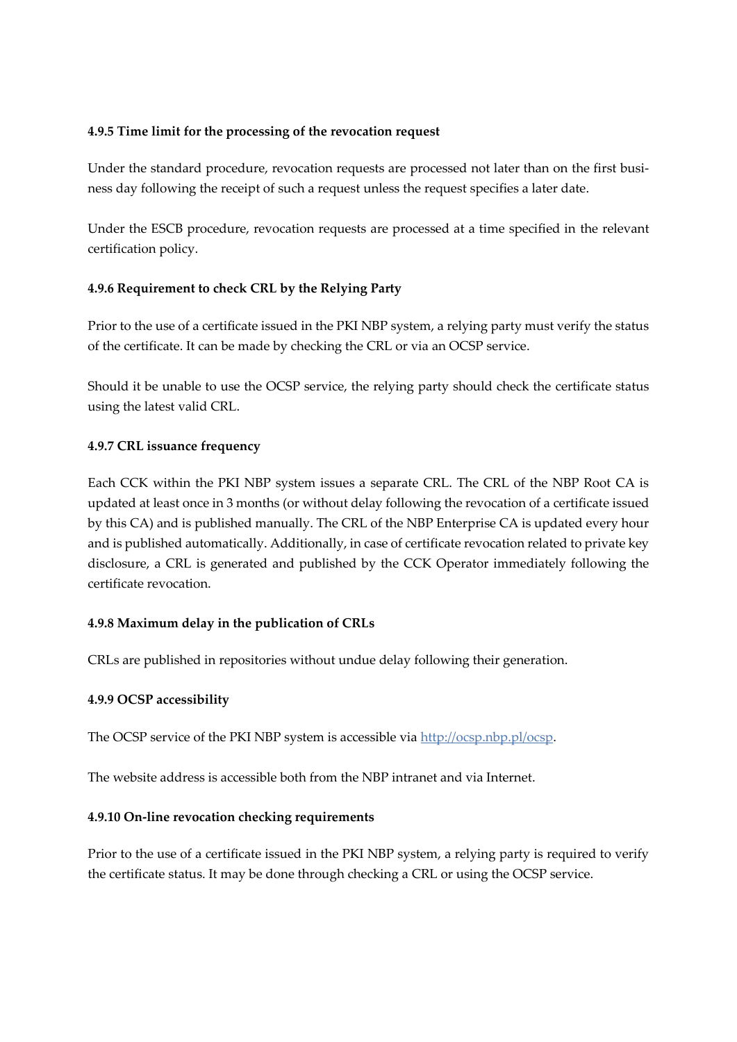#### 4.9.5 Time limit for the processing of the revocation request

Under the standard procedure, revocation requests are processed not later than on the first business day following the receipt of such a request unless the request specifies a later date.

Under the ESCB procedure, revocation requests are processed at a time specified in the relevant certification policy.

#### 4.9.6 Requirement to check CRL by the Relying Party

Prior to the use of a certificate issued in the PKI NBP system, a relying party must verify the status of the certificate. It can be made by checking the CRL or via an OCSP service.

Should it be unable to use the OCSP service, the relying party should check the certificate status using the latest valid CRL.

#### 4.9.7 CRL issuance frequency

Each CCK within the PKI NBP system issues a separate CRL. The CRL of the NBP Root CA is updated at least once in 3 months (or without delay following the revocation of a certificate issued by this CA) and is published manually. The CRL of the NBP Enterprise CA is updated every hour and is published automatically. Additionally, in case of certificate revocation related to private key disclosure, a CRL is generated and published by the CCK Operator immediately following the certificate revocation.

#### 4.9.8 Maximum delay in the publication of CRLs

CRLs are published in repositories without undue delay following their generation.

#### 4.9.9 OCSP accessibility

The OCSP service of the PKI NBP system is accessible via [http://ocsp.nbp.pl/ocsp](http://ocsp.nbp.pl/ocsp).

The website address is accessible both from the NBP intranet and via Internet.

#### 4.9.10 On-line revocation checking requirements

Prior to the use of a certificate issued in the PKI NBP system, a relying party is required to verify the certificate status. It may be done through checking a CRL or using the OCSP service.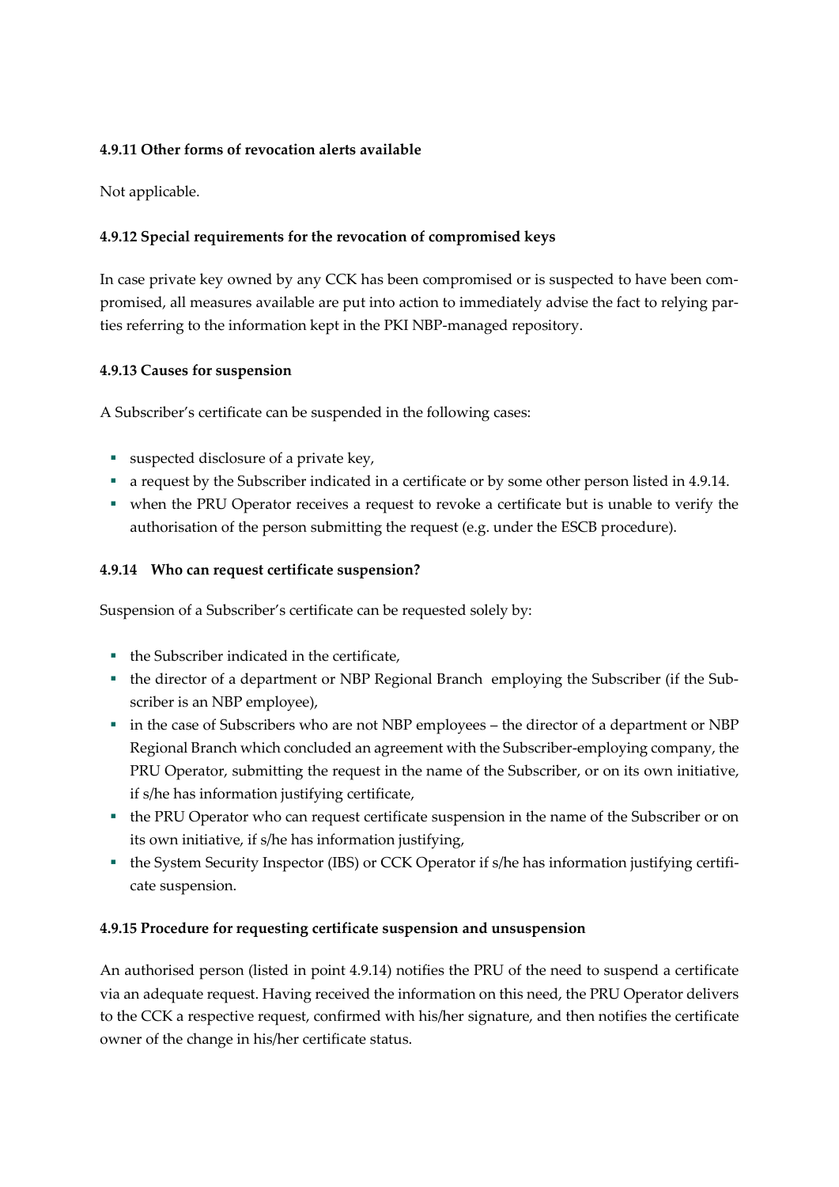#### 4.9.11 Other forms of revocation alerts available

Not applicable.

#### 4.9.12 Special requirements for the revocation of compromised keys

In case private key owned by any CCK has been compromised or is suspected to have been compromised, all measures available are put into action to immediately advise the fact to relying parties referring to the information kept in the PKI NBP-managed repository.

#### 4.9.13 Causes for suspension

A Subscriber's certificate can be suspended in the following cases:

- suspected disclosure of a private key,
- a request by the Subscriber indicated in a certificate or by some other person listed in 4.9.14.
- when the PRU Operator receives a request to revoke a certificate but is unable to verify the authorisation of the person submitting the request (e.g. under the ESCB procedure).

#### 4.9.14 Who can request certificate suspension?

Suspension of a Subscriber's certificate can be requested solely by:

- the Subscriber indicated in the certificate,
- the director of a department or NBP Regional Branch employing the Subscriber (if the Subscriber is an NBP employee),
- in the case of Subscribers who are not NBP employees – the director of a department or NBP Regional Branch which concluded an agreement with the Subscriber-employing company, the PRU Operator, submitting the request in the name of the Subscriber, or on its own initiative, if s/he has information justifying certificate,
- the PRU Operator who can request certificate suspension in the name of the Subscriber or on its own initiative, if s/he has information justifying,
- the System Security Inspector (IBS) or CCK Operator if s/he has information justifying certificate suspension.

#### 4.9.15 Procedure for requesting certificate suspension and unsuspension

An authorised person (listed in point 4.9.14) notifies the PRU of the need to suspend a certificate via an adequate request. Having received the information on this need, the PRU Operator delivers to the CCK a respective request, confirmed with his/her signature, and then notifies the certificate owner of the change in his/her certificate status.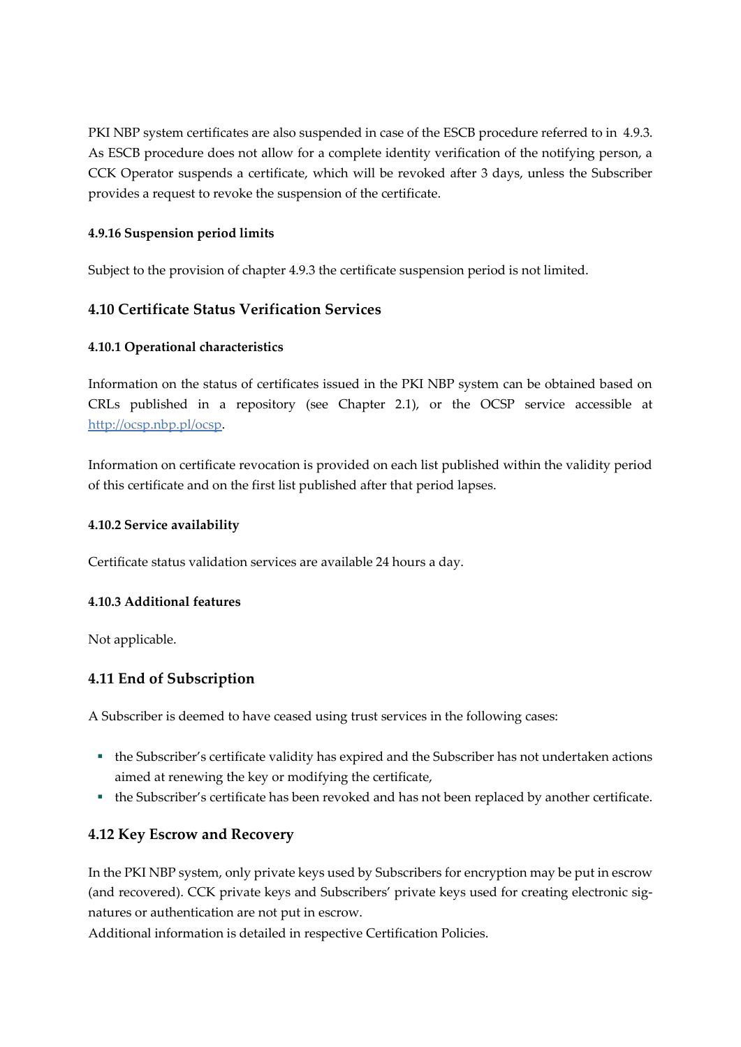PKI NBP system certificates are also suspended in case of the ESCB procedure referred to in 4.9.3. As ESCB procedure does not allow for a complete identity verification of the notifying person, a CCK Operator suspends a certificate, which will be revoked after 3 days, unless the Subscriber provides a request to revoke the suspension of the certificate.

#### 4.9.16 Suspension period limits

Subject to the provision of chapter 4.9.3 the certificate suspension period is not limited.

### 4.10 Certificate Status Verification Services

#### 4.10.1 Operational characteristics

Information on the status of certificates issued in the PKI NBP system can be obtained based on CRLs published in a repository (see Chapter 2.1), or the OCSP service accessible at http://ocsp.nbp.pl/ocsp.

Information on certificate revocation is provided on each list published within the validity period of this certificate and on the first list published after that period lapses.

#### 4.10.2 Service availability

Certificate status validation services are available 24 hours a day.

#### 4.10.3 Additional features

Not applicable.

### 4.11 End of Subscription

A Subscriber is deemed to have ceased using trust services in the following cases:

- the Subscriber's certificate validity has expired and the Subscriber has not undertaken actions aimed at renewing the key or modifying the certificate,
- the Subscriber's certificate has been revoked and has not been replaced by another certificate.

### 4.12 Key Escrow and Recovery

In the PKI NBP system, only private keys used by Subscribers for encryption may be put in escrow (and recovered). CCK private keys and Subscribers' private keys used for creating electronic signatures or authentication are not put in escrow.
Additional information is detailed in respective Certification Policies.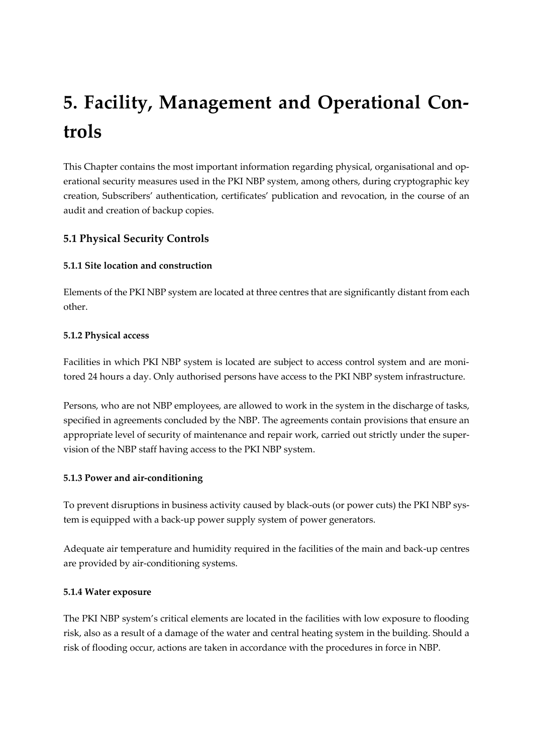# 5. Facility, Management and Operational Controls

This Chapter contains the most important information regarding physical, organisational and operational security measures used in the PKI NBP system, among others, during cryptographic key creation, Subscribers' authentication, certificates' publication and revocation, in the course of an audit and creation of backup copies.

## 5.1 Physical Security Controls

### 5.1.1 Site location and construction

Elements of the PKI NBP system are located at three centres that are significantly distant from each other.

### 5.1.2 Physical access

Facilities in which PKI NBP system is located are subject to access control system and are monitored 24 hours a day. Only authorised persons have access to the PKI NBP system infrastructure.

Persons, who are not NBP employees, are allowed to work in the system in the discharge of tasks, specified in agreements concluded by the NBP. The agreements contain provisions that ensure an appropriate level of security of maintenance and repair work, carried out strictly under the supervision of the NBP staff having access to the PKI NBP system.

### 5.1.3 Power and air-conditioning

To prevent disruptions in business activity caused by black-outs (or power cuts) the PKI NBP system is equipped with a back-up power supply system of power generators.

Adequate air temperature and humidity required in the facilities of the main and back-up centres are provided by air-conditioning systems.

### 5.1.4 Water exposure

The PKI NBP system's critical elements are located in the facilities with low exposure to flooding risk, also as a result of a damage of the water and central heating system in the building. Should a risk of flooding occur, actions are taken in accordance with the procedures in force in NBP.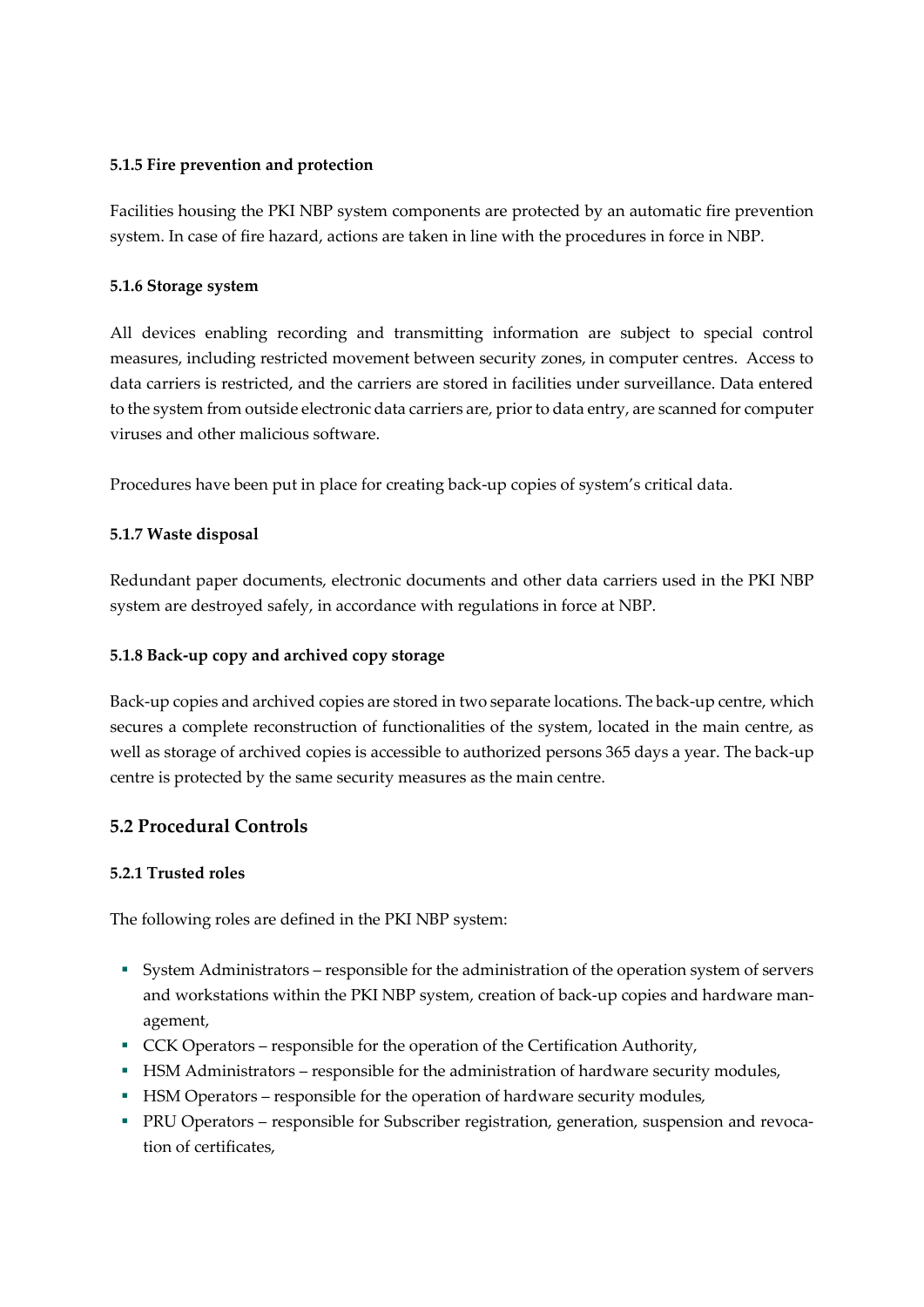#### 5.1.5 Fire prevention and protection

Facilities housing the PKI NBP system components are protected by an automatic fire prevention system. In case of fire hazard, actions are taken in line with the procedures in force in NBP.

#### 5.1.6 Storage system

All devices enabling recording and transmitting information are subject to special control measures, including restricted movement between security zones, in computer centres. Access to data carriers is restricted, and the carriers are stored in facilities under surveillance. Data entered to the system from outside electronic data carriers are, prior to data entry, are scanned for computer viruses and other malicious software.

Procedures have been put in place for creating back-up copies of system's critical data.

#### 5.1.7 Waste disposal

Redundant paper documents, electronic documents and other data carriers used in the PKI NBP system are destroyed safely, in accordance with regulations in force at NBP.

#### 5.1.8 Back-up copy and archived copy storage

Back-up copies and archived copies are stored in two separate locations. The back-up centre, which secures a complete reconstruction of functionalities of the system, located in the main centre, as well as storage of archived copies is accessible to authorized persons 365 days a year. The back-up centre is protected by the same security measures as the main centre.

## 5.2 Procedural Controls

#### 5.2.1 Trusted roles

The following roles are defined in the PKI NBP system:

- System Administrators – responsible for the administration of the operation system of servers and workstations within the PKI NBP system, creation of back-up copies and hardware management,
- CCK Operators – responsible for the operation of the Certification Authority,
- HSM Administrators – responsible for the administration of hardware security modules,
- HSM Operators – responsible for the operation of hardware security modules,
- PRU Operators – responsible for Subscriber registration, generation, suspension and revocation of certificates,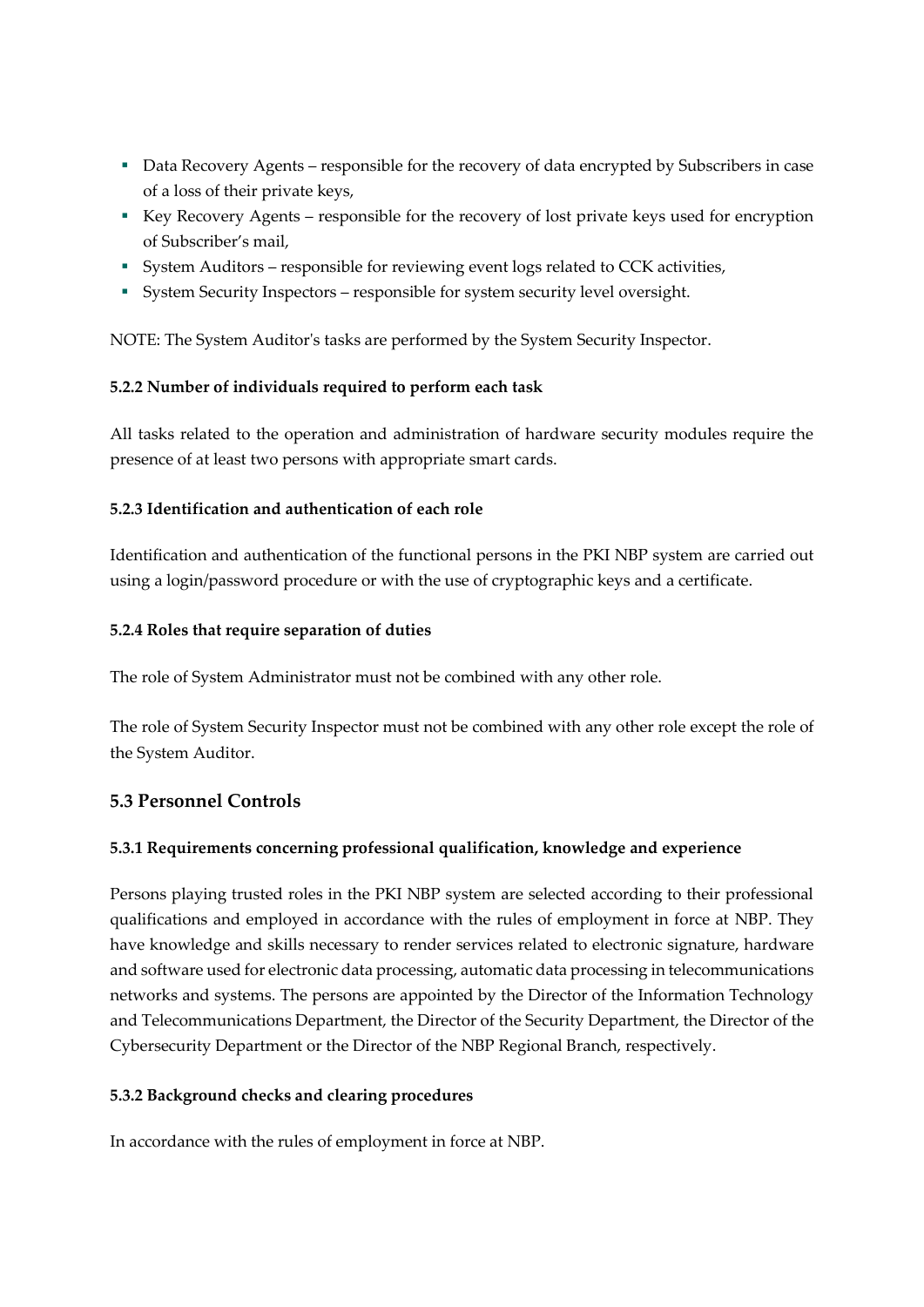- Data Recovery Agents – responsible for the recovery of data encrypted by Subscribers in case of a loss of their private keys,
- Key Recovery Agents – responsible for the recovery of lost private keys used for encryption of Subscriber's mail,
- System Auditors – responsible for reviewing event logs related to CCK activities,
- System Security Inspectors – responsible for system security level oversight.

NOTE: The System Auditor's tasks are performed by the System Security Inspector.

#### 5.2.2 Number of individuals required to perform each task

All tasks related to the operation and administration of hardware security modules require the presence of at least two persons with appropriate smart cards.

#### 5.2.3 Identification and authentication of each role

Identification and authentication of the functional persons in the PKI NBP system are carried out using a login/password procedure or with the use of cryptographic keys and a certificate.

#### 5.2.4 Roles that require separation of duties

The role of System Administrator must not be combined with any other role.

The role of System Security Inspector must not be combined with any other role except the role of the System Auditor.

### 5.3 Personnel Controls

#### 5.3.1 Requirements concerning professional qualification, knowledge and experience

Persons playing trusted roles in the PKI NBP system are selected according to their professional qualifications and employed in accordance with the rules of employment in force at NBP. They have knowledge and skills necessary to render services related to electronic signature, hardware and software used for electronic data processing, automatic data processing in telecommunications networks and systems. The persons are appointed by the Director of the Information Technology and Telecommunications Department, the Director of the Security Department, the Director of the Cybersecurity Department or the Director of the NBP Regional Branch, respectively.

#### 5.3.2 Background checks and clearing procedures

In accordance with the rules of employment in force at NBP.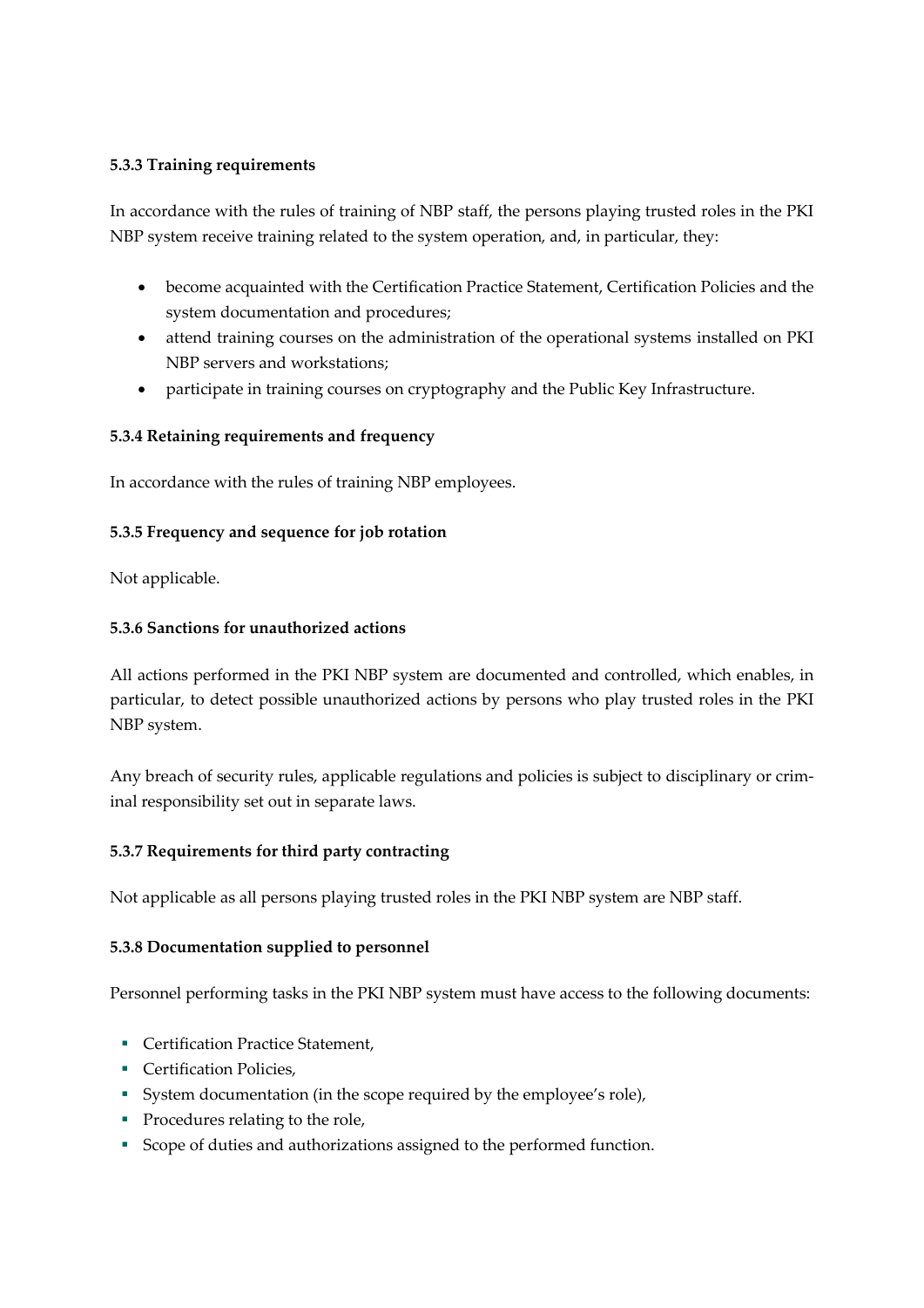#### 5.3.3 Training requirements

In accordance with the rules of training of NBP staff, the persons playing trusted roles in the PKI NBP system receive training related to the system operation, and, in particular, they:

- become acquainted with the Certification Practice Statement, Certification Policies and the system documentation and procedures;
- attend training courses on the administration of the operational systems installed on PKI NBP servers and workstations;
- participate in training courses on cryptography and the Public Key Infrastructure.

#### 5.3.4 Retaining requirements and frequency

In accordance with the rules of training NBP employees.

#### 5.3.5 Frequency and sequence for job rotation

Not applicable.

#### 5.3.6 Sanctions for unauthorized actions

All actions performed in the PKI NBP system are documented and controlled, which enables, in particular, to detect possible unauthorized actions by persons who play trusted roles in the PKI NBP system.

Any breach of security rules, applicable regulations and policies is subject to disciplinary or criminal responsibility set out in separate laws.

#### 5.3.7 Requirements for third party contracting

Not applicable as all persons playing trusted roles in the PKI NBP system are NBP staff.

#### 5.3.8 Documentation supplied to personnel

Personnel performing tasks in the PKI NBP system must have access to the following documents:

- Certification Practice Statement,
- Certification Policies,
- System documentation (in the scope required by the employee's role),
- Procedures relating to the role,
- Scope of duties and authorizations assigned to the performed function.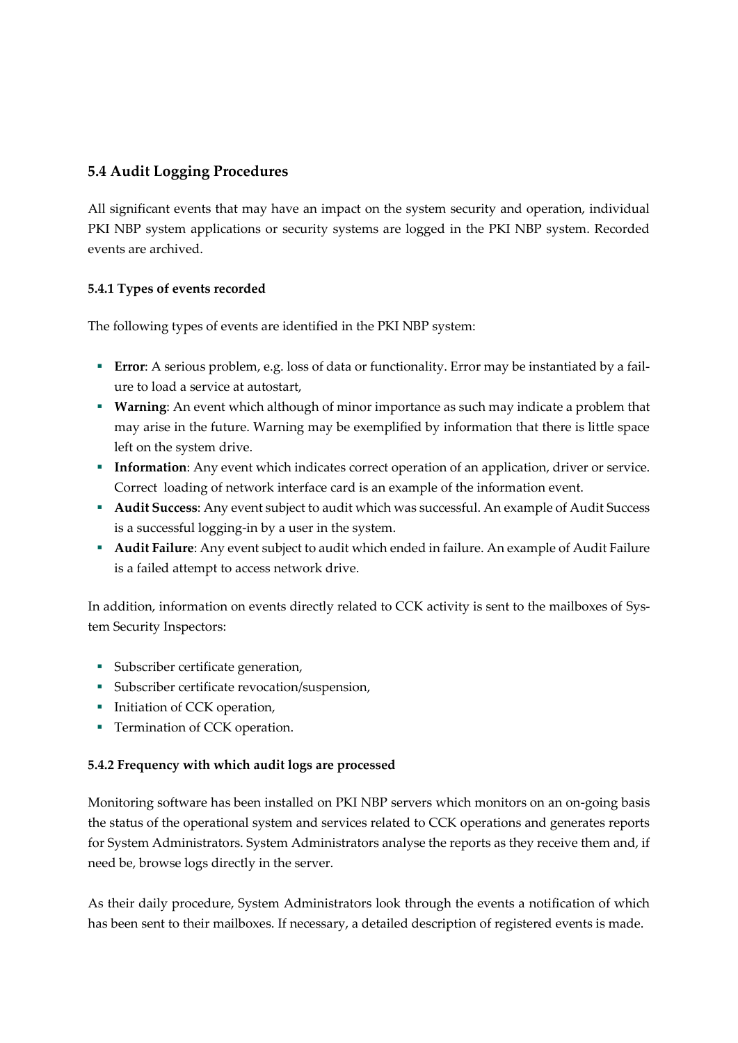## 5.4 Audit Logging Procedures

All significant events that may have an impact on the system security and operation, individual PKI NBP system applications or security systems are logged in the PKI NBP system. Recorded events are archived.

### 5.4.1 Types of events recorded

The following types of events are identified in the PKI NBP system:

- **Error**: A serious problem, e.g. loss of data or functionality. Error may be instantiated by a failure to load a service at autostart,
- **Warning**: An event which although of minor importance as such may indicate a problem that may arise in the future. Warning may be exemplified by information that there is little space left on the system drive.
- **Information**: Any event which indicates correct operation of an application, driver or service. Correct loading of network interface card is an example of the information event.
- **Audit Success**: Any event subject to audit which was successful. An example of Audit Success is a successful logging-in by a user in the system.
- **Audit Failure**: Any event subject to audit which ended in failure. An example of Audit Failure is a failed attempt to access network drive.

In addition, information on events directly related to CCK activity is sent to the mailboxes of System Security Inspectors:

- Subscriber certificate generation,
- Subscriber certificate revocation/suspension,
- Initiation of CCK operation,
- Termination of CCK operation.

### 5.4.2 Frequency with which audit logs are processed

Monitoring software has been installed on PKI NBP servers which monitors on an on-going basis the status of the operational system and services related to CCK operations and generates reports for System Administrators. System Administrators analyse the reports as they receive them and, if need be, browse logs directly in the server.

As their daily procedure, System Administrators look through the events a notification of which has been sent to their mailboxes. If necessary, a detailed description of registered events is made.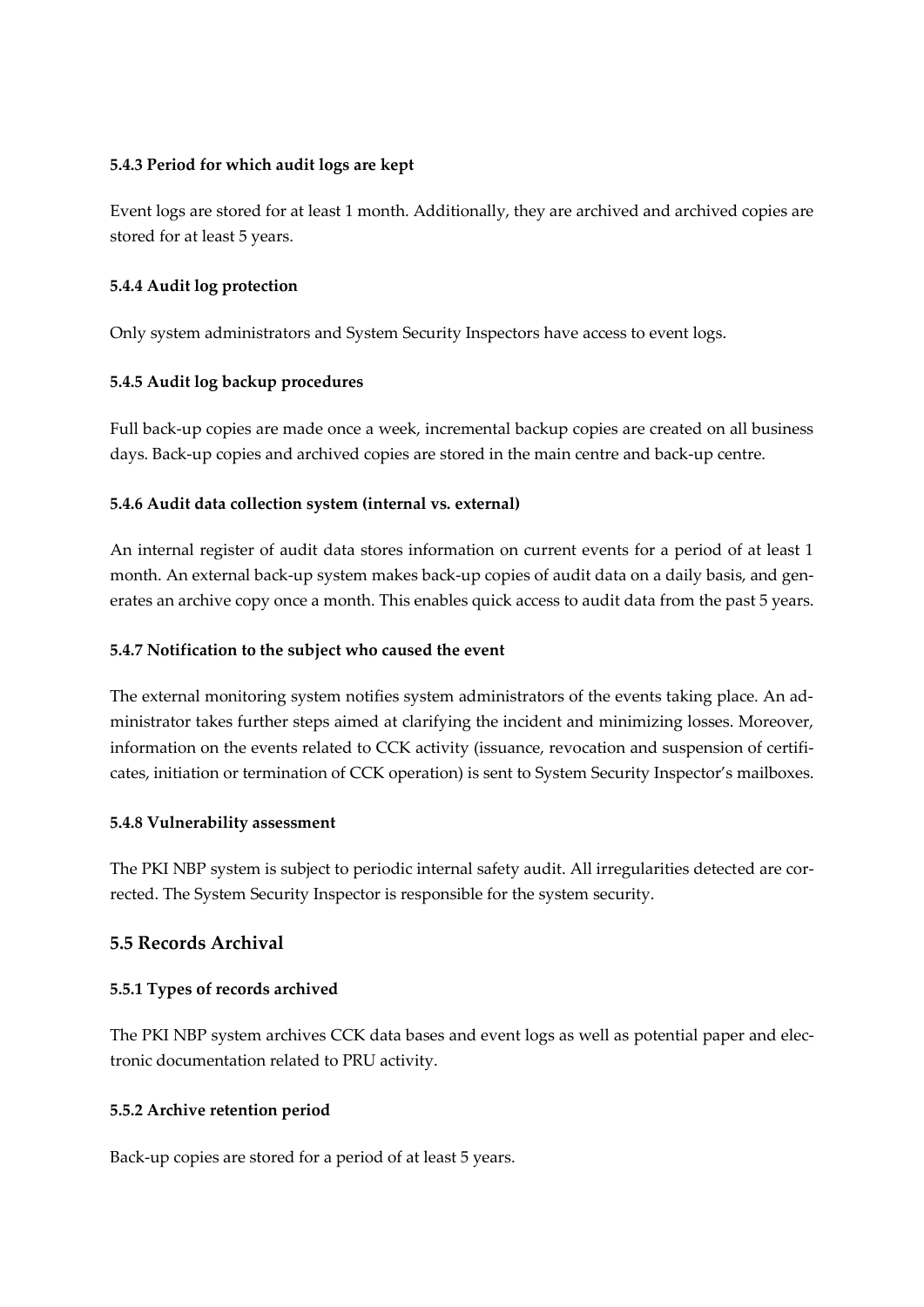#### 5.4.3 Period for which audit logs are kept

Event logs are stored for at least 1 month. Additionally, they are archived and archived copies are stored for at least 5 years.

#### 5.4.4 Audit log protection

Only system administrators and System Security Inspectors have access to event logs.

#### 5.4.5 Audit log backup procedures

Full back-up copies are made once a week, incremental backup copies are created on all business days. Back-up copies and archived copies are stored in the main centre and back-up centre.

#### 5.4.6 Audit data collection system (internal vs. external)

An internal register of audit data stores information on current events for a period of at least 1 month. An external back-up system makes back-up copies of audit data on a daily basis, and generates an archive copy once a month. This enables quick access to audit data from the past 5 years.

#### 5.4.7 Notification to the subject who caused the event

The external monitoring system notifies system administrators of the events taking place. An administrator takes further steps aimed at clarifying the incident and minimizing losses. Moreover, information on the events related to CCK activity (issuance, revocation and suspension of certificates, initiation or termination of CCK operation) is sent to System Security Inspector's mailboxes.

#### 5.4.8 Vulnerability assessment

The PKI NBP system is subject to periodic internal safety audit. All irregularities detected are corrected. The System Security Inspector is responsible for the system security.

### 5.5 Records Archival

#### 5.5.1 Types of records archived

The PKI NBP system archives CCK data bases and event logs as well as potential paper and electronic documentation related to PRU activity.

#### 5.5.2 Archive retention period

Back-up copies are stored for a period of at least 5 years.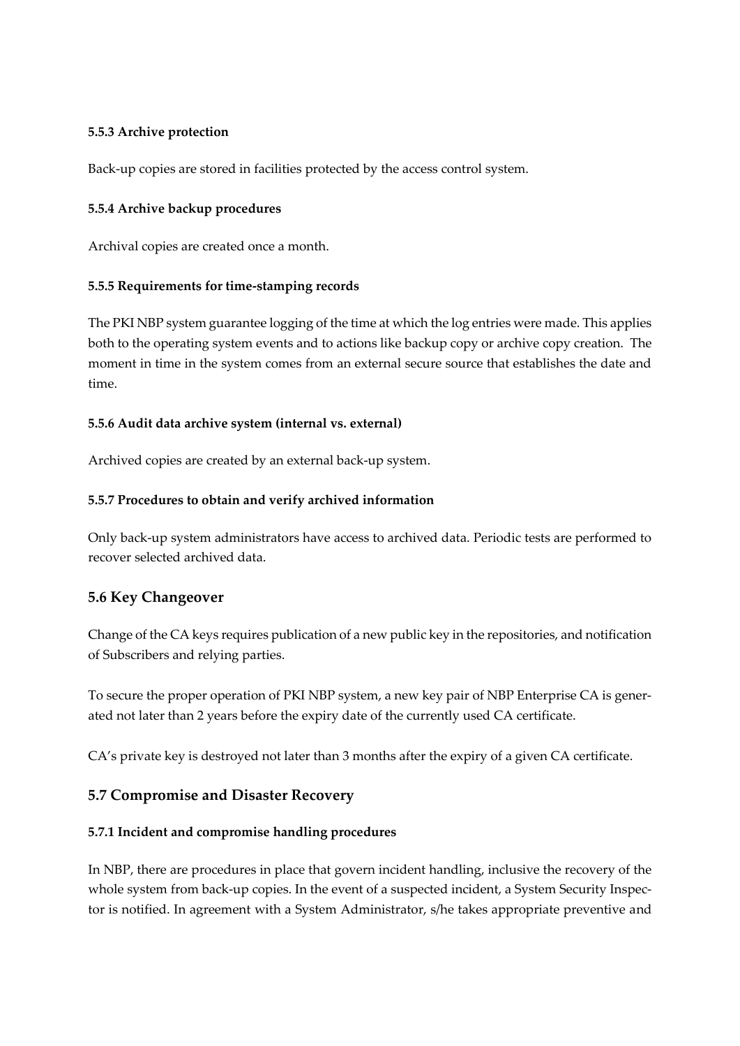#### 5.5.3 Archive protection

Back-up copies are stored in facilities protected by the access control system.

#### 5.5.4 Archive backup procedures

Archival copies are created once a month.

#### 5.5.5 Requirements for time-stamping records

The PKI NBP system guarantee logging of the time at which the log entries were made. This applies both to the operating system events and to actions like backup copy or archive copy creation. The moment in time in the system comes from an external secure source that establishes the date and time.

#### 5.5.6 Audit data archive system (internal vs. external)

Archived copies are created by an external back-up system.

#### 5.5.7 Procedures to obtain and verify archived information

Only back-up system administrators have access to archived data. Periodic tests are performed to recover selected archived data.

## 5.6 Key Changeover

Change of the CA keys requires publication of a new public key in the repositories, and notification of Subscribers and relying parties.

To secure the proper operation of PKI NBP system, a new key pair of NBP Enterprise CA is generated not later than 2 years before the expiry date of the currently used CA certificate.

CA's private key is destroyed not later than 3 months after the expiry of a given CA certificate.

## 5.7 Compromise and Disaster Recovery

#### 5.7.1 Incident and compromise handling procedures

In NBP, there are procedures in place that govern incident handling, inclusive the recovery of the whole system from back-up copies. In the event of a suspected incident, a System Security Inspector is notified. In agreement with a System Administrator, s/he takes appropriate preventive and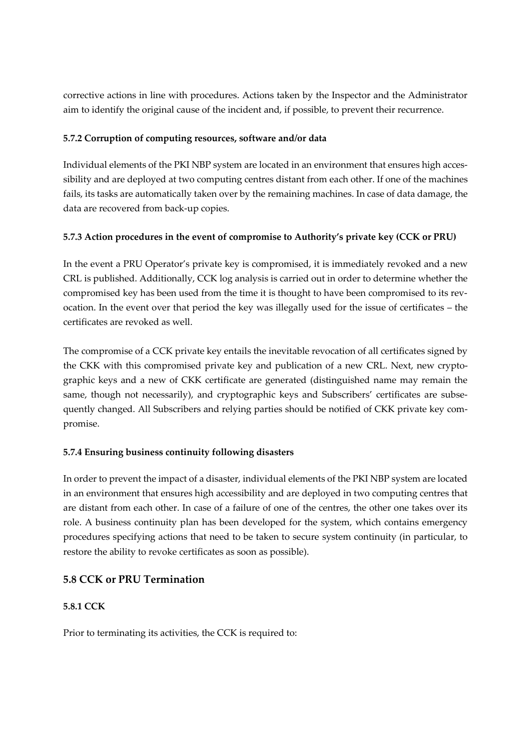corrective actions in line with procedures. Actions taken by the Inspector and the Administrator aim to identify the original cause of the incident and, if possible, to prevent their recurrence.

#### 5.7.2 Corruption of computing resources, software and/or data

Individual elements of the PKI NBP system are located in an environment that ensures high accessibility and are deployed at two computing centres distant from each other. If one of the machines fails, its tasks are automatically taken over by the remaining machines. In case of data damage, the data are recovered from back-up copies.

#### 5.7.3 Action procedures in the event of compromise to Authority's private key (CCK or PRU)

In the event a PRU Operator's private key is compromised, it is immediately revoked and a new CRL is published. Additionally, CCK log analysis is carried out in order to determine whether the compromised key has been used from the time it is thought to have been compromised to its revocation. In the event over that period the key was illegally used for the issue of certificates – the certificates are revoked as well.

The compromise of a CCK private key entails the inevitable revocation of all certificates signed by the CKK with this compromised private key and publication of a new CRL. Next, new cryptographic keys and a new of CKK certificate are generated (distinguished name may remain the same, though not necessarily), and cryptographic keys and Subscribers' certificates are subsequently changed. All Subscribers and relying parties should be notified of CKK private key compromise.

#### 5.7.4 Ensuring business continuity following disasters

In order to prevent the impact of a disaster, individual elements of the PKI NBP system are located in an environment that ensures high accessibility and are deployed in two computing centres that are distant from each other. In case of a failure of one of the centres, the other one takes over its role. A business continuity plan has been developed for the system, which contains emergency procedures specifying actions that need to be taken to secure system continuity (in particular, to restore the ability to revoke certificates as soon as possible).

### 5.8 CCK or PRU Termination

#### 5.8.1 CCK

Prior to terminating its activities, the CCK is required to: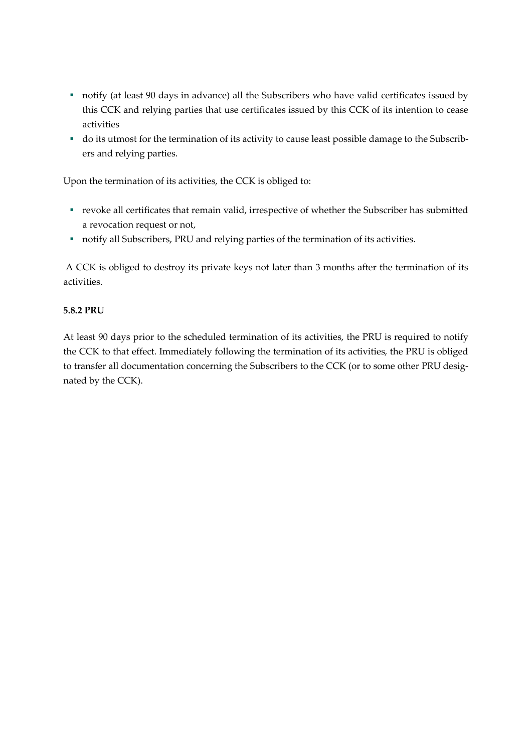- notify (at least 90 days in advance) all the Subscribers who have valid certificates issued by this CCK and relying parties that use certificates issued by this CCK of its intention to cease activities
- do its utmost for the termination of its activity to cause least possible damage to the Subscribers and relying parties.

Upon the termination of its activities, the CCK is obliged to:

- revoke all certificates that remain valid, irrespective of whether the Subscriber has submitted a revocation request or not,
- notify all Subscribers, PRU and relying parties of the termination of its activities.

A CCK is obliged to destroy its private keys not later than 3 months after the termination of its activities.

**5.8.2 PRU**

At least 90 days prior to the scheduled termination of its activities, the PRU is required to notify the CCK to that effect. Immediately following the termination of its activities, the PRU is obliged to transfer all documentation concerning the Subscribers to the CCK (or to some other PRU designated by the CCK).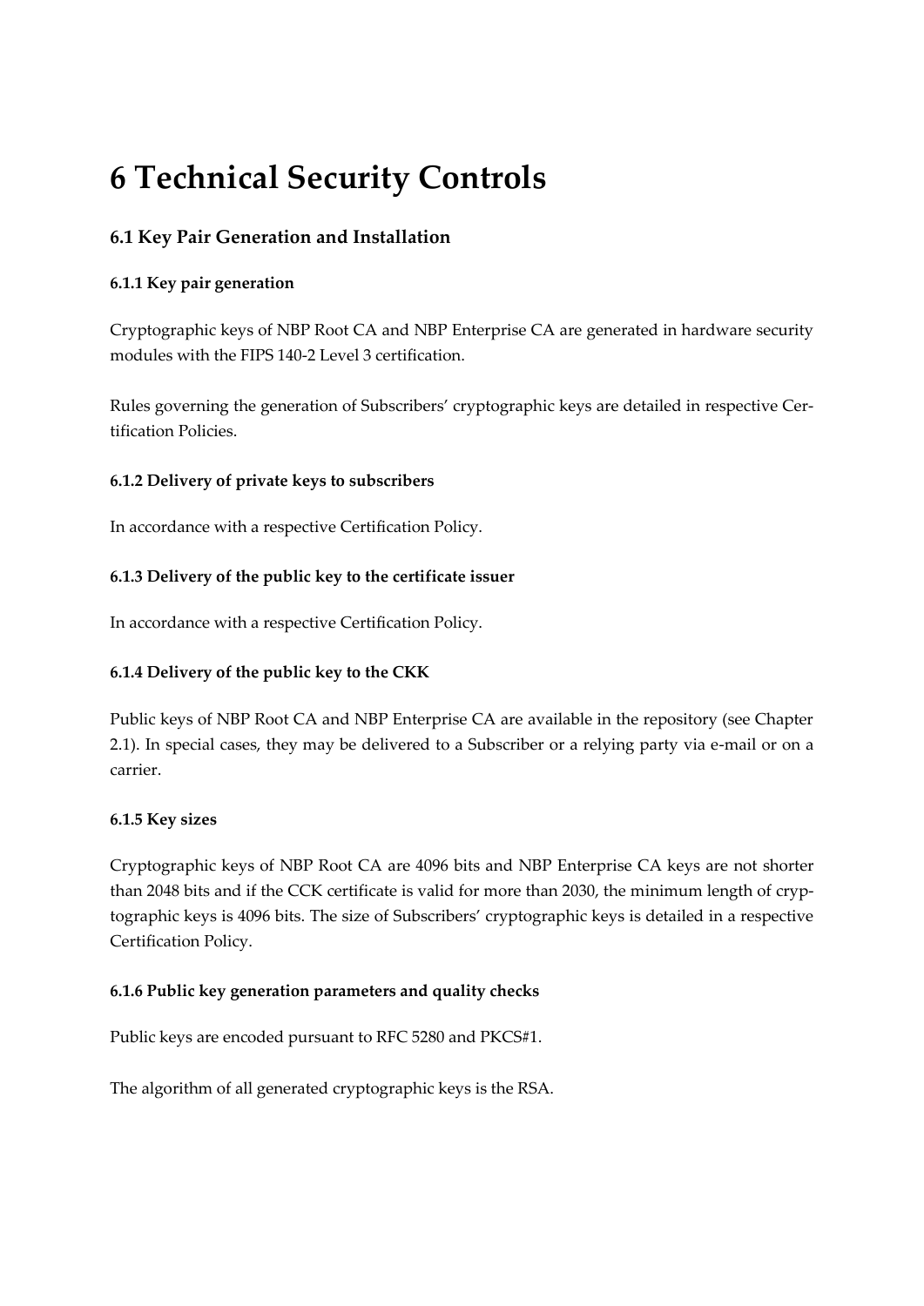# 6 Technical Security Controls

## 6.1 Key Pair Generation and Installation

### 6.1.1 Key pair generation

Cryptographic keys of NBP Root CA and NBP Enterprise CA are generated in hardware security modules with the FIPS 140-2 Level 3 certification.

Rules governing the generation of Subscribers' cryptographic keys are detailed in respective Certification Policies.

### 6.1.2 Delivery of private keys to subscribers

In accordance with a respective Certification Policy.

### 6.1.3 Delivery of the public key to the certificate issuer

In accordance with a respective Certification Policy.

### 6.1.4 Delivery of the public key to the CKK

Public keys of NBP Root CA and NBP Enterprise CA are available in the repository (see Chapter 2.1). In special cases, they may be delivered to a Subscriber or a relying party via e-mail or on a carrier.

### 6.1.5 Key sizes

Cryptographic keys of NBP Root CA are 4096 bits and NBP Enterprise CA keys are not shorter than 2048 bits and if the CCK certificate is valid for more than 2030, the minimum length of cryptographic keys is 4096 bits. The size of Subscribers' cryptographic keys is detailed in a respective Certification Policy.

### 6.1.6 Public key generation parameters and quality checks

Public keys are encoded pursuant to RFC 5280 and PKCS#1.

The algorithm of all generated cryptographic keys is the RSA.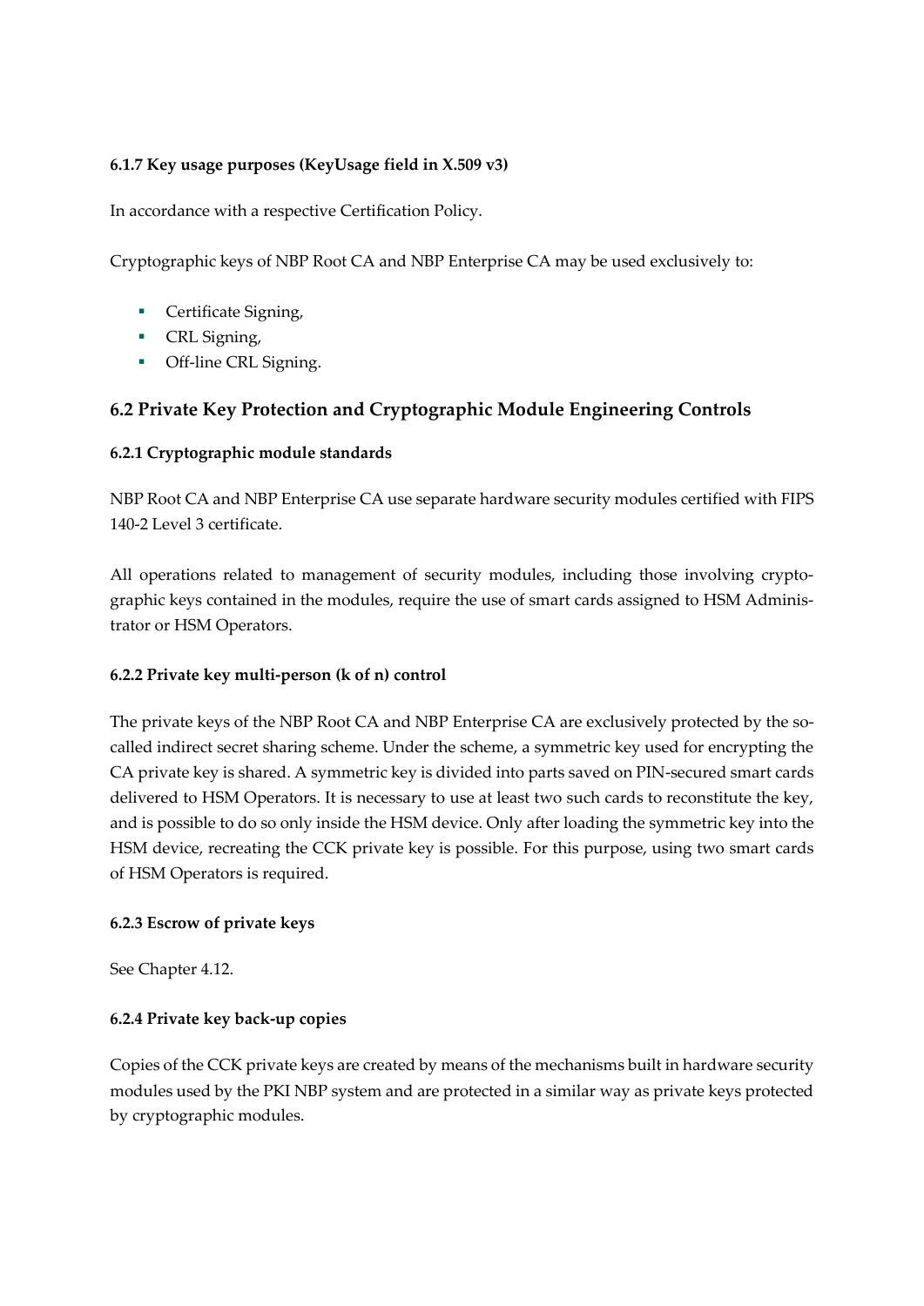#### 6.1.7 Key usage purposes (KeyUsage field in X.509 v3)

In accordance with a respective Certification Policy.

Cryptographic keys of NBP Root CA and NBP Enterprise CA may be used exclusively to:

- Certificate Signing,
- CRL Signing,
- Off-line CRL Signing.

### 6.2 Private Key Protection and Cryptographic Module Engineering Controls

#### 6.2.1 Cryptographic module standards

NBP Root CA and NBP Enterprise CA use separate hardware security modules certified with FIPS 140-2 Level 3 certificate.

All operations related to management of security modules, including those involving cryptographic keys contained in the modules, require the use of smart cards assigned to HSM Administrator or HSM Operators.

#### 6.2.2 Private key multi-person (k of n) control

The private keys of the NBP Root CA and NBP Enterprise CA are exclusively protected by the so-called indirect secret sharing scheme. Under the scheme, a symmetric key used for encrypting the CA private key is shared. A symmetric key is divided into parts saved on PIN-secured smart cards delivered to HSM Operators. It is necessary to use at least two such cards to reconstitute the key, and is possible to do so only inside the HSM device. Only after loading the symmetric key into the HSM device, recreating the CCK private key is possible. For this purpose, using two smart cards of HSM Operators is required.

#### 6.2.3 Escrow of private keys

See Chapter 4.12.

#### 6.2.4 Private key back-up copies

Copies of the CCK private keys are created by means of the mechanisms built in hardware security modules used by the PKI NBP system and are protected in a similar way as private keys protected by cryptographic modules.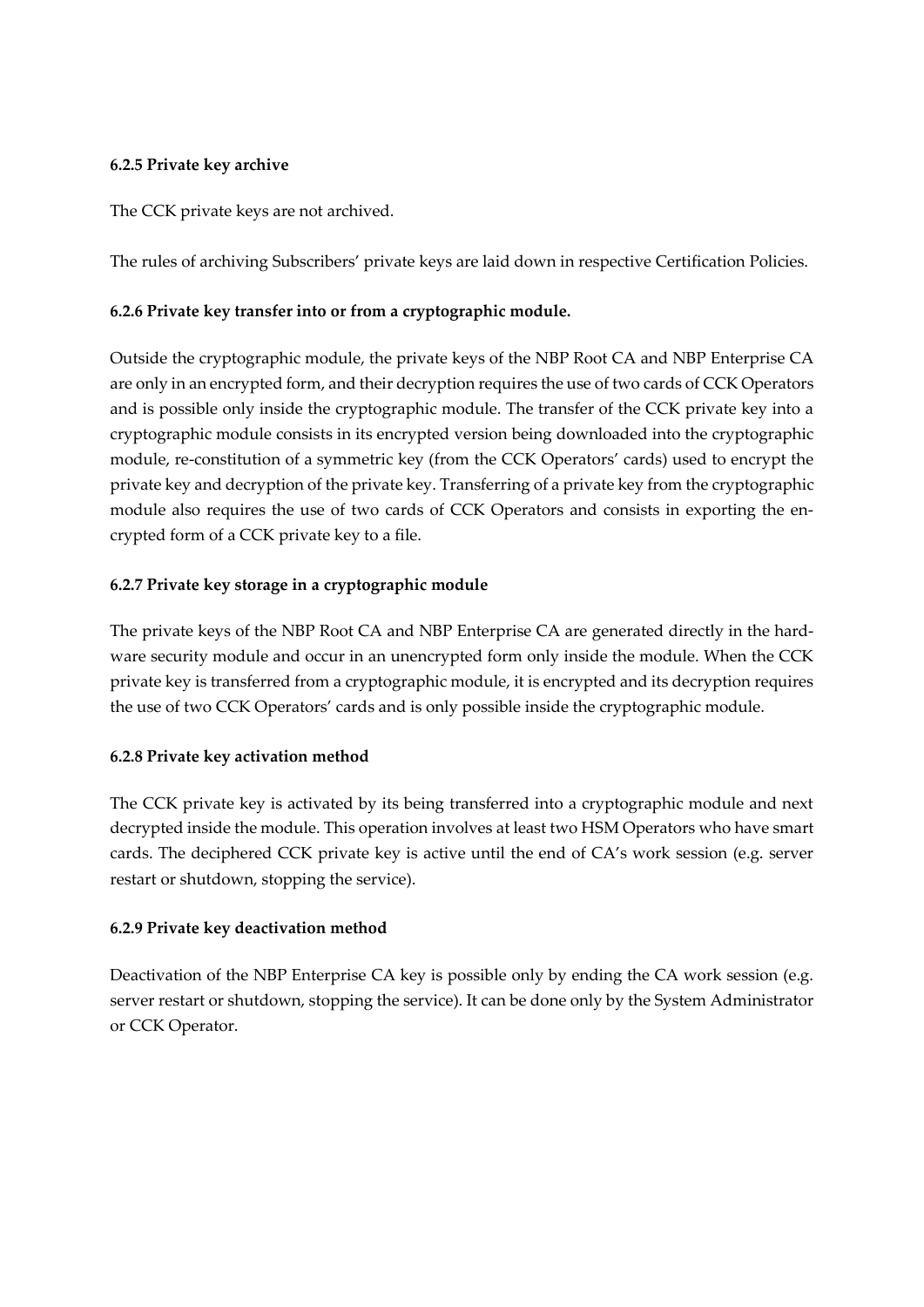#### 6.2.5 Private key archive

The CCK private keys are not archived.

The rules of archiving Subscribers' private keys are laid down in respective Certification Policies.

#### 6.2.6 Private key transfer into or from a cryptographic module.

Outside the cryptographic module, the private keys of the NBP Root CA and NBP Enterprise CA are only in an encrypted form, and their decryption requires the use of two cards of CCK Operators and is possible only inside the cryptographic module. The transfer of the CCK private key into a cryptographic module consists in its encrypted version being downloaded into the cryptographic module, re-constitution of a symmetric key (from the CCK Operators' cards) used to encrypt the private key and decryption of the private key. Transferring of a private key from the cryptographic module also requires the use of two cards of CCK Operators and consists in exporting the encrypted form of a CCK private key to a file.

#### 6.2.7 Private key storage in a cryptographic module

The private keys of the NBP Root CA and NBP Enterprise CA are generated directly in the hardware security module and occur in an unencrypted form only inside the module. When the CCK private key is transferred from a cryptographic module, it is encrypted and its decryption requires the use of two CCK Operators' cards and is only possible inside the cryptographic module.

#### 6.2.8 Private key activation method

The CCK private key is activated by its being transferred into a cryptographic module and next decrypted inside the module. This operation involves at least two HSM Operators who have smart cards. The deciphered CCK private key is active until the end of CA's work session (e.g. server restart or shutdown, stopping the service).

#### 6.2.9 Private key deactivation method

Deactivation of the NBP Enterprise CA key is possible only by ending the CA work session (e.g. server restart or shutdown, stopping the service). It can be done only by the System Administrator or CCK Operator.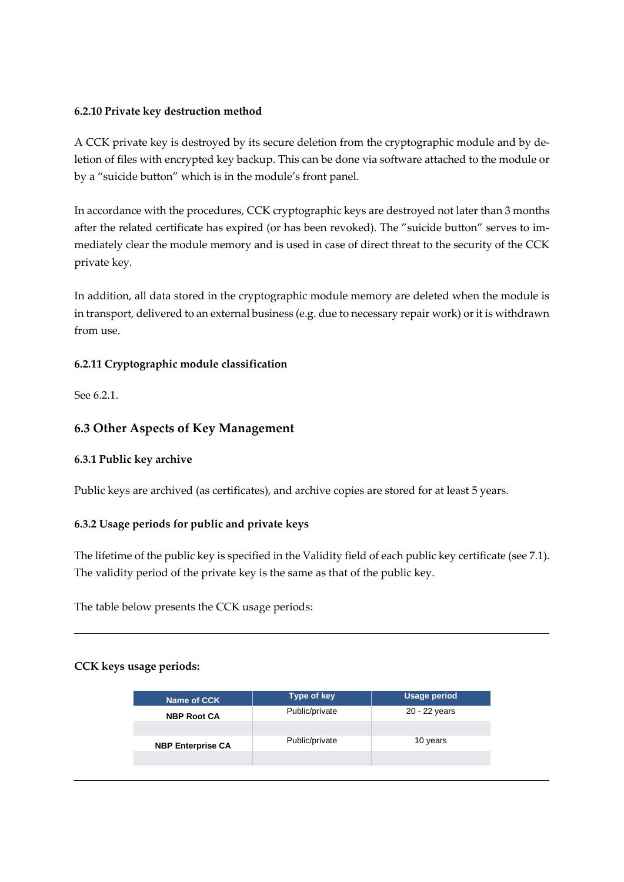#### 6.2.10 Private key destruction method

A CCK private key is destroyed by its secure deletion from the cryptographic module and by deletion of files with encrypted key backup. This can be done via software attached to the module or by a "suicide button" which is in the module's front panel.

In accordance with the procedures, CCK cryptographic keys are destroyed not later than 3 months after the related certificate has expired (or has been revoked). The "suicide button" serves to immediately clear the module memory and is used in case of direct threat to the security of the CCK private key.

In addition, all data stored in the cryptographic module memory are deleted when the module is in transport, delivered to an external business (e.g. due to necessary repair work) or it is withdrawn from use.

#### 6.2.11 Cryptographic module classification

See 6.2.1.

### 6.3 Other Aspects of Key Management

#### 6.3.1 Public key archive

Public keys are archived (as certificates), and archive copies are stored for at least 5 years.

#### 6.3.2 Usage periods for public and private keys

The lifetime of the public key is specified in the Validity field of each public key certificate (see 7.1). The validity period of the private key is the same as that of the public key.

The table below presents the CCK usage periods:

**CCK keys usage periods:**

| Name of CCK | Type of key | Usage period |
|---|---|---|
| **NBP Root CA** | Public/private | 20 - 22 years |
| **NBP Enterprise CA** | Public/private | 10 years |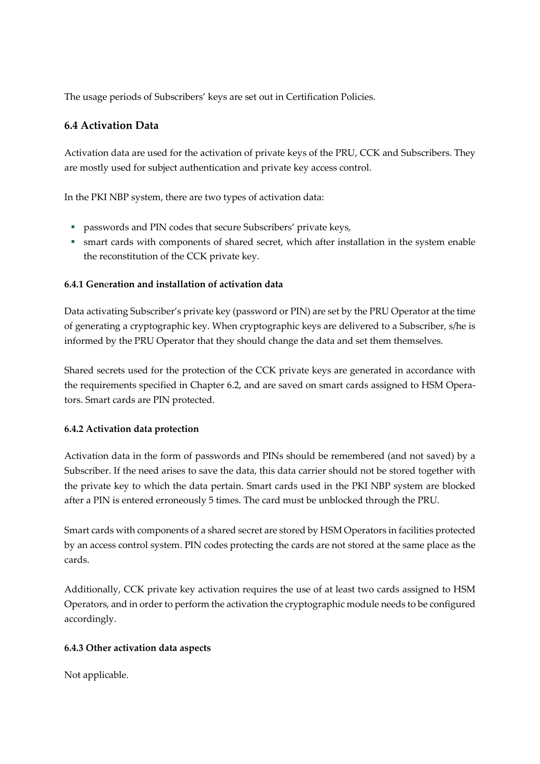The usage periods of Subscribers' keys are set out in Certification Policies.

## 6.4 Activation Data

Activation data are used for the activation of private keys of the PRU, CCK and Subscribers. They are mostly used for subject authentication and private key access control.

In the PKI NBP system, there are two types of activation data:

- passwords and PIN codes that secure Subscribers' private keys,
- smart cards with components of shared secret, which after installation in the system enable the reconstitution of the CCK private key.

### 6.4.1 Generation and installation of activation data

Data activating Subscriber's private key (password or PIN) are set by the PRU Operator at the time of generating a cryptographic key. When cryptographic keys are delivered to a Subscriber, s/he is informed by the PRU Operator that they should change the data and set them themselves.

Shared secrets used for the protection of the CCK private keys are generated in accordance with the requirements specified in Chapter 6.2, and are saved on smart cards assigned to HSM Operators. Smart cards are PIN protected.

### 6.4.2 Activation data protection

Activation data in the form of passwords and PINs should be remembered (and not saved) by a Subscriber. If the need arises to save the data, this data carrier should not be stored together with the private key to which the data pertain. Smart cards used in the PKI NBP system are blocked after a PIN is entered erroneously 5 times. The card must be unblocked through the PRU.

Smart cards with components of a shared secret are stored by HSM Operators in facilities protected by an access control system. PIN codes protecting the cards are not stored at the same place as the cards.

Additionally, CCK private key activation requires the use of at least two cards assigned to HSM Operators, and in order to perform the activation the cryptographic module needs to be configured accordingly.

### 6.4.3 Other activation data aspects

Not applicable.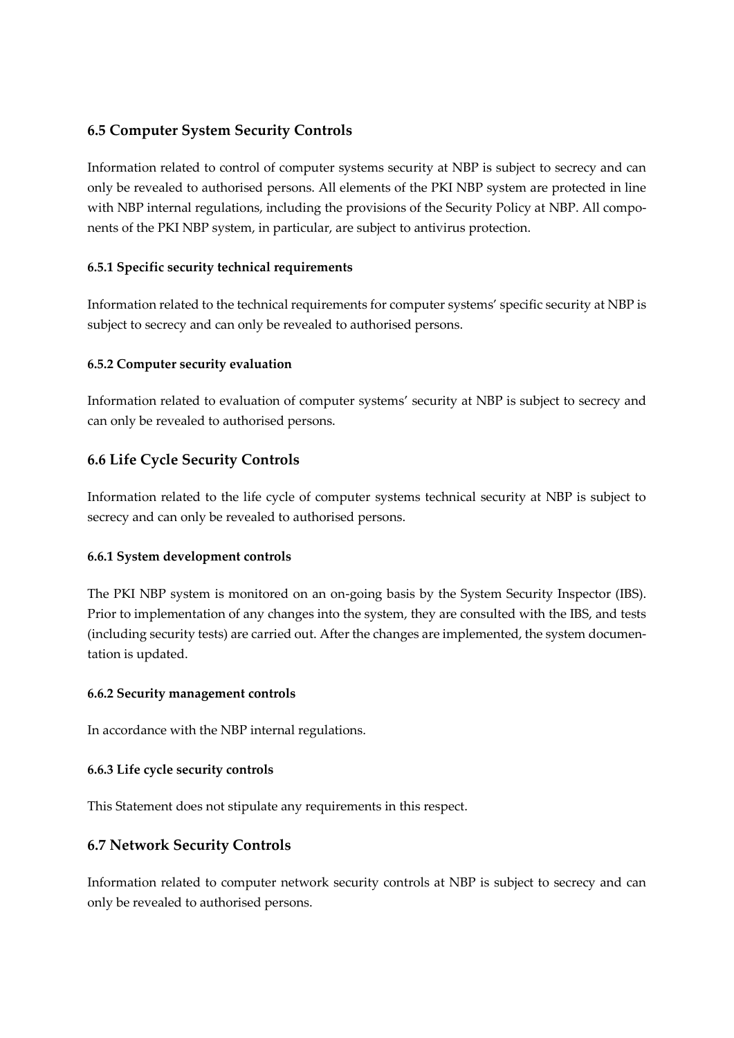## 6.5 Computer System Security Controls

Information related to control of computer systems security at NBP is subject to secrecy and can only be revealed to authorised persons. All elements of the PKI NBP system are protected in line with NBP internal regulations, including the provisions of the Security Policy at NBP. All components of the PKI NBP system, in particular, are subject to antivirus protection.

### 6.5.1 Specific security technical requirements

Information related to the technical requirements for computer systems' specific security at NBP is subject to secrecy and can only be revealed to authorised persons.

### 6.5.2 Computer security evaluation

Information related to evaluation of computer systems' security at NBP is subject to secrecy and can only be revealed to authorised persons.

## 6.6 Life Cycle Security Controls

Information related to the life cycle of computer systems technical security at NBP is subject to secrecy and can only be revealed to authorised persons.

### 6.6.1 System development controls

The PKI NBP system is monitored on an on-going basis by the System Security Inspector (IBS). Prior to implementation of any changes into the system, they are consulted with the IBS, and tests (including security tests) are carried out. After the changes are implemented, the system documentation is updated.

### 6.6.2 Security management controls

In accordance with the NBP internal regulations.

### 6.6.3 Life cycle security controls

This Statement does not stipulate any requirements in this respect.

## 6.7 Network Security Controls

Information related to computer network security controls at NBP is subject to secrecy and can only be revealed to authorised persons.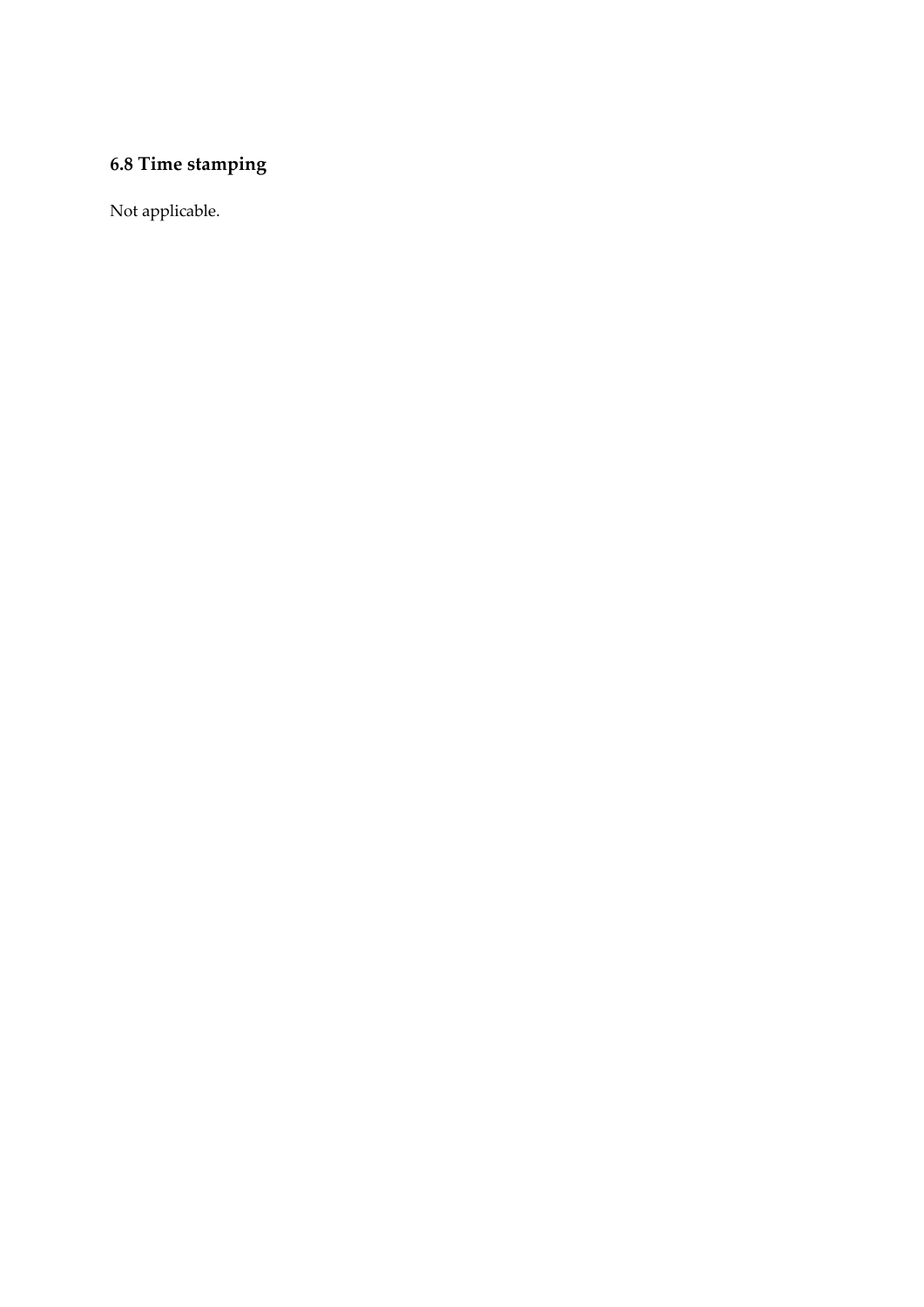## 6.8 Time stamping

Not applicable.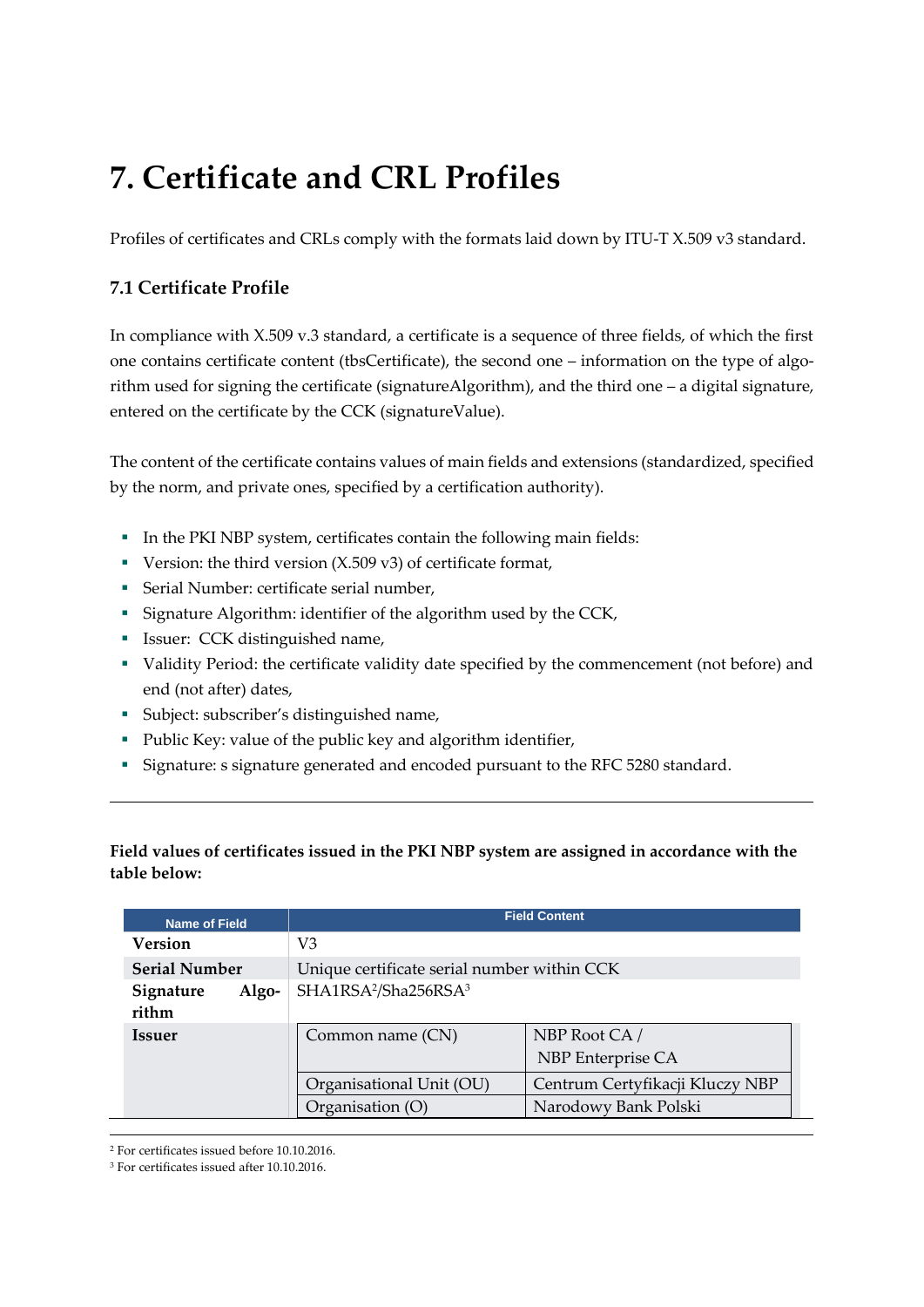# 7. Certificate and CRL Profiles

Profiles of certificates and CRLs comply with the formats laid down by ITU-T X.509 v3 standard.

## 7.1 Certificate Profile

In compliance with X.509 v.3 standard, a certificate is a sequence of three fields, of which the first one contains certificate content (tbsCertificate), the second one – information on the type of algorithm used for signing the certificate (signatureAlgorithm), and the third one – a digital signature, entered on the certificate by the CCK (signatureValue).

The content of the certificate contains values of main fields and extensions (standardized, specified by the norm, and private ones, specified by a certification authority).

- In the PKI NBP system, certificates contain the following main fields:
- Version: the third version (X.509 v3) of certificate format,
- Serial Number: certificate serial number,
- Signature Algorithm: identifier of the algorithm used by the CCK,
- Issuer: CCK distinguished name,
- Validity Period: the certificate validity date specified by the commencement (not before) and end (not after) dates,
- Subject: subscriber's distinguished name,
- Public Key: value of the public key and algorithm identifier,
- Signature: s signature generated and encoded pursuant to the RFC 5280 standard.

**Field values of certificates issued in the PKI NBP system are assigned in accordance with the table below:**

| Name of Field | Field Content | |
|---|---|---|
| **Version** | V3 | |
| **Serial Number** | Unique certificate serial number within CCK | |
| **Signature Algorithm** | SHA1RSA[2]/Sha256RSA[3] | |
| **Issuer** | Common name (CN) | NBP Root CA / NBP Enterprise CA |
| | Organisational Unit (OU) | Centrum Certyfikacji Kluczy NBP |
| | Organisation (O) | Narodowy Bank Polski |

[2] For certificates issued before 10.10.2016.

[3] For certificates issued after 10.10.2016.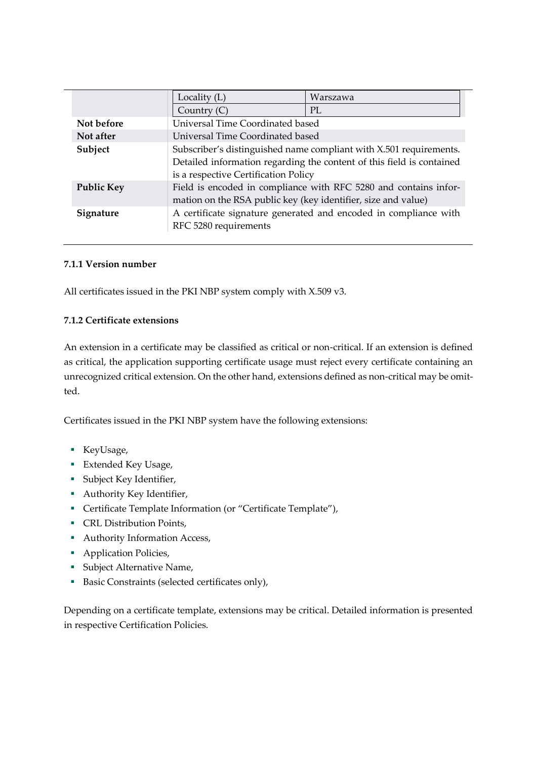| | | |
|---|---|---|
| | Locality (L) | Warszawa |
| | Country (C) | PL |
| **Not before** | Universal Time Coordinated based | |
| **Not after** | Universal Time Coordinated based | |
| **Subject** | Subscriber's distinguished name compliant with X.501 requirements. Detailed information regarding the content of this field is contained is a respective Certification Policy | |
| **Public Key** | Field is encoded in compliance with RFC 5280 and contains information on the RSA public key (key identifier, size and value) | |
| **Signature** | A certificate signature generated and encoded in compliance with RFC 5280 requirements | |

#### 7.1.1 Version number

All certificates issued in the PKI NBP system comply with X.509 v3.

#### 7.1.2 Certificate extensions

An extension in a certificate may be classified as critical or non-critical. If an extension is defined as critical, the application supporting certificate usage must reject every certificate containing an unrecognized critical extension. On the other hand, extensions defined as non-critical may be omitted.

Certificates issued in the PKI NBP system have the following extensions:

- KeyUsage,
- Extended Key Usage,
- Subject Key Identifier,
- Authority Key Identifier,
- Certificate Template Information (or "Certificate Template"),
- CRL Distribution Points,
- Authority Information Access,
- Application Policies,
- Subject Alternative Name,
- Basic Constraints (selected certificates only),

Depending on a certificate template, extensions may be critical. Detailed information is presented in respective Certification Policies.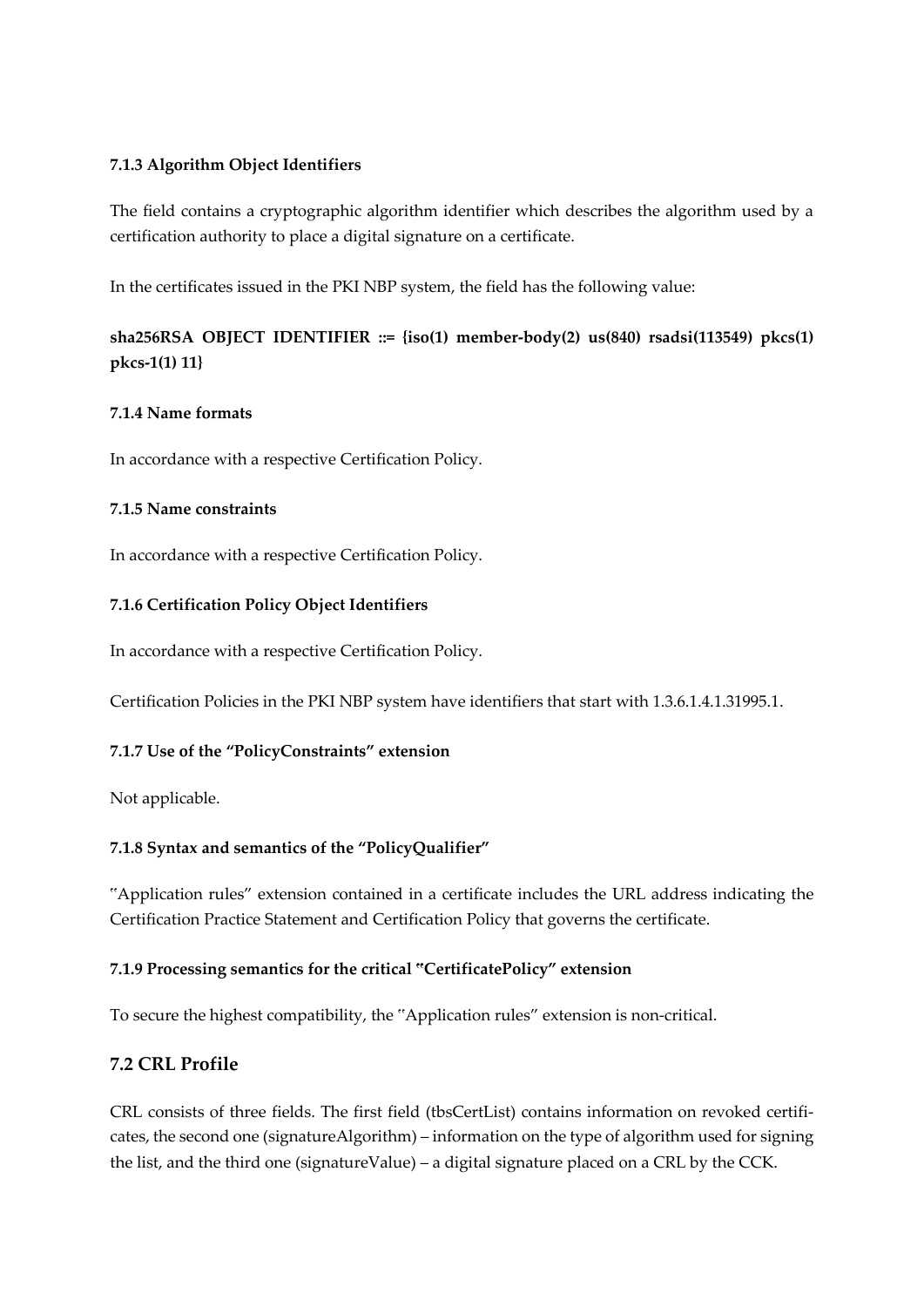#### 7.1.3 Algorithm Object Identifiers

The field contains a cryptographic algorithm identifier which describes the algorithm used by a certification authority to place a digital signature on a certificate.

In the certificates issued in the PKI NBP system, the field has the following value:

**sha256RSA OBJECT IDENTIFIER ::= {iso(1) member-body(2) us(840) rsadsi(113549) pkcs(1) pkcs-1(1) 11}**

#### 7.1.4 Name formats

In accordance with a respective Certification Policy.

#### 7.1.5 Name constraints

In accordance with a respective Certification Policy.

#### 7.1.6 Certification Policy Object Identifiers

In accordance with a respective Certification Policy.

Certification Policies in the PKI NBP system have identifiers that start with 1.3.6.1.4.1.31995.1.

#### 7.1.7 Use of the "PolicyConstraints" extension

Not applicable.

#### 7.1.8 Syntax and semantics of the "PolicyQualifier"

"Application rules" extension contained in a certificate includes the URL address indicating the Certification Practice Statement and Certification Policy that governs the certificate.

#### 7.1.9 Processing semantics for the critical "CertificatePolicy" extension

To secure the highest compatibility, the "Application rules" extension is non-critical.

### 7.2 CRL Profile

CRL consists of three fields. The first field (tbsCertList) contains information on revoked certificates, the second one (signatureAlgorithm) – information on the type of algorithm used for signing the list, and the third one (signatureValue) – a digital signature placed on a CRL by the CCK.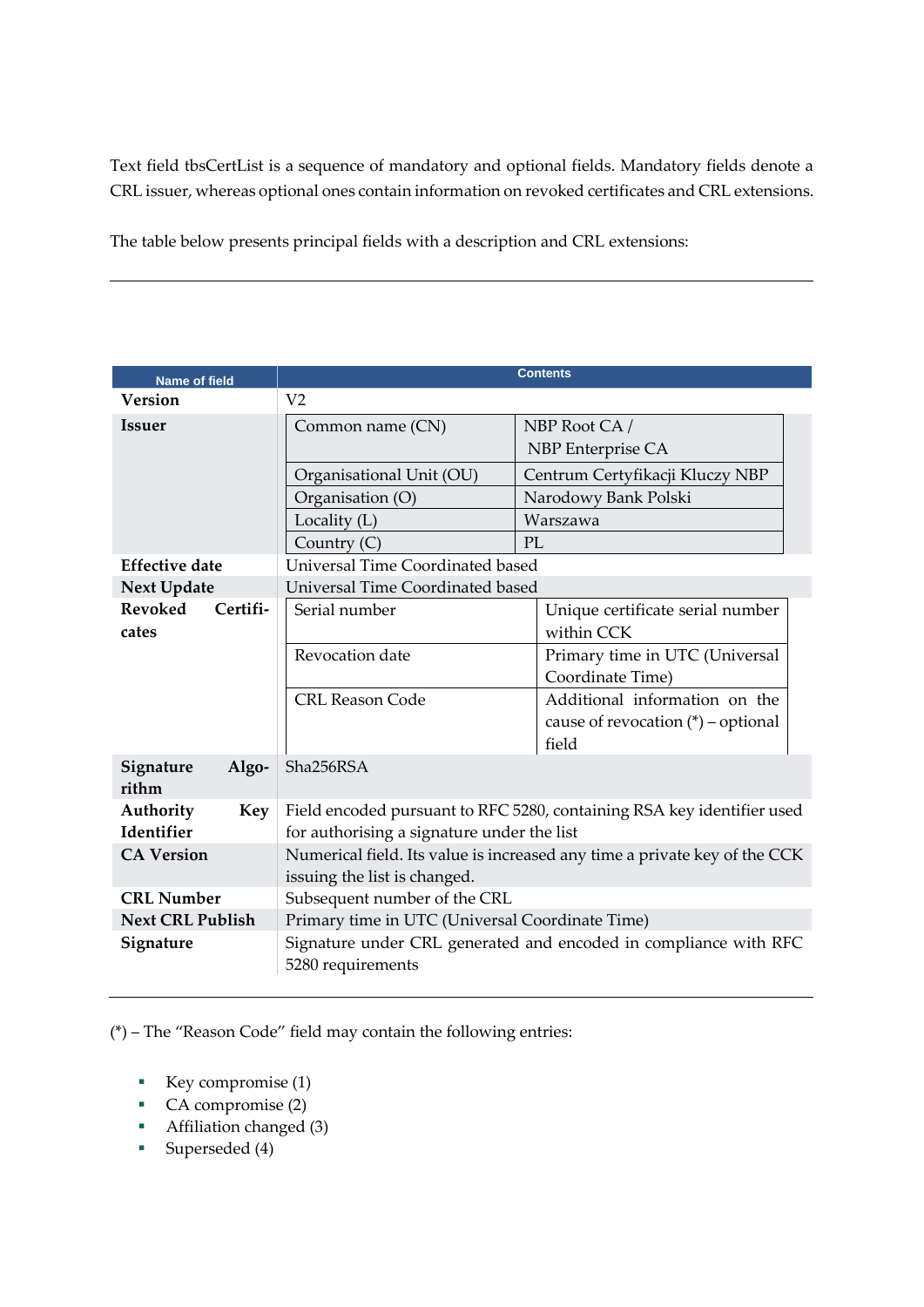Text field tbsCertList is a sequence of mandatory and optional fields. Mandatory fields denote a CRL issuer, whereas optional ones contain information on revoked certificates and CRL extensions.

The table below presents principal fields with a description and CRL extensions:

| Name of field | Contents | |
|---|---|---|
| **Version** | V2 | |
| **Issuer** | Common name (CN) | NBP Root CA / NBP Enterprise CA |
| | Organisational Unit (OU) | Centrum Certyfikacji Kluczy NBP |
| | Organisation (O) | Narodowy Bank Polski |
| | Locality (L) | Warszawa |
| | Country (C) | PL |
| **Effective date** | Universal Time Coordinated based | |
| **Next Update** | Universal Time Coordinated based | |
| **Revoked Certificates** | Serial number | Unique certificate serial number within CCK |
| | Revocation date | Primary time in UTC (Universal Coordinate Time) |
| | CRL Reason Code | Additional information on the cause of revocation (*) – optional field |
| **Signature Algorithm** | Sha256RSA | |
| **Authority Key Identifier** | Field encoded pursuant to RFC 5280, containing RSA key identifier used for authorising a signature under the list | |
| **CA Version** | Numerical field. Its value is increased any time a private key of the CCK issuing the list is changed. | |
| **CRL Number** | Subsequent number of the CRL | |
| **Next CRL Publish** | Primary time in UTC (Universal Coordinate Time) | |
| **Signature** | Signature under CRL generated and encoded in compliance with RFC 5280 requirements | |

(*) – The "Reason Code" field may contain the following entries:

- Key compromise (1)
- CA compromise (2)
- Affiliation changed (3)
- Superseded (4)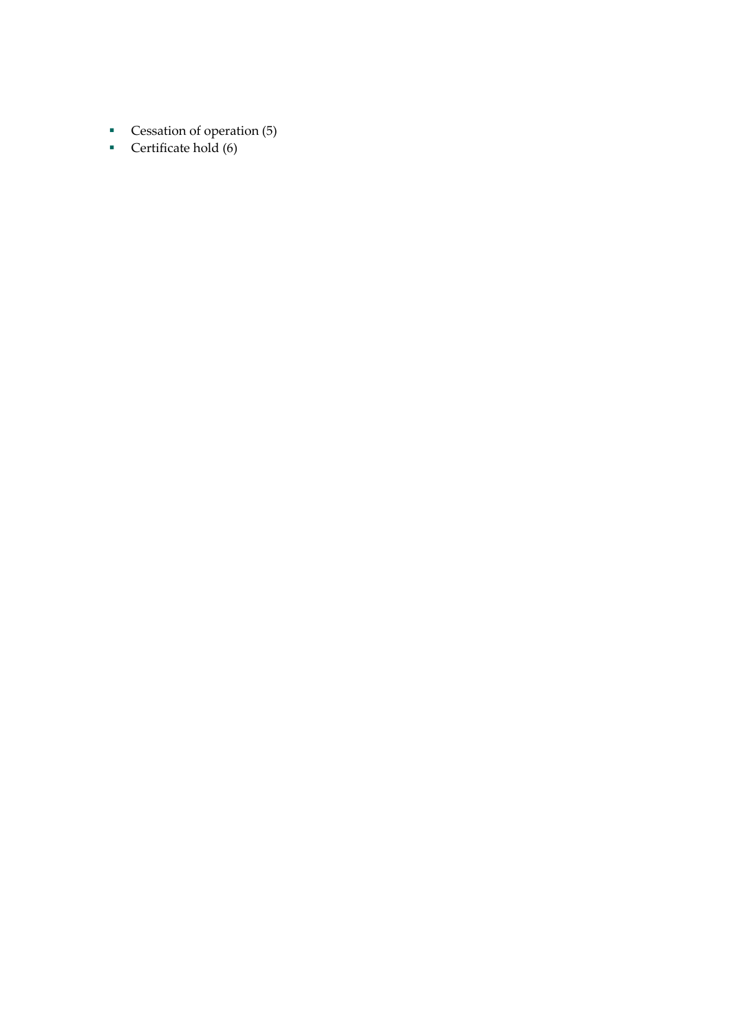- Cessation of operation (5)
- Certificate hold (6)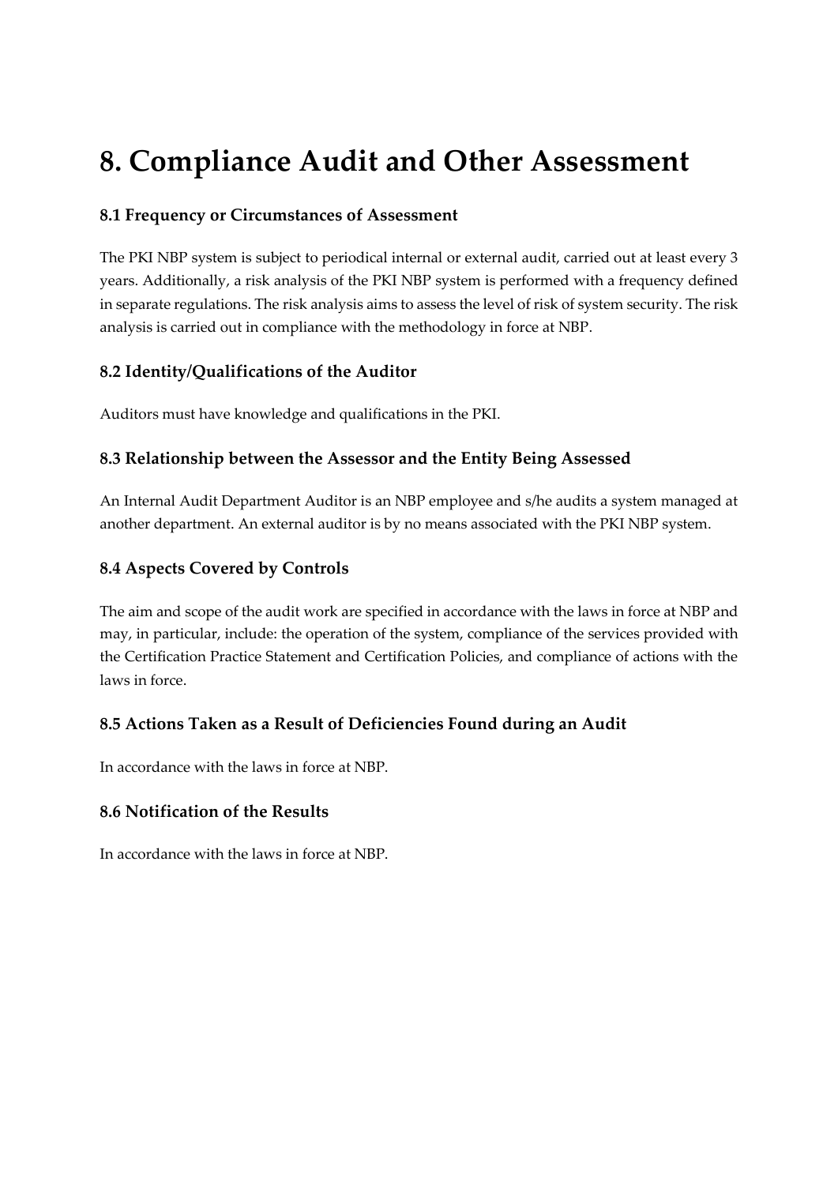# 8. Compliance Audit and Other Assessment

### 8.1 Frequency or Circumstances of Assessment

The PKI NBP system is subject to periodical internal or external audit, carried out at least every 3 years. Additionally, a risk analysis of the PKI NBP system is performed with a frequency defined in separate regulations. The risk analysis aims to assess the level of risk of system security. The risk analysis is carried out in compliance with the methodology in force at NBP.

### 8.2 Identity/Qualifications of the Auditor

Auditors must have knowledge and qualifications in the PKI.

### 8.3 Relationship between the Assessor and the Entity Being Assessed

An Internal Audit Department Auditor is an NBP employee and s/he audits a system managed at another department. An external auditor is by no means associated with the PKI NBP system.

### 8.4 Aspects Covered by Controls

The aim and scope of the audit work are specified in accordance with the laws in force at NBP and may, in particular, include: the operation of the system, compliance of the services provided with the Certification Practice Statement and Certification Policies, and compliance of actions with the laws in force.

### 8.5 Actions Taken as a Result of Deficiencies Found during an Audit

In accordance with the laws in force at NBP.

### 8.6 Notification of the Results

In accordance with the laws in force at NBP.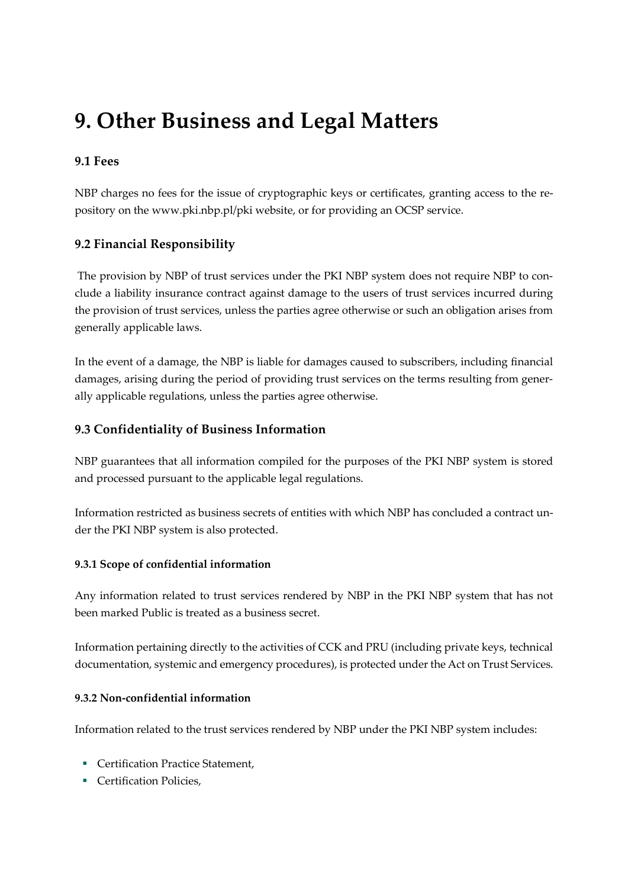# 9. Other Business and Legal Matters

### 9.1 Fees

NBP charges no fees for the issue of cryptographic keys or certificates, granting access to the repository on the www.pki.nbp.pl/pki website, or for providing an OCSP service.

## 9.2 Financial Responsibility

The provision by NBP of trust services under the PKI NBP system does not require NBP to conclude a liability insurance contract against damage to the users of trust services incurred during the provision of trust services, unless the parties agree otherwise or such an obligation arises from generally applicable laws.

In the event of a damage, the NBP is liable for damages caused to subscribers, including financial damages, arising during the period of providing trust services on the terms resulting from generally applicable regulations, unless the parties agree otherwise.

## 9.3 Confidentiality of Business Information

NBP guarantees that all information compiled for the purposes of the PKI NBP system is stored and processed pursuant to the applicable legal regulations.

Information restricted as business secrets of entities with which NBP has concluded a contract under the PKI NBP system is also protected.

#### 9.3.1 Scope of confidential information

Any information related to trust services rendered by NBP in the PKI NBP system that has not been marked Public is treated as a business secret.

Information pertaining directly to the activities of CCK and PRU (including private keys, technical documentation, systemic and emergency procedures), is protected under the Act on Trust Services.

#### 9.3.2 Non-confidential information

Information related to the trust services rendered by NBP under the PKI NBP system includes:

- Certification Practice Statement,
- Certification Policies,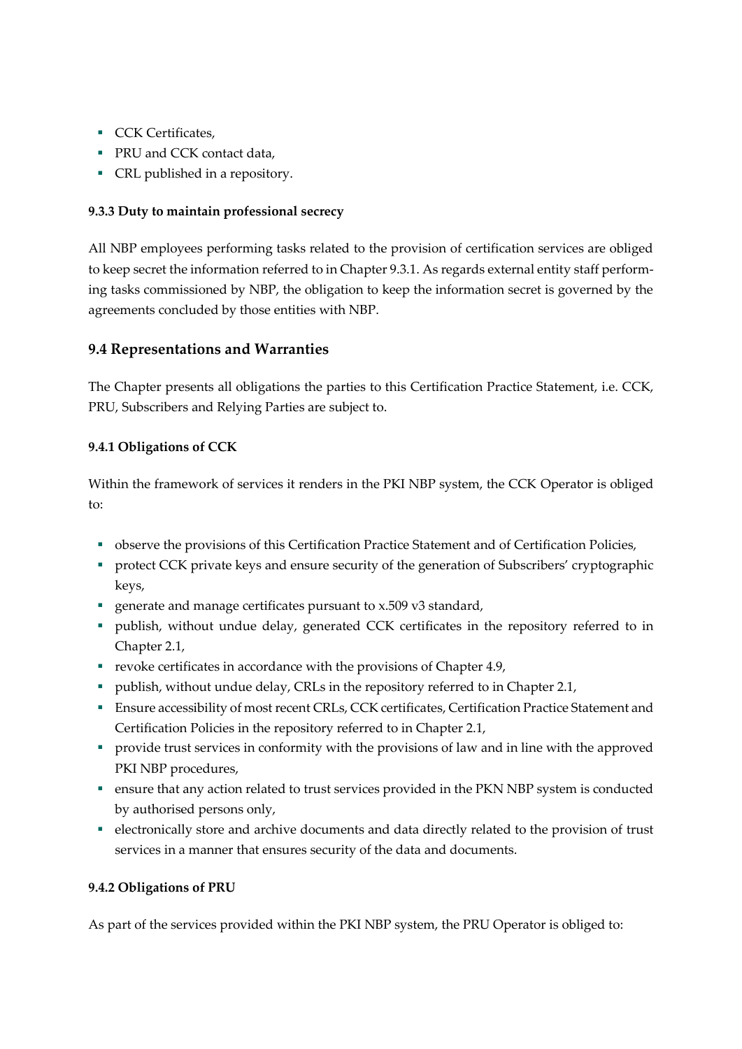- CCK Certificates,
- PRU and CCK contact data,
- CRL published in a repository.

#### 9.3.3 Duty to maintain professional secrecy

All NBP employees performing tasks related to the provision of certification services are obliged to keep secret the information referred to in Chapter 9.3.1. As regards external entity staff performing tasks commissioned by NBP, the obligation to keep the information secret is governed by the agreements concluded by those entities with NBP.

### 9.4 Representations and Warranties

The Chapter presents all obligations the parties to this Certification Practice Statement, i.e. CCK, PRU, Subscribers and Relying Parties are subject to.

#### 9.4.1 Obligations of CCK

Within the framework of services it renders in the PKI NBP system, the CCK Operator is obliged to:

- observe the provisions of this Certification Practice Statement and of Certification Policies,
- protect CCK private keys and ensure security of the generation of Subscribers' cryptographic keys,
- generate and manage certificates pursuant to x.509 v3 standard,
- publish, without undue delay, generated CCK certificates in the repository referred to in Chapter 2.1,
- revoke certificates in accordance with the provisions of Chapter 4.9,
- publish, without undue delay, CRLs in the repository referred to in Chapter 2.1,
- Ensure accessibility of most recent CRLs, CCK certificates, Certification Practice Statement and Certification Policies in the repository referred to in Chapter 2.1,
- provide trust services in conformity with the provisions of law and in line with the approved PKI NBP procedures,
- ensure that any action related to trust services provided in the PKN NBP system is conducted by authorised persons only,
- electronically store and archive documents and data directly related to the provision of trust services in a manner that ensures security of the data and documents.

#### 9.4.2 Obligations of PRU

As part of the services provided within the PKI NBP system, the PRU Operator is obliged to: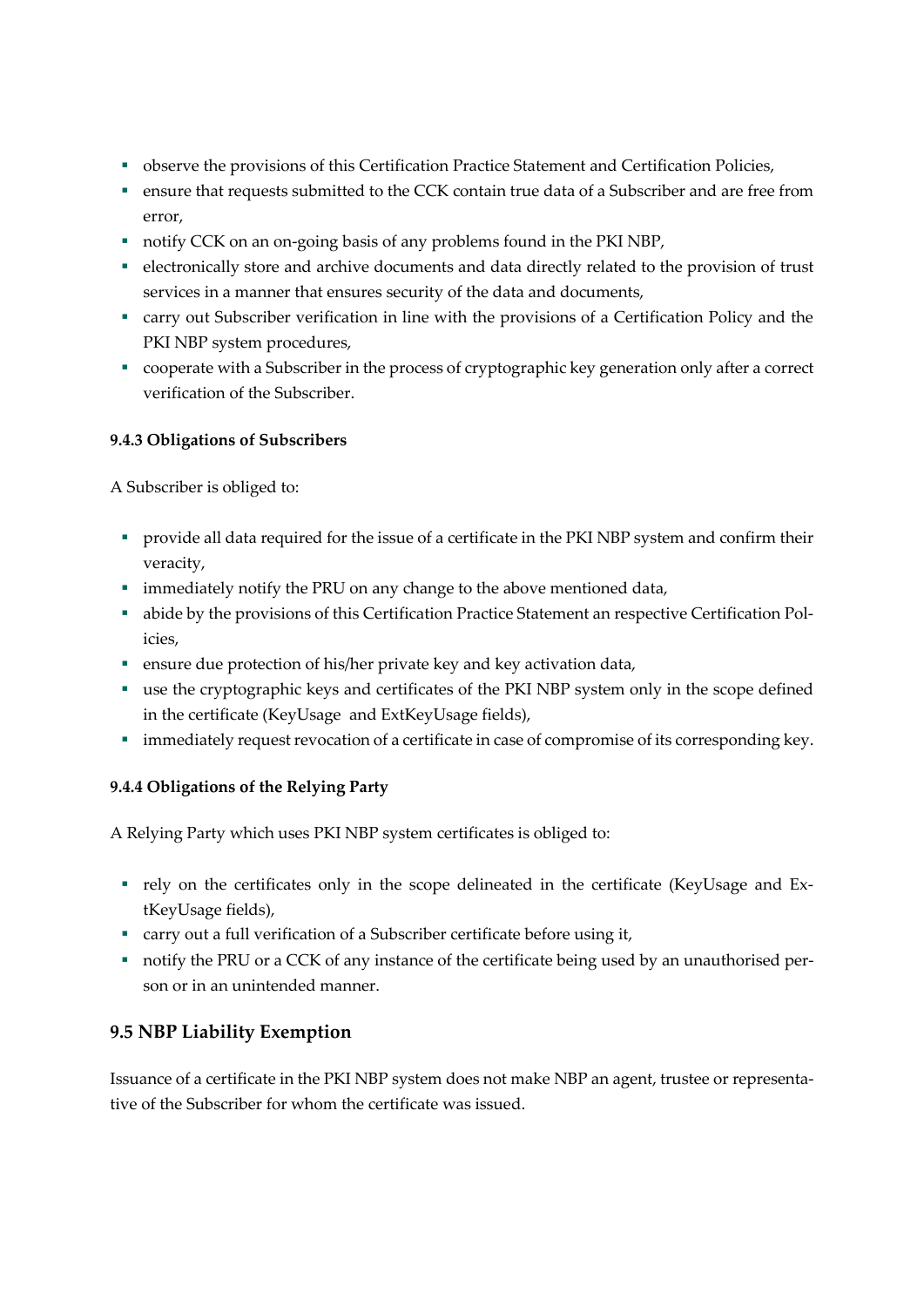- observe the provisions of this Certification Practice Statement and Certification Policies,
- ensure that requests submitted to the CCK contain true data of a Subscriber and are free from error,
- notify CCK on an on-going basis of any problems found in the PKI NBP,
- electronically store and archive documents and data directly related to the provision of trust services in a manner that ensures security of the data and documents,
- carry out Subscriber verification in line with the provisions of a Certification Policy and the PKI NBP system procedures,
- cooperate with a Subscriber in the process of cryptographic key generation only after a correct verification of the Subscriber.

#### 9.4.3 Obligations of Subscribers

A Subscriber is obliged to:

- provide all data required for the issue of a certificate in the PKI NBP system and confirm their veracity,
- immediately notify the PRU on any change to the above mentioned data,
- abide by the provisions of this Certification Practice Statement an respective Certification Policies,
- ensure due protection of his/her private key and key activation data,
- use the cryptographic keys and certificates of the PKI NBP system only in the scope defined in the certificate (KeyUsage and ExtKeyUsage fields),
- immediately request revocation of a certificate in case of compromise of its corresponding key.

#### 9.4.4 Obligations of the Relying Party

A Relying Party which uses PKI NBP system certificates is obliged to:

- rely on the certificates only in the scope delineated in the certificate (KeyUsage and ExtKeyUsage fields),
- carry out a full verification of a Subscriber certificate before using it,
- notify the PRU or a CCK of any instance of the certificate being used by an unauthorised person or in an unintended manner.

### 9.5 NBP Liability Exemption

Issuance of a certificate in the PKI NBP system does not make NBP an agent, trustee or representative of the Subscriber for whom the certificate was issued.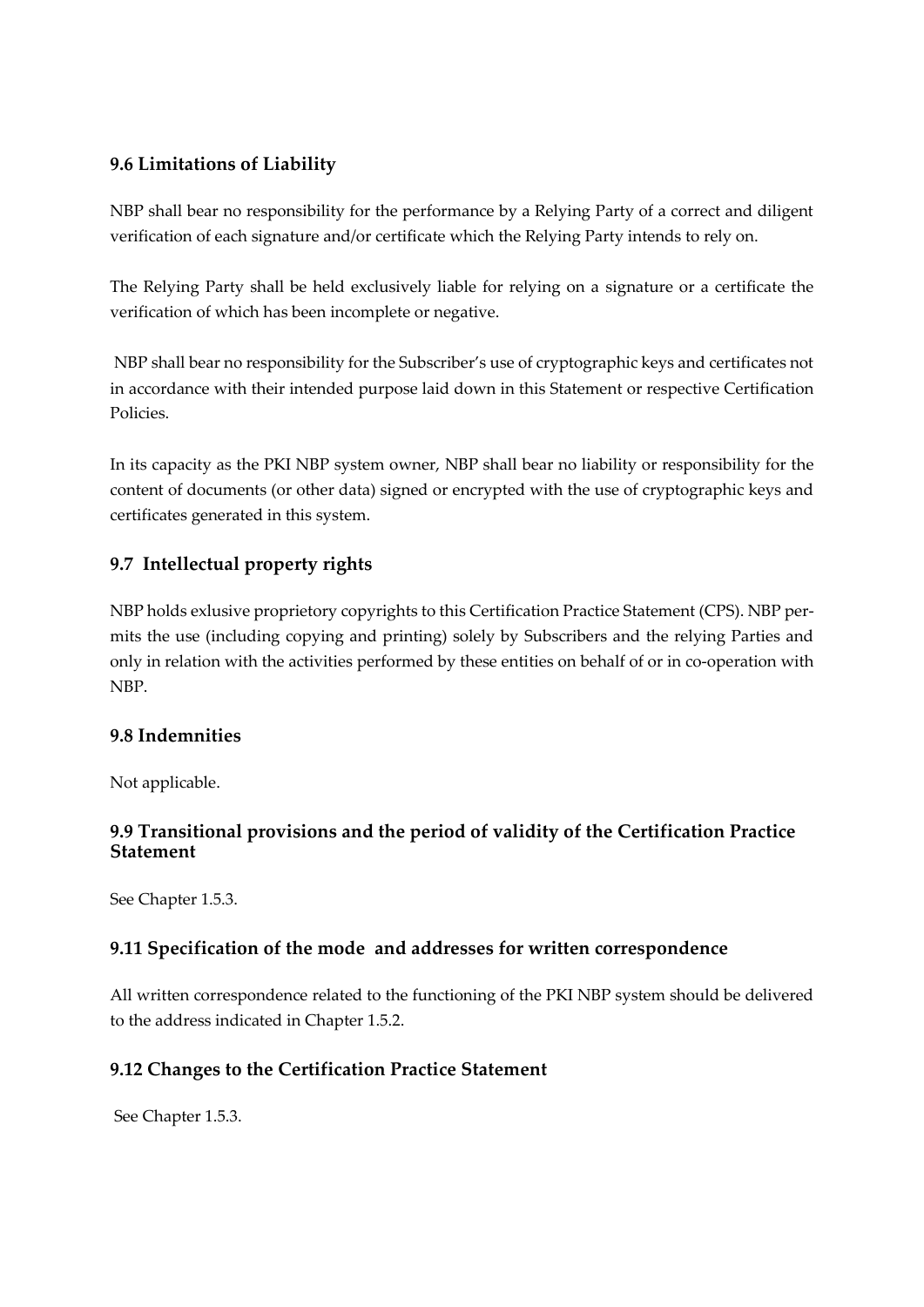## 9.6 Limitations of Liability

NBP shall bear no responsibility for the performance by a Relying Party of a correct and diligent verification of each signature and/or certificate which the Relying Party intends to rely on.

The Relying Party shall be held exclusively liable for relying on a signature or a certificate the verification of which has been incomplete or negative.

NBP shall bear no responsibility for the Subscriber's use of cryptographic keys and certificates not in accordance with their intended purpose laid down in this Statement or respective Certification Policies.

In its capacity as the PKI NBP system owner, NBP shall bear no liability or responsibility for the content of documents (or other data) signed or encrypted with the use of cryptographic keys and certificates generated in this system.

## 9.7 Intellectual property rights

NBP holds exlusive proprietory copyrights to this Certification Practice Statement (CPS). NBP permits the use (including copying and printing) solely by Subscribers and the relying Parties and only in relation with the activities performed by these entities on behalf of or in co-operation with NBP.

## 9.8 Indemnities

Not applicable.

## 9.9 Transitional provisions and the period of validity of the Certification Practice Statement

See Chapter 1.5.3.

## 9.11 Specification of the mode and addresses for written correspondence

All written correspondence related to the functioning of the PKI NBP system should be delivered to the address indicated in Chapter 1.5.2.

## 9.12 Changes to the Certification Practice Statement

See Chapter 1.5.3.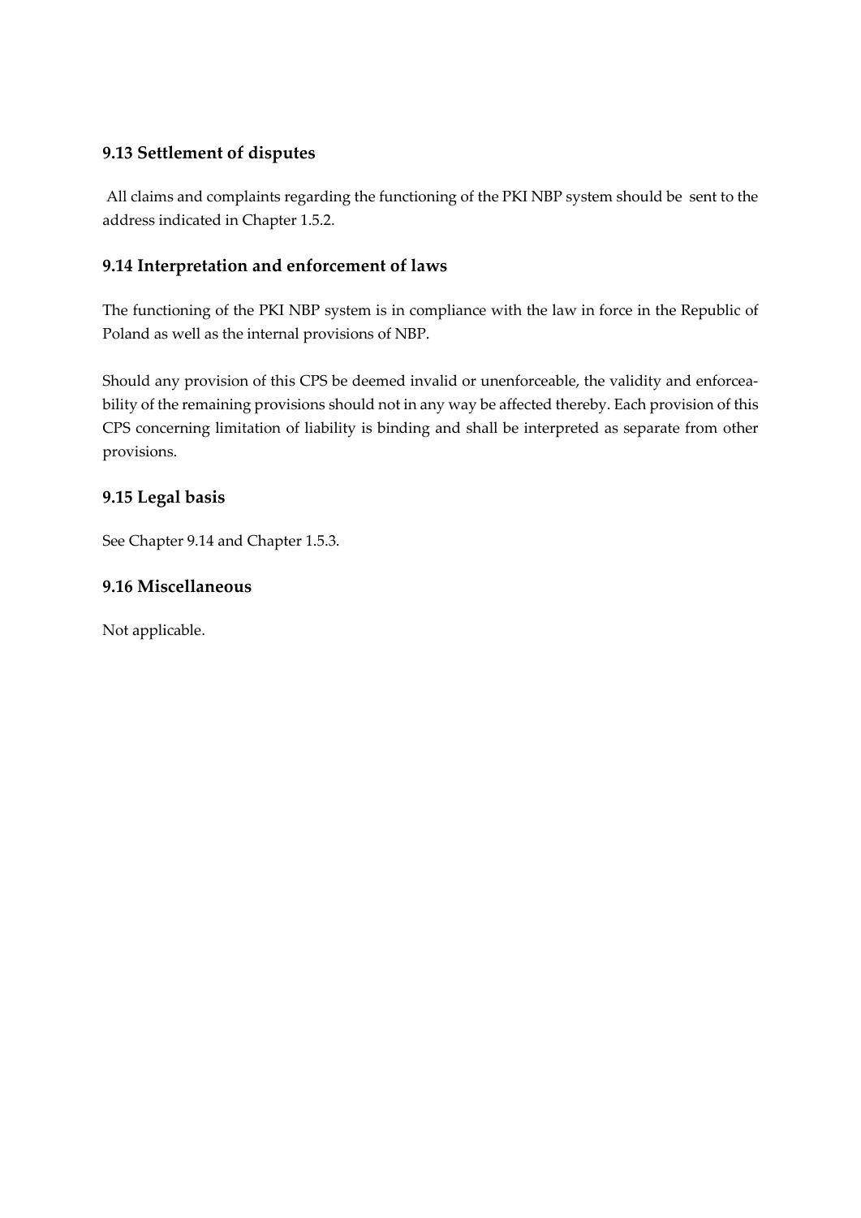### 9.13 Settlement of disputes

All claims and complaints regarding the functioning of the PKI NBP system should be sent to the address indicated in Chapter 1.5.2.

### 9.14 Interpretation and enforcement of laws

The functioning of the PKI NBP system is in compliance with the law in force in the Republic of Poland as well as the internal provisions of NBP.

Should any provision of this CPS be deemed invalid or unenforceable, the validity and enforceability of the remaining provisions should not in any way be affected thereby. Each provision of this CPS concerning limitation of liability is binding and shall be interpreted as separate from other provisions.

### 9.15 Legal basis

See Chapter 9.14 and Chapter 1.5.3.

### 9.16 Miscellaneous

Not applicable.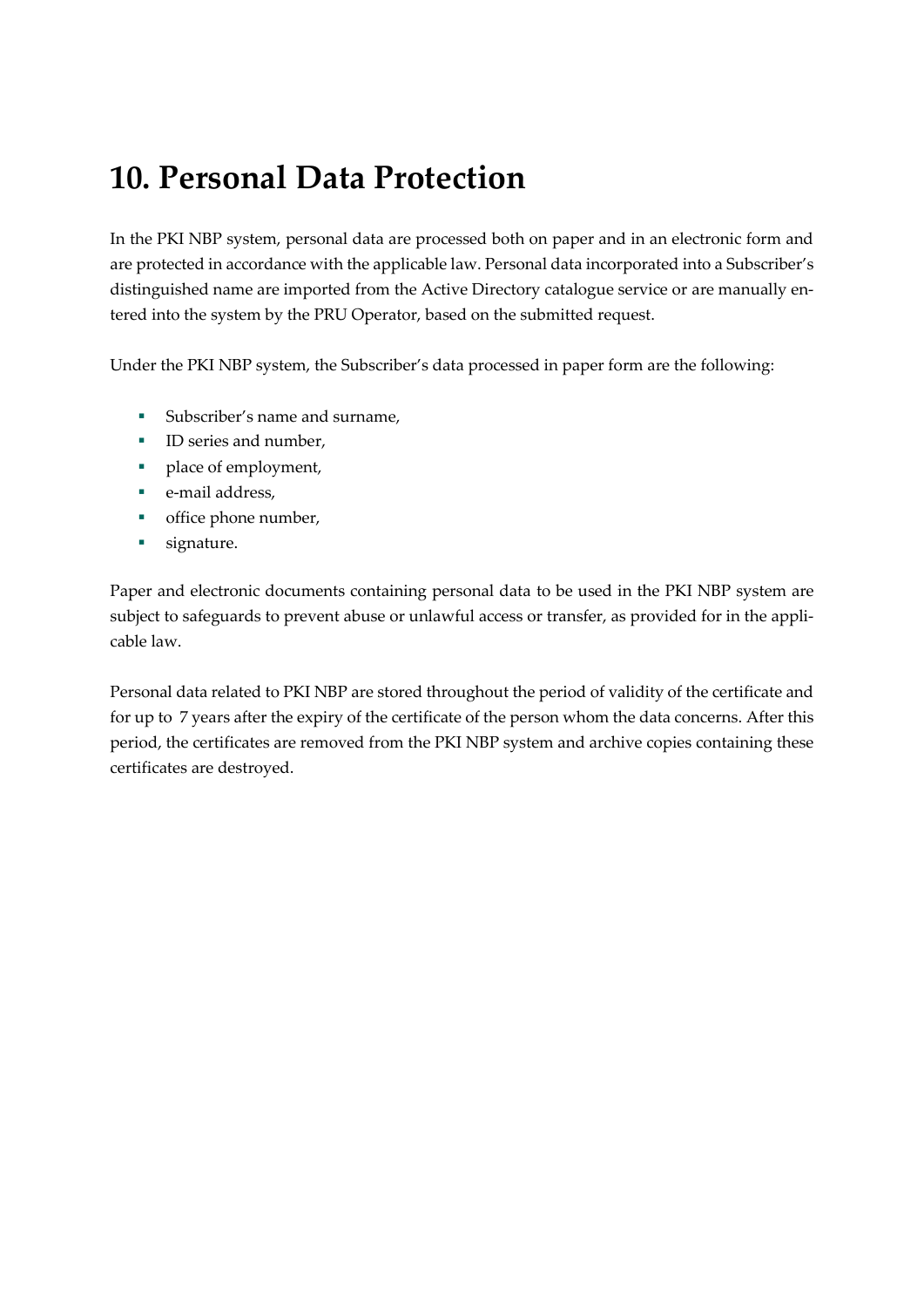# 10. Personal Data Protection

In the PKI NBP system, personal data are processed both on paper and in an electronic form and are protected in accordance with the applicable law. Personal data incorporated into a Subscriber's distinguished name are imported from the Active Directory catalogue service or are manually entered into the system by the PRU Operator, based on the submitted request.

Under the PKI NBP system, the Subscriber's data processed in paper form are the following:

- Subscriber's name and surname,
- ID series and number,
- place of employment,
- e-mail address,
- office phone number,
- signature.

Paper and electronic documents containing personal data to be used in the PKI NBP system are subject to safeguards to prevent abuse or unlawful access or transfer, as provided for in the applicable law.

Personal data related to PKI NBP are stored throughout the period of validity of the certificate and for up to 7 years after the expiry of the certificate of the person whom the data concerns. After this period, the certificates are removed from the PKI NBP system and archive copies containing these certificates are destroyed.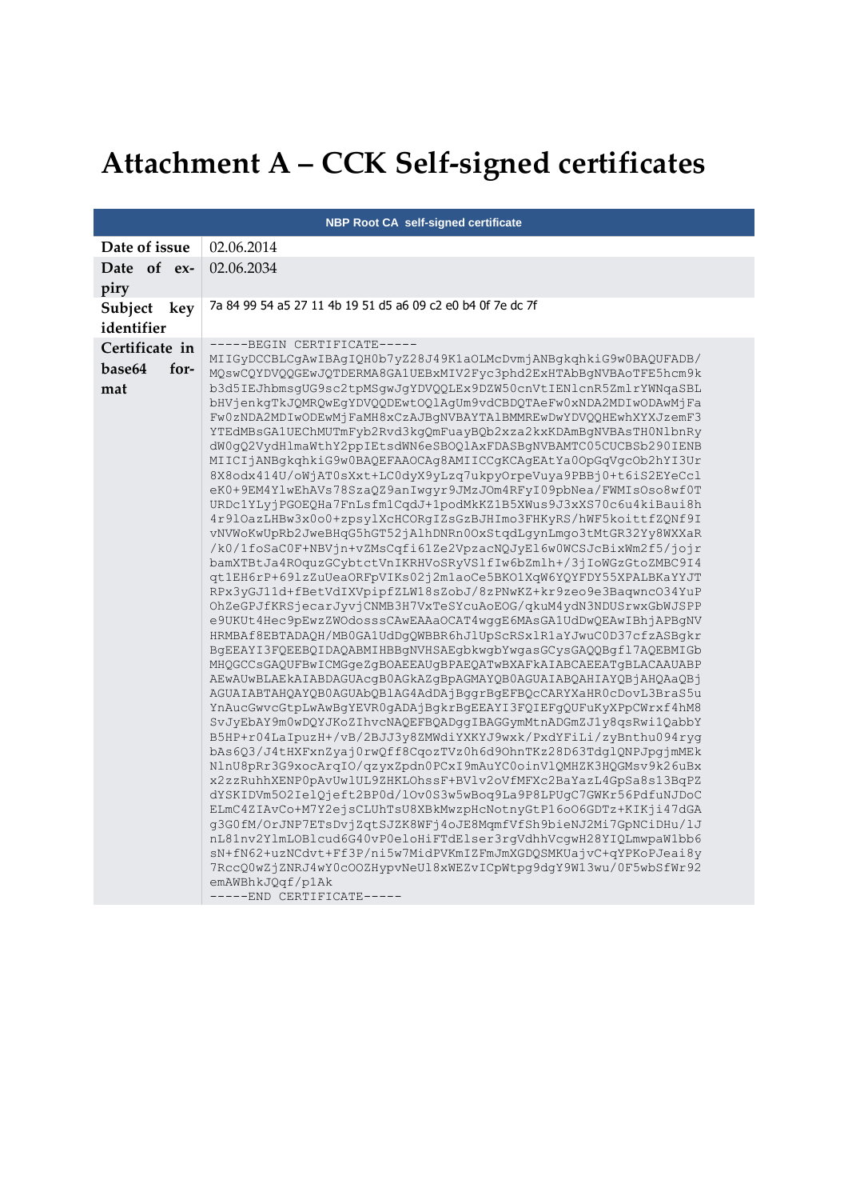# Attachment A – CCK Self-signed certificates

| NBP Root CA self-signed certificate | |
|---|---|
| Date of issue | 02.06.2014 |
| Date of expiry | 02.06.2034 |
| Subject key identifier | 7a 84 99 54 a5 27 11 4b 19 51 d5 a6 09 c2 e0 b4 0f 7e dc 7f |
| Certificate in base64 format | -----BEGIN CERTIFICATE-----<br>MIIGyDCCBLCgAwIBAgIQH0b7yZ28J49K1aOLMcDvmjANBgkqhkiG9w0BAQUFADB/<br>MQswCQYDVQQGEwJQTDERMA8GA1UEBxMIV2Fyc3phd2ExHTAbBgNVBAoTFE5hcm9k<br>b3d5IEJhbmsgUG9sc2tpMSgwJgYDVQQLEx9DZW50cnVtIEN1cnR5ZmlrYWNqaSBL<br>bHVjenkgTkJQMRQwEgYDVQQDEwtOQ1AgUm9vdCBDQTAeFw0xNDA2MDIwODAwMjFa<br>Fw0zNDA2MDIwODEwMjFaMH8xCzAJBgNVBAYTAlBMMREwDwYDVQQHEwhXYXJzemF3<br>YTEdMBsGA1UEChMUTmFyb2Rvd3kgQmFuayBQb2xza2kxKDAmBgNVBAsTH0NlbnRy<br>dW0gQ2VydHlmaWthY2ppIEtsdWN6eSBOQlAxFDASBgNVBAMTC05CUCBSb290IENB<br>MIICIjANBgkqhkiG9w0BAQEFAAOCAg8AMIICCgKCAgEAtYa0OpGqVgcOb2hYI3Ur<br>8X8odx414U/oWjAT0sXxt+LC0dyX9yLzq7ukpyOrpeVuya9PBBj0+t6iS2EYeCcl<br>eK0+9EM4YlwEhAVs78SzaQZ9anIwgyr9JMzJOm4RFyI09pbNea/FWMIsOso8wf0T<br>URDc1YLyjPGOEQHa7FnLsfm1CqdJ+1podMkKZ1B5XWus9J3xXS70c6u4kiBaui8h<br>4r91OazLHBw3x0o0+zpsylXcHCORgIZsGzBJHImo3FHKyRS/hWF5koittfZQNf9I<br>vNVWoKwUpRb2JweBHqG5hGT52jAlhDNRn0OxStqdLgynLmgo3tMtGR32Yy8WXXaR<br>/k0/1foSaC0F+NBVjn+vZMsCqfi61Ze2VpzacNQJyEl6w0WCSJcBixWm2f5/jojr<br>bamXTBtJa4ROquzGCybtctVnIKRHVoSRyVSlfIw6bZmlh+/3jIoWGzGtoZMBC9I4<br>qt1EH6rP+69lzZuUeaORFpVIKs02j2m1aoCe5BKO1XqW6YQYFDY55XPALBKaYYJT<br>RPx3yGJ11d+fBetVdIXVpipfZLW18sZobJ/8zPNwKZ+kr9zeo9e3BaqwncO34YuP<br>OhZeGPJfKRSjecarJyvjCNMB3H7VxTeSYcuAoEOG/qkuM4ydN3NDUSrwxGbWJSPP<br>e9UKUt4Hec9pEwzZWOdosssCAwEAAaOCAT4wggE6MAsGA1UdDwQEAwIBhjAPBgNV<br>HRMBAf8EBTADAQH/MB0GA1UdDgQWBBR6hJlUpScRSxlR1aYJwuC0D37cfzASBgkr<br>BgEEAYI3FQEEBQIDAQABMIHBBgNVHSAEgbkwgbYwgasGCysGAQQBgfl7AQEBMIGb<br>MHQGCCsGAQUFBwICMGgeZgBOAEEAUgBPAEQATwBXAFkAIABCAEEATgBLACAAUABP<br>AEwAUwBLAEkAIABDAGUAcgB0AGkAZgBpAGMAYQB0AGUAIABQAHIAYQBjAHQAaQBj<br>AGUAIABTAHQAYQB0AGUAbQBlAG4AdDAjBggrBgEFBQcCARYXaHR0cDovL3BraS5u<br>YnAucGwvcGtpLwAwBgYEVR0gADAjBgkrBgEEAYI3FQIEFgQUFuKyXPpCWrxf4hM8<br>SvJyEbAY9m0wDQYJKoZIhvcNAQEFBQADggIBAGGymMtnADGmZJ1y8qsRwi1QabbY<br>B5HP+r04LaIpuzH+/vB/2BJJ3y8ZMWdiYXKYJ9wxk/PxdYFiLi/zyBnthu094ryg<br>bAs6Q3/J4tHXFxnZyaj0rwQff8CqozTVz0h6d9OhnTKz28D63TdglQNPJpgjmMEk<br>NlnU8pRr3G9xocArqIO/qzyxZpdn0PCxI9mAuYC0oinVlQMHZK3HQGMsv9k26uBx<br>x2zzRuhhXENP0pAvUwlUL9ZHKLOhssF+BVlv2oVfMFXc2BaYazL4GpSa8s13BqPZ<br>dYSKIDVm5O2IelQjeft2BP0d/lOv0S3w5wBoq9La9P8LPUgC7GWKr56PdfuNJDoC<br>ELmC4ZIAvCo+M7Y2ejsCLUhTsU8XBkMwzpHcNotnyGtPl6oO6GDTz+KIKji47dGA<br>g3G0fM/OrJNP7ETsDvjZqtSJZK8WFj4oJE8MqmfVfSh9bieNJ2Mi7GpNCiDHu/lJ<br>nL81nv2YlmLOBlcud6G40vP0eloHiFTdElser3rgVdhhVcgwH28YIQLmwpaW1bb6<br>sN+fN62+uzNCdvt+Ff3P/ni5w7MidPVKmIZFmJmXGDQSMKUajvC+qYPKoPJeai8y<br>7RccQ0wZjZNRJ4wY0cOOZHypvNeUl8xWEZvICpWtpg9dgY9W13wu/0F5wbSfWr92<br>emAWBhkJQqf/p1Ak<br>-----END CERTIFICATE----- |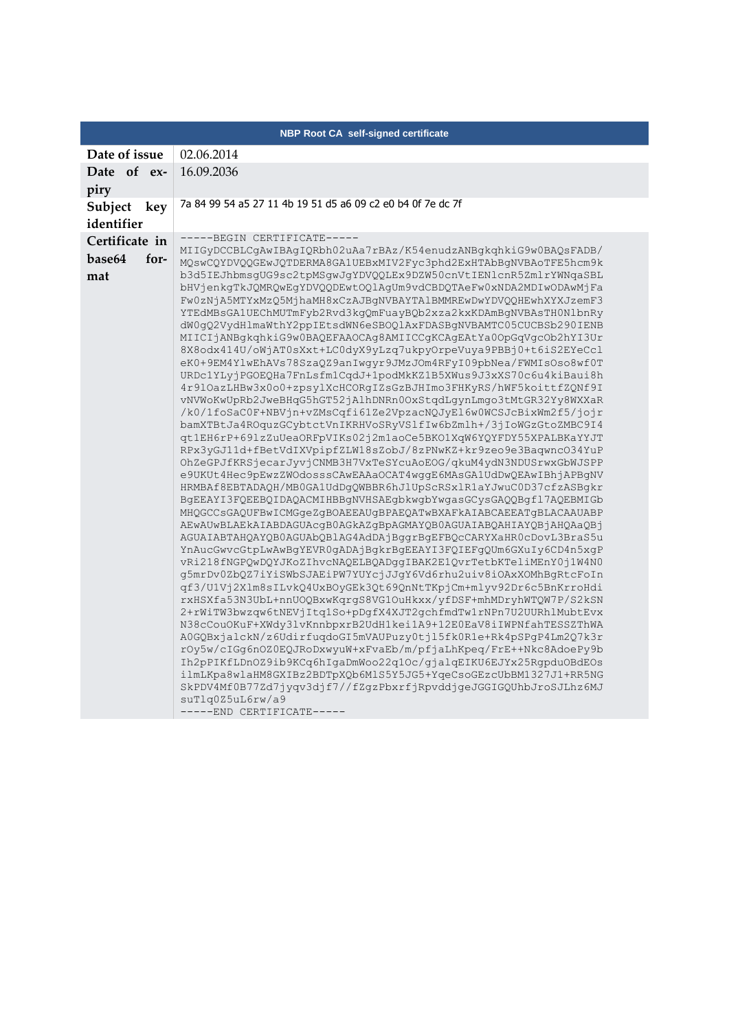| NBP Root CA self-signed certificate | |
|---|---|
| **Date of issue** | 02.06.2014 |
| **Date of expiry** | 16.09.2036 |
| **Subject key identifier** | 7a 84 99 54 a5 27 11 4b 19 51 d5 a6 09 c2 e0 b4 0f 7e dc 7f |
| **Certificate in base64 format** | -----BEGIN CERTIFICATE-----<br>MIIGyDCCBLCgAwIBAgIQRbh02uAa7rBAz/K54enudzANBgkqhkiG9w0BAQsFADB/<br>MQswCQYDVQQGEwJQTDERMA8GA1UEBxMIV2Fyc3phd2ExHTAbBgNVBAoTFE5hcm9k<br>b3d5IEJhbmsgUG9sc2tpMSgwJgYDVQQLEx9DZW50cnVtIENlcnR5ZmlrYWNqaSBL<br>bHVjenkgTkJQMRQwEgYDVQQDEwtOQlAgUm9vdCBDQTAeFw0xNDA2MDIwODAwMjFa<br>Fw0zNjA5MTYxMzQ5MjhaMH8xCzAJBgNVBAYTAlBMMREwDwYDVQQHEwhXYXJzemF3<br>YTEdMBsGA1UEChMUTmFyb2Rvd3kgQmFuayBQb2xza2kxKDAmBgNVBAsTH0NlbnRy<br>dW0gQ2VydHlmaWthY2ppIEtsdWN6eSBOQlAxFDASBgNVBAMTC05CUCBSb290IENB<br>MIICIjANBgkqhkiG9w0BAQEFAAOCAg8AMIICCgKCAgEAtYa0OpGqVgcOb2hYI3Ur<br>8X8odx414U/oWjAT0sXxt+LC0dyX9yLzq7ukpyOrpeVuya9PBBj0+t6iS2EYeCcl<br>eK0+9EM4YlwEhAVs78SzaQZ9anIwgyr9JMzJOm4RFyI09pbNea/FWMIsOso8wf0T<br>URDc1YLyjPGOEQHa7FnLsfm1CqdJ+1podMkKZ1B5XWus9J3xXS70c6u4kiBaui8h<br>4r91OazLHBw3x0o0+zpsylXcHCORgIZsGzBJHImo3FHKyRS/hWF5koittfZQNf9I<br>vNVWoKwUpRb2JweBHqG5hGT52jAlhDNRn0OxStqdLgynLmgo3tMtGR32Yy8WXXaR<br>/k0/1foSaC0F+NBVjn+vZMsCqfi61Ze2VpzacNQJyEl6w0WCSJcBixWm2f5/jojr<br>bamXTBtJa4ROquzGCybtctVnIKRHVoSRyVSlfIw6bZmlh+/3jIoWGzGtoZMBC9I4<br>qt1EH6rP+69lzZuUeaORFpVIKs02j2m1aoCe5BKO1XqW6YQYFDY55XPALBKaYYJT<br>RPx3yGJ11d+fBetVdIXVpipfZLW18sZobJ/8zPNwKZ+kr9zeo9e3BaqwncO34YuP<br>OhZeGPJfKRSjecarJyvjCNMB3H7VxTeSYcuAoEOG/qkuM4ydN3NDUSrwxGbWJSPP<br>e9UKUt4Hec9pEwzZWOdosssCAwEAAaOCAT4wggE6MAsGA1UdDwQEAwIBhjAPBgNV<br>HRMBAf8EBTADAQH/MB0GA1UdDgQWBBR6hJlUpScRSxlRlaYJwuC0D37cfzASBgkr<br>BgEEAYI3FQEEBQIDAQACMIHBBgNVHSAEgbkwgbYwgasGCysGAQQBgfl7AQEBMIGb<br>MHQGCCsGAQUFBwICMGgeZgBOAEEAUgBPAEQATwBXAFkAIABCAEEATgBLACAAUABP<br>AEwAUwBLAEkAIABDAGUAcgB0AGkAZgBpAGMAYQB0AGUAIABQAHIAYQBjAHQAaQBj<br>AGUAIABTAHQAYQB0AGUAbQBlAG4AdDAjBggrBgEFBQcCARYXaHR0cDovL3BraS5u<br>YnAucGwvcGtpLwAwBgYEVR0gADAjBgkrBgEEAYI3FQIEFgQUm6GXuIy6CD4n5xgP<br>vRi218fNGPQwDQYJKoZIhvcNAQELBQADggIBAK2E1QvrTetbKTeliMEnY0j1W4N0<br>g5mrDv0ZbQZ7iYiSWbSJAEiPW7YUYcjJJgY6Vd6rhu2uiv8iOAxXOMhBgRtcFoIn<br>qf3/U1Vj2Xlm8sILvkQ4UxBOyGEk3Qt69QnNtTKpjCm+mlyv92Dr6c5BnKrroHdi<br>rxHSXfa53N3UbL+nnUOQBxwKqrgS8VG1OuHkxx/yfDSF+mhMDryhWTQW7P/S2kSN<br>2+rWiTW3bwzqw6tNEVjItq1So+pDgfX4XJT2gchfmdTw1rNPn7U2UURhlMubtEvx<br>N38cCouOKuF+XWdy3lvKnnbpxrB2UdH1kei1A9+12E0EaV8iIWPNfahTESSZThWA<br>A0GQBxjalckN/z6UdirfuqdoGI5mVAUPuzy0tjl5fk0R1e+Rk4pSPgP4Lm2Q7k3r<br>rOy5w/cIGg6nOZ0EQJRoDxwyuW+xFvaEb/m/pfjaLhKpeq/FrE++Nkc8AdoePy9b<br>Ih2pPIKfLDnOZ9ib9KCq6hIgaDmWoo22q1Oc/gjalqEIKU6EJYx25RgpduOBdEOs<br>ilmLKpa8wlaHM8GXIBz2BDTpXQb6M1S5Y5JG5+YqeCsoGEzcUbBM1327J1+RR5NG<br>SkPDV4Mf0B77Zd7jyqv3djf7//fZgzPbxrfjRpvddjgeJGGIGQUhbJroSJLhz6MJ<br>suTlq0Z5uL6rw/a9<br>-----END CERTIFICATE----- |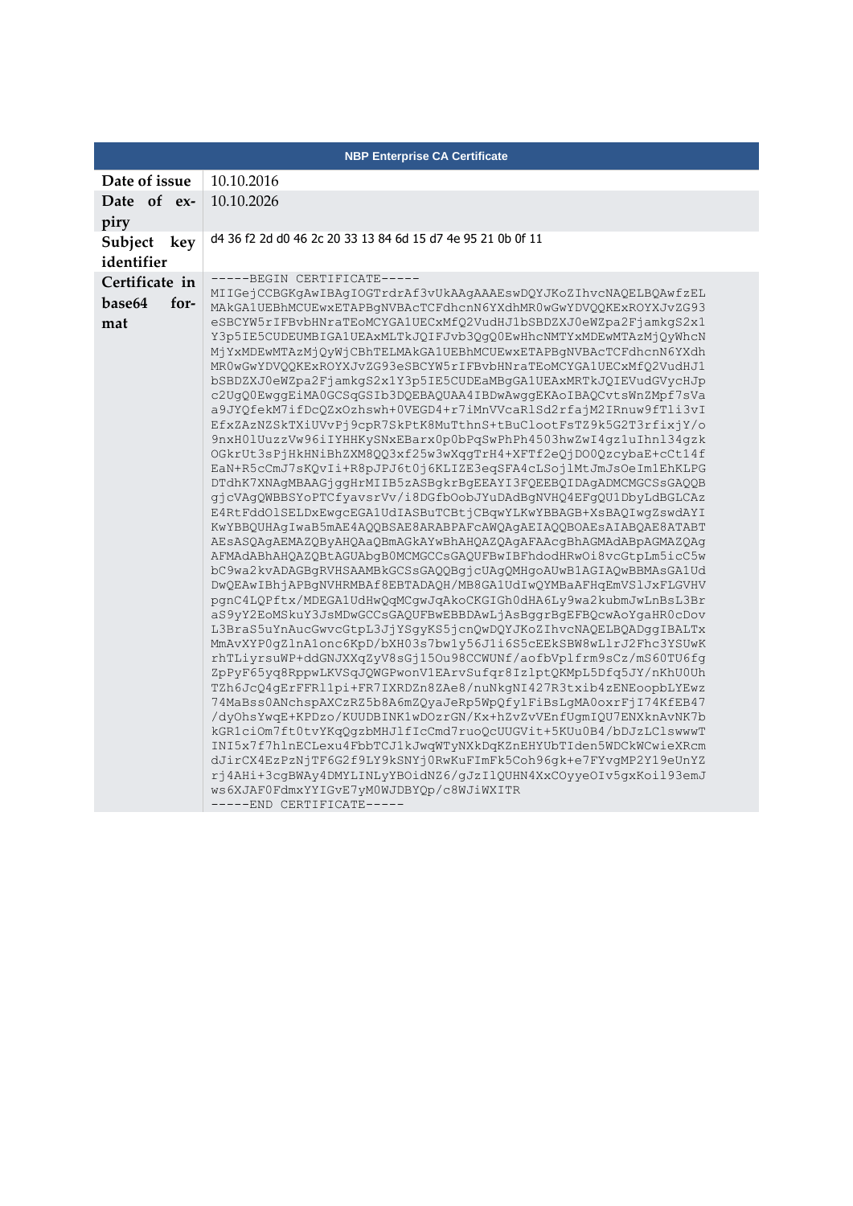| NBP Enterprise CA Certificate | |
|---|---|
| Date of issue | 10.10.2016 |
| Date of expiry | 10.10.2026 |
| Subject key identifier | d4 36 f2 2d d0 46 2c 20 33 13 84 6d 15 d7 4e 95 21 0b 0f 11 |
| Certificate in base64 format | -----BEGIN CERTIFICATE----- MIIGejCCBGKgAwIBAgIOGTrdrAf3vUkAAgAAAEswDQYJKoZIhvcNAQELBQAwfzEL MAkGA1UEBhMCUEwxETAPBgNVBAcTCFdhcnN6YXdhMR0wGwYDVQQKExROYXJvZG93 eSBCYW5rIFBvbHNraTEoMCYGA1UECxMfQ2VudHJ1bSBDZXJ0eWZpa2FjamkgS2x1 Y3p5IE5CUDEUMBIGA1UEAxMLTkJQIFJvb3QgQ0EwHhcNMTYxMDEwMTAzMjQyWhcN MjYxMDEwMTAzMjQyWjCBhTELMAkGA1UEBhMCUEwxETAPBgNVBAcTCFdhcnN6YXdh MR0wGwYDVQQKExROYXJvZG93eSBCYW5rIFBvbHNraTEoMCYGA1UECxMfQ2VudHJ1 bSBDZXJ0eWZpa2FjamkgS2x1Y3p5IE5CUDEaMBgGA1UEAxMRTkJQIEVudGVycHJp c2UgQ0EwggEiMA0GCSqGSIb3DQEBAQUAA4IBDwAwggEKAoIBAQCvtsWnZMpf7sVa a9JYQfekM7ifDcQZxOzhswh+0VEGD4+r7iMnVVcaRlSd2rfajM2IRnuw9fTli3vI EfxZAzNZSkTXiUVvPj9cpR7SkPtK8MuTthnS+tBuClootFsTZ9k5G2T3rfixjY/o 9nxH0lUuzzVw96iIYHHKySNxEBarx0p0bPqSwPhPh4503hwZwI4gz1uIhnl34gzk OGkrUt3sPjHkHNiBhZXM8QQ3xf25w3wXqgTrH4+XFTf2eQjDO0QzcybaE+cCt14f EaN+R5cCmJ7sKQvIi+R8pJPJ6t0j6KLIZE3eqSFA4cLSojlMtJmJsOeIm1EhKLPG DTdhK7XNAgMBAAGjggHrMIIB5zASBgkrBgEEAYI3FQEEBQIDAgADMCMGCSsGAQQB gjcVAgQWBBSYoPTCfyavsrVv/i8DGfbOobJYuDAdBgNVHQ4EFgQU1DbyLdBGLCAz E4RtFddOlSELDxEwgcEGA1UdIASBuTCBtjCBqwYLKwYBBAGB+XsBAQIwgZswdAYI KwYBBQUHAgIwaB5mAE4AQQBSAE8ARABPAFcAWQAgAEIAQQBOAEsAIABQAE8ATABT AEsASQAgAEMAZQByAHQAaQBmAGkAYwBhAHQAZQAgAFAAcgBhAGMAdABpAGMAZQAg AFMAdABhAHQAZQBtAGUAbgB0MCMGCCsGAQUFBwIBFhdodHRwOi8vcGtpLm5icC5w bC9wa2kvADAGBgRVHSAAMBkGCSsGAQQBgjcUAgQMHgoAUwB1AGIAQwBBMAsGA1Ud DwQEAwIBhjAPBgNVHRMBAf8EBTADAQH/MB8GA1UdIwQYMBaAFHqEmVSlJxFLGVHV pgnC4LQPftx/MDEGA1UdHwQqMCgwJqAkoCKGIGh0dHA6Ly9wa2kubmJwLnBsL3Br aS9yY2EoMSkuY3JsMDwGCCsGAQUFBwEBBDAwLjAsBggrBgEFBQcwAoYgaHR0cDov L3BraS5uYnAucGwvcGtpL3JjYSgyKS5jcnQwDQYJKoZIhvcNAQELBQADggIBALTx MmAvXYP0gZlnA1onc6KpD/bXH03s7bw1y56J1i6S5cEEkSBW8wLlrJ2Fhc3YSUwK rhTLiyrsuWP+ddGNJXXqZyV8sGj15Ou98CCWUNf/aofbVplfrm9sCz/mS60TU6fg ZpPyF65yq8RppwLKVSqJQWGPwonV1EArvSufqr8IzlptQKMpL5Dfq5JY/nKhU0Uh TZh6JcQ4gErFFRl1pi+FR7IXRDZn8ZAe8/nuNkgNI427R3txib4zENEoopbLYEwz 74MaBss0ANchspAXCzRZ5b8A6mZQyaJeRp5WpQfylFiBsLgMA0oxrFjI74KfEB47 /dyOhsYwqE+KPDzo/KUUDBINK1wDOzrGN/Kx+hZvZvVEnfUgmIQU7ENXknAvNK7b kGR1ciOm7ft0tvYKqQgzbMHJlfIcCmd7ruoQcUUGVit+5KUu0B4/bDJzLClswwwT INI5x7f7hlnECLexu4FbbTCJ1kJwqWTyNXkDqKZnEHYUbTIden5WDCkWCwieXRcm dJirCX4EzPzNjTF6G2f9LY9kSNYj0RwKuFImFk5Coh96gk+e7FYvgMP2Y19eUnYZ rj4AHi+3cgBWAy4DMYLINLyYBOidNZ6/gJzIlQUHN4XxCOyyeOIv5gxKoil93emJ ws6XJAF0FdmxYYIGvE7yM0WJDBYQp/c8WJiWXITR -----END CERTIFICATE----- |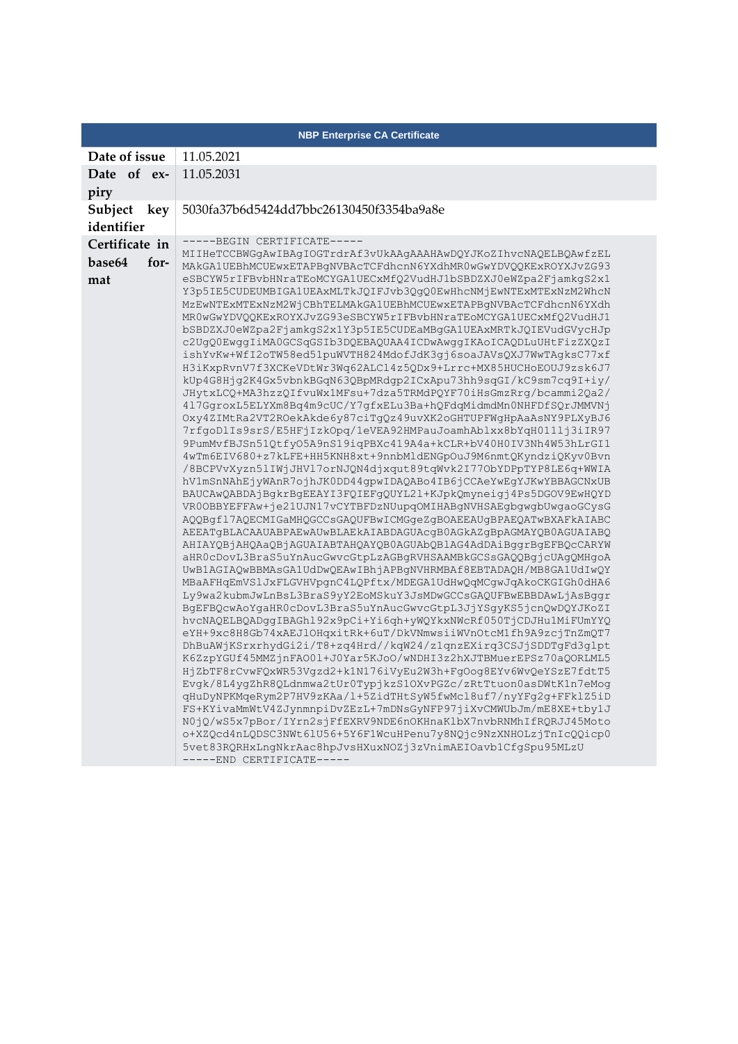| NBP Enterprise CA Certificate | |
|---|---|
| **Date of issue** | 11.05.2021 |
| **Date of expiry** | 11.05.2031 |
| **Subject key identifier** | 5030fa37b6d5424dd7bbc26130450f3354ba9a8e |
| **Certificate in base64 format** | -----BEGIN CERTIFICATE----- MIIHeTCCBWGgAwIBAgIOGTrdrAf3vUkAAgAAAHAwDQYJKoZIhvcNAQELBQAwfzEL MAkGA1UEBhMCUEwxETAPBgNVBAcTCFdhcnN6YXdhMR0wGwYDVQQKExROYXJvZG93 eSBCYW5rIFBvbHNraTEoMCYGA1UECxMfQ2VudHJ1bSBDZXJ0eWZpa2FjamkgS2x1 Y3p5IE5CUDEUMBIGA1UEAxMLTkJQIFJvb3QgQ0EwHhcNMjEwNTExMTExNzM2WhcN MzEwNTExMTExNzM2WjCBhTELMAkGA1UEBhMCUEwxETAPBgNVBAcTCFdhcnN6YXdh MR0wGwYDVQQKExROYXJvZG93eSBCYW5rIFBvbHNraTEoMCYGA1UECxMfQ2VudHJ1 bSBDZXJ0eWZpa2FjamkgS2x1Y3p5IE5CUDEaMBgGA1UEAxMRTkJQIEVudGVycHJp c2UgQ0EwggIiMA0GCSqGSIb3DQEBAQUAA4ICDwAwggIKAoICAQDLuUHtFizZXQzI ishYvKw+WfI2oTW58ed51puWVTH824MdofJdK3gj6soaJAVsQXJ7WwTAgksC77xf H3iKxpRvnV7f3XCKeVDtWr3Wq62ALCl4z5QDx9+Lrrc+MX85HUCHoEOUJ9zsk6J7 kUp4G8Hjg2K4Gx5vbnkBGqN63QBpMRdgp2ICxApu73hh9sqGI/kC9sm7cq9I+iy/ JHytxLCQ+MA3hzzQIfvuWx1MFsu+7dza5TRMdPQYF70iHsGmzRrg/bcammi2Qa2/ 417GgroxL5ELYXm8Bq4m9cUC/Y7gfxELu3Ba+hQFdqMidmdMn0NHFDfSQrJMMVNj Oxy4ZIMtRa2VT2ROekAkde6y87ciTgQz49uvXK2oGHTUPFWgHpAaAsNY9PLXyBJ6 7rfgoDlIs9srS/E5HFjIzkOpq/1eVEA92HMPauJoamhAblxx8bYqH0111j3iIR97 9PumMvfBJSn51QtfyO5A9nS19iqPBXc419A4a+kCLR+bV40H0IV3Nh4W53hLrGI1 4wTm6EIV680+z7kLFE+HH5KNH8xt+9nnbMldENGpOuJ9M6nmtQKyndziQKyv0Bvn /8BCPVvXyzn51IWjJHVl7orNJQN4djxqut89tqWvk2I77ObYDPpTYP8LE6q+WWIA hV1mSnNAhEjyWAnR7ojhJK0DD44gpwIDAQABo4IB6jCCAeYwEgYJKwYBBAGCNxUB BAUCAwQABDAjBgkrBgEEAYI3FQIEFgQUYL2l+KJpkQmyneigj4Ps5DGOV9EwHQYD VR0OBBYEFFAw+je21UJN17vCYTBFDzNUupqOMIHABgNVHSAEgbgwgbUwgaoGCysG AQQBgfl7AQECMIGaMHQGCCsGAQUFBwICMGgeZgBOAEEAUgBPAEQAQTwBXAFkAIABC AEEATgBLACAAUABPAEwAUwBLAEkAIABDAGUAcgB0AGkAZgBpAGMAYQB0AGUAIABQ AHIAYQBjAHQAaQBjAGUAIABTAHQAYQB0AGUAbQBlAG4AdDAiBggrBgEFBQcCARYW aHR0cDovL3BraS5uYnAucGwvcGtpLzAGBgRVHSAAMBkGCSsGAQQBgjcUAgQMHgoA UwB1AGIAQwBBMAsGA1UdDwQEAwIBhjAPBgNVHRMBAf8EBTADAQH/MB8GA1UdIwQY MBaAFHqEmVSlJxFLGVHVpgnC4LQPftx/MDEGA1UdHwQqMCgwJqAkoCKGIGh0dHA6 Ly9wa2kubmJwLnBsL3BraS9yY2EoMSkuY3JsMDwGCCsGAQUFBwEBBDAwLjAsBggr BgEFBQcwAoYgaHR0cDovL3BraS5uYnAucGwvcGtpL3JjYSgyKS5jcnQwDQYJKoZI hvcNAQELBQADggIBAGhl92x9pCi+Yi6qh+yWQYkxNWcRf050TjCDJHu1MiFUmYYQ eYH+9xc8H8Gb74xAEJlOHqxitRk+6uT/DkVNmwsiiWVnOtcM1fh9A9zcjTnZmQT7 DhBuAWjKSrxrhydGi2i/T8+zq4Hrd//kqW24/z1qnzEXirq3CSJjSDDTgFd3glpt K6ZzpYGUf45MMZjnFAO0l+J0Yar5KJoO/wNDHI3z2hXJTBMuerEPSz70aQORLML5 HjZbTF8rCvwFQxWR53Vgzd2+k1N176iVyEu2W3h+Fg0og8EYv6WvQeYSzE7fdtT5 Evgk/8L4ygZhR8QLdnmwa2tUr0TypjkzS10XvPGZc/zRtTtuon0asDWtK1n7eMog qHuDyNPKMqeRym2P7HV9zKAa/l+5ZidTHtSyW5fwMcl8uf7/nyYFg2g+FFklZ5iD FS+KYivaMmWtV4ZJynmnpiDvZEzL+7mDNsGyNFP97jiXvCMWUbJm/mE8XE+tby1J N0jQ/wS5x7pBor/IYrn2sjFfEXRV9NDE6nOKHnaKlbX7nvbRNMhIfRQRJJ45Moto o+XZQcd4nLQDSC3NWt61U56+5Y6F1WcuHPenu7y8NQjc9NzXNHOLzjTnIcQQicp0 5vet83RQRHxLngNkrAac8hpJvsHXuxNOZj3zVnimAEIOavb1CfgSpu95MLzU -----END CERTIFICATE----- |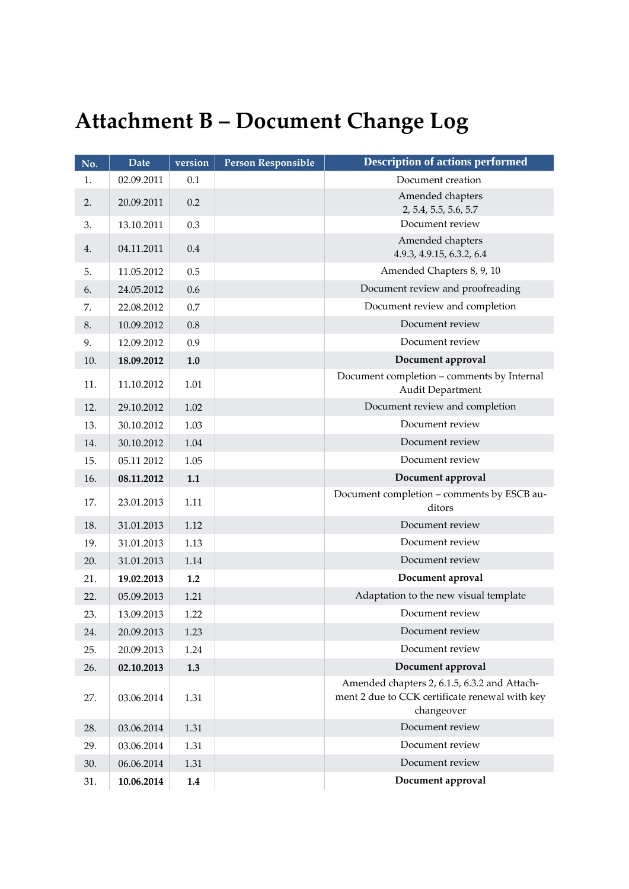# Attachment B – Document Change Log

| No. | Date | version | Person Responsible | Description of actions performed |
|---|---|---|---|---|
| 1. | 02.09.2011 | 0.1 | | Document creation |
| 2. | 20.09.2011 | 0.2 | | Amended chapters 2, 5.4, 5.5, 5.6, 5.7 |
| 3. | 13.10.2011 | 0.3 | | Document review |
| 4. | 04.11.2011 | 0.4 | | Amended chapters 4.9.3, 4.9.15, 6.3.2, 6.4 |
| 5. | 11.05.2012 | 0.5 | | Amended Chapters 8, 9, 10 |
| 6. | 24.05.2012 | 0.6 | | Document review and proofreading |
| 7. | 22.08.2012 | 0.7 | | Document review and completion |
| 8. | 10.09.2012 | 0.8 | | Document review |
| 9. | 12.09.2012 | 0.9 | | Document review |
| 10. | **18.09.2012** | **1.0** | | **Document approval** |
| 11. | 11.10.2012 | 1.01 | | Document completion – comments by Internal Audit Department |
| 12. | 29.10.2012 | 1.02 | | Document review and completion |
| 13. | 30.10.2012 | 1.03 | | Document review |
| 14. | 30.10.2012 | 1.04 | | Document review |
| 15. | 05.11 2012 | 1.05 | | Document review |
| 16. | **08.11.2012** | **1.1** | | **Document approval** |
| 17. | 23.01.2013 | 1.11 | | Document completion – comments by ESCB auditors |
| 18. | 31.01.2013 | 1.12 | | Document review |
| 19. | 31.01.2013 | 1.13 | | Document review |
| 20. | 31.01.2013 | 1.14 | | Document review |
| 21. | **19.02.2013** | **1.2** | | **Document aproval** |
| 22. | 05.09.2013 | 1.21 | | Adaptation to the new visual template |
| 23. | 13.09.2013 | 1.22 | | Document review |
| 24. | 20.09.2013 | 1.23 | | Document review |
| 25. | 20.09.2013 | 1.24 | | Document review |
| 26. | **02.10.2013** | **1.3** | | **Document approval** |
| 27. | 03.06.2014 | 1.31 | | Amended chapters 2, 6.1.5, 6.3.2 and Attachment 2 due to CCK certificate renewal with key changeover |
| 28. | 03.06.2014 | 1.31 | | Document review |
| 29. | 03.06.2014 | 1.31 | | Document review |
| 30. | 06.06.2014 | 1.31 | | Document review |
| 31. | **10.06.2014** | **1.4** | | **Document approval** |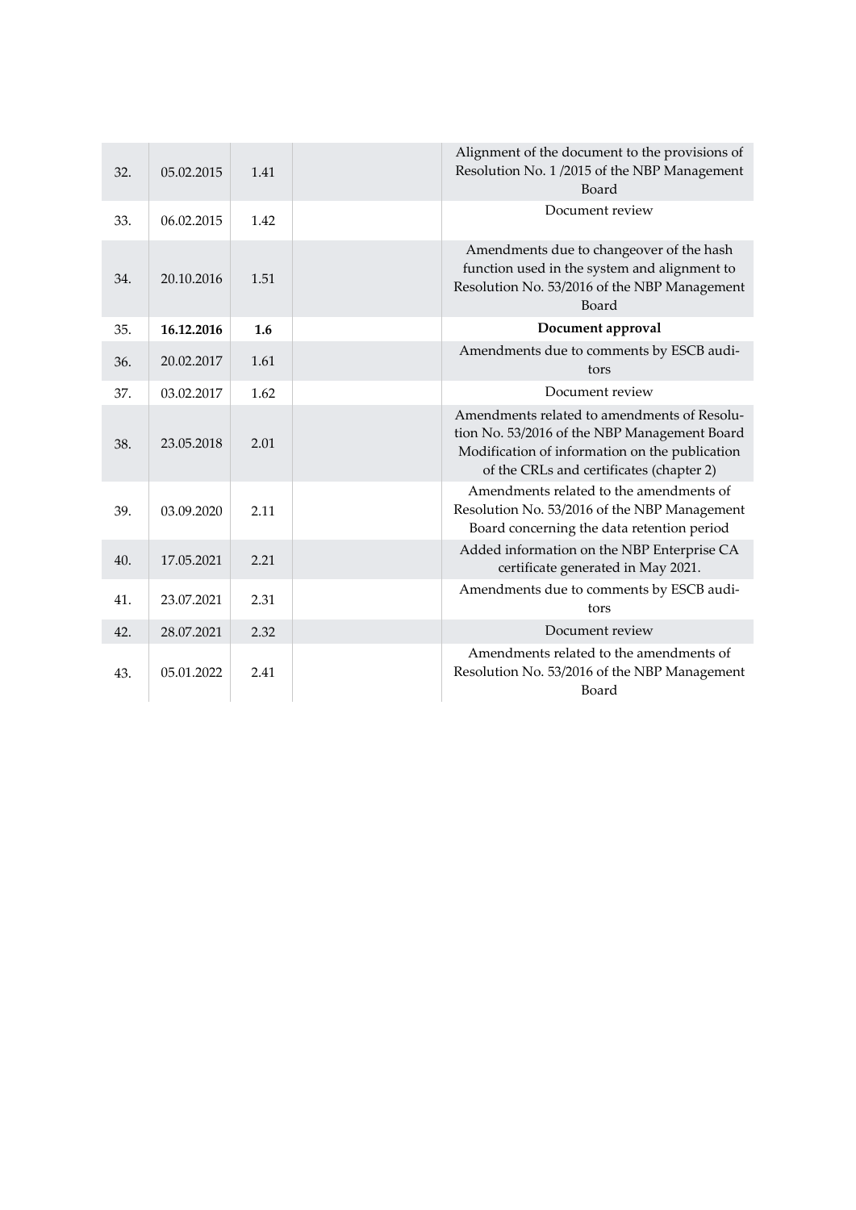| | | | | |
|---|---|---|---|---|
| 32. | 05.02.2015 | 1.41 | | Alignment of the document to the provisions of Resolution No. 1 /2015 of the NBP Management Board |
| 33. | 06.02.2015 | 1.42 | | Document review |
| 34. | 20.10.2016 | 1.51 | | Amendments due to changeover of the hash function used in the system and alignment to Resolution No. 53/2016 of the NBP Management Board |
| 35. | **16.12.2016** | **1.6** | | **Document approval** |
| 36. | 20.02.2017 | 1.61 | | Amendments due to comments by ESCB auditors |
| 37. | 03.02.2017 | 1.62 | | Document review |
| 38. | 23.05.2018 | 2.01 | | Amendments related to amendments of Resolution No. 53/2016 of the NBP Management Board Modification of information on the publication of the CRLs and certificates (chapter 2) |
| 39. | 03.09.2020 | 2.11 | | Amendments related to the amendments of Resolution No. 53/2016 of the NBP Management Board concerning the data retention period |
| 40. | 17.05.2021 | 2.21 | | Added information on the NBP Enterprise CA certificate generated in May 2021. |
| 41. | 23.07.2021 | 2.31 | | Amendments due to comments by ESCB auditors |
| 42. | 28.07.2021 | 2.32 | | Document review |
| 43. | 05.01.2022 | 2.41 | | Amendments related to the amendments of Resolution No. 53/2016 of the NBP Management Board |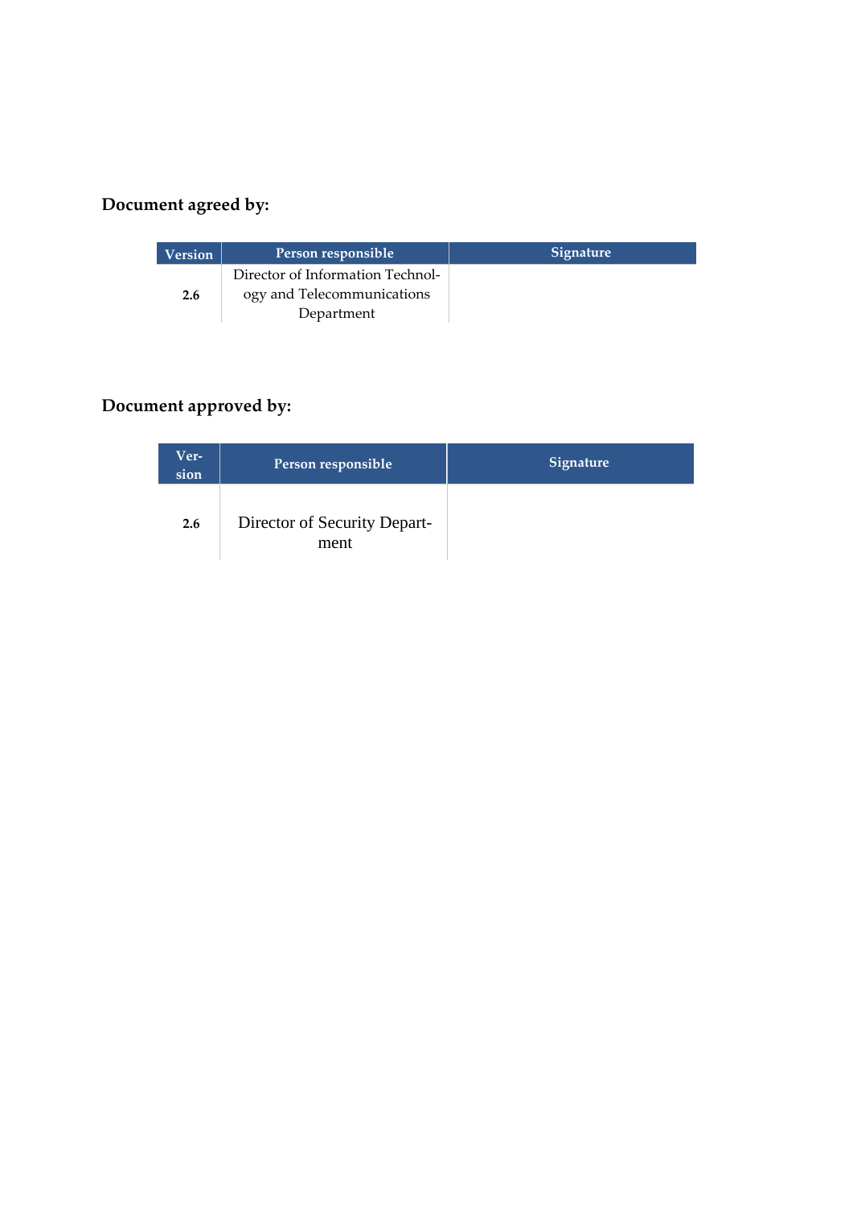**Document agreed by:**

| Version | Person responsible | Signature |
|---|---|---|
| **2.6** | Director of Information Technology and Telecommunications Department | |

**Document approved by:**

| Version | Person responsible | Signature |
|---|---|---|
| **2.6** | Director of Security Department | |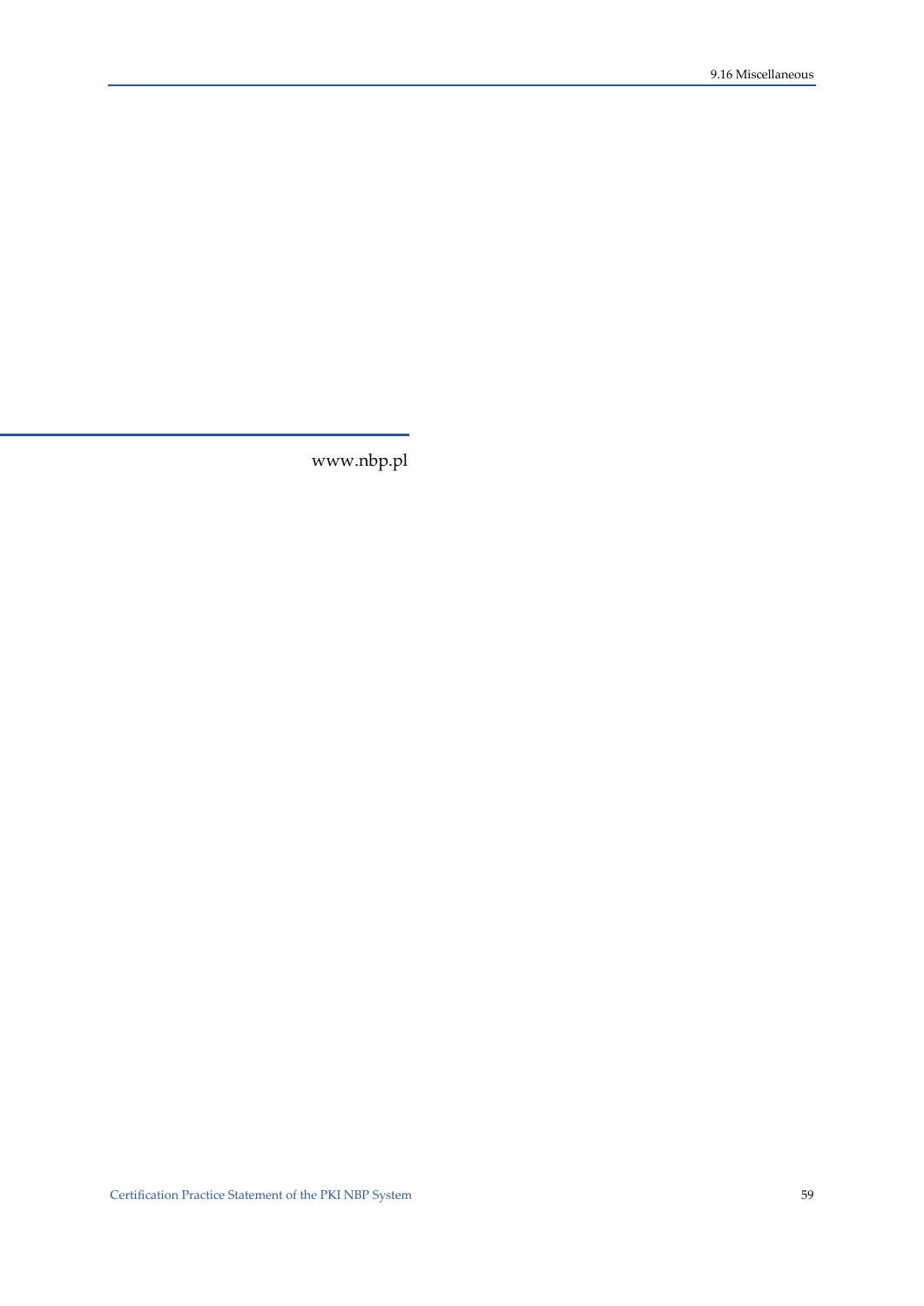www.nbp.pl